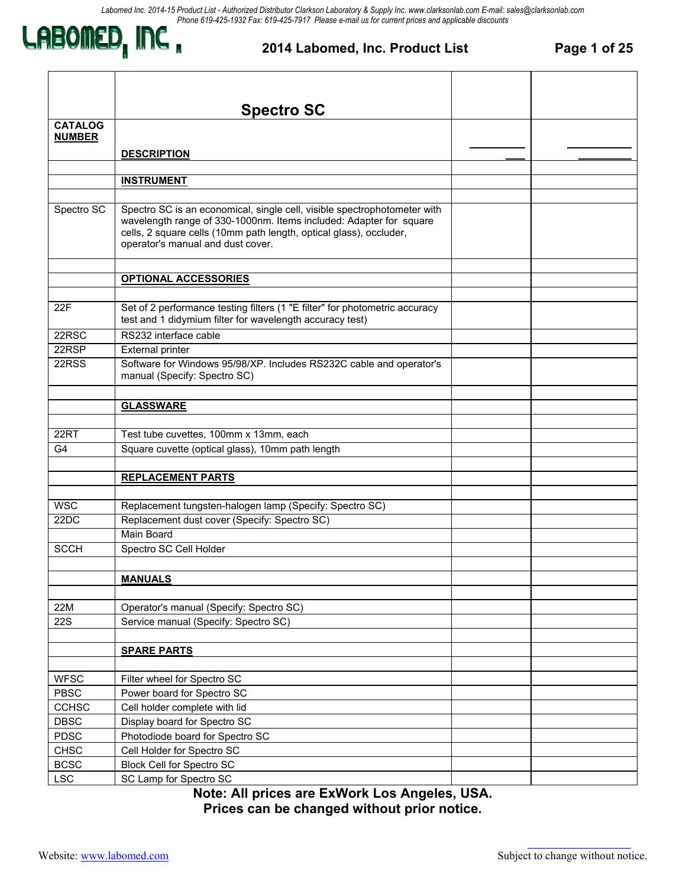Labomed Inc. 2014-15 Product List - Authorized Distributor Clarkson Laboratory & Supply Inc. www.clarksonlab.com E-mail: sales@clarksonlab.com
Phone 619-425-1932 Fax: 619-425-7917 Please e-mail us for current prices and applicable discounts

# LABOMED, INC.

## 2014 Labomed, Inc. Product List

| | **Spectro SC** | | |
|---|---|---|---|
| **CATALOG NUMBER** | **DESCRIPTION** | | |
| | | | |
| | **INSTRUMENT** | | |
| | | | |
| Spectro SC | Spectro SC is an economical, single cell, visible spectrophotometer with wavelength range of 330-1000nm. Items included: Adapter for square cells, 2 square cells (10mm path length, optical glass), occluder, operator's manual and dust cover. | | |
| | | | |
| | **OPTIONAL ACCESSORIES** | | |
| | | | |
| 22F | Set of 2 performance testing filters (1 "E filter" for photometric accuracy test and 1 didymium filter for wavelength accuracy test) | | |
| 22RSC | RS232 interface cable | | |
| 22RSP | External printer | | |
| 22RSS | Software for Windows 95/98/XP. Includes RS232C cable and operator's manual (Specify: Spectro SC) | | |
| | | | |
| | **GLASSWARE** | | |
| | | | |
| 22RT | Test tube cuvettes, 100mm x 13mm, each | | |
| G4 | Square cuvette (optical glass), 10mm path length | | |
| | | | |
| | **REPLACEMENT PARTS** | | |
| | | | |
| WSC | Replacement tungsten-halogen lamp (Specify: Spectro SC) | | |
| 22DC | Replacement dust cover (Specify: Spectro SC) | | |
| | Main Board | | |
| SCCH | Spectro SC Cell Holder | | |
| | | | |
| | **MANUALS** | | |
| | | | |
| 22M | Operator's manual (Specify: Spectro SC) | | |
| 22S | Service manual (Specify: Spectro SC) | | |
| | | | |
| | **SPARE PARTS** | | |
| | | | |
| WFSC | Filter wheel for Spectro SC | | |
| PBSC | Power board for Spectro SC | | |
| CCHSC | Cell holder complete with lid | | |
| DBSC | Display board for Spectro SC | | |
| PDSC | Photodiode board for Spectro SC | | |
| CHSC | Cell Holder for Spectro SC | | |
| BCSC | Block Cell for Spectro SC | | |
| LSC | SC Lamp for Spectro SC | | |

**Note: All prices are ExWork Los Angeles, USA.**
**Prices can be changed without prior notice.**

Website: www.labomed.com

Subject to change without notice.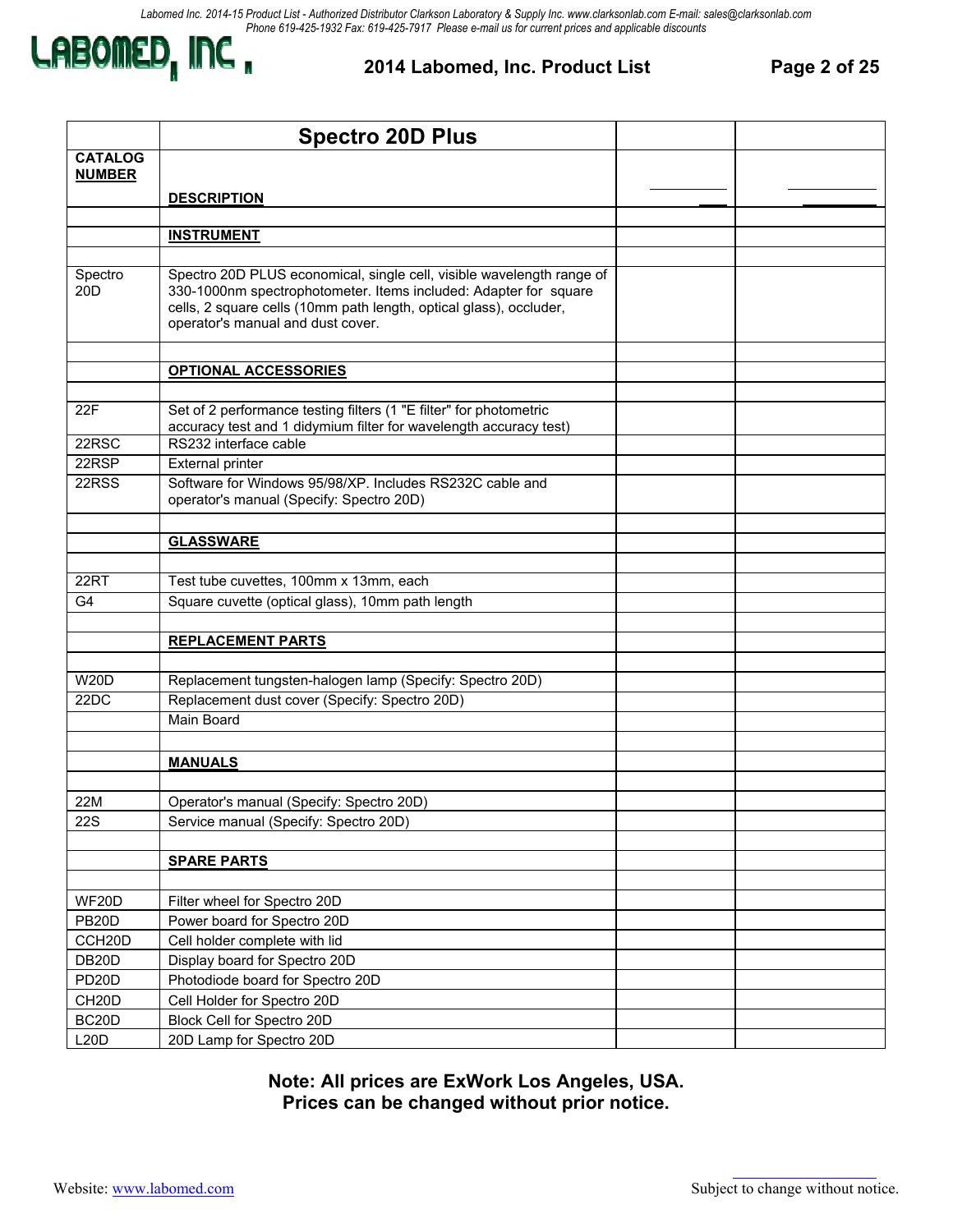## 2014 Labomed, Inc. Product List

| CATALOG NUMBER | Spectro 20D Plus<br>DESCRIPTION | | |
|---|---|---|---|
| | **INSTRUMENT** | | |
| Spectro 20D | Spectro 20D PLUS economical, single cell, visible wavelength range of 330-1000nm spectrophotometer. Items included: Adapter for square cells, 2 square cells (10mm path length, optical glass), occluder, operator's manual and dust cover. | | |
| | **OPTIONAL ACCESSORIES** | | |
| 22F | Set of 2 performance testing filters (1 "E filter" for photometric accuracy test and 1 didymium filter for wavelength accuracy test) | | |
| 22RSC | RS232 interface cable | | |
| 22RSP | External printer | | |
| 22RSS | Software for Windows 95/98/XP. Includes RS232C cable and operator's manual (Specify: Spectro 20D) | | |
| | **GLASSWARE** | | |
| 22RT | Test tube cuvettes, 100mm x 13mm, each | | |
| G4 | Square cuvette (optical glass), 10mm path length | | |
| | **REPLACEMENT PARTS** | | |
| W20D | Replacement tungsten-halogen lamp (Specify: Spectro 20D) | | |
| 22DC | Replacement dust cover (Specify: Spectro 20D) | | |
| | Main Board | | |
| | **MANUALS** | | |
| 22M | Operator's manual (Specify: Spectro 20D) | | |
| 22S | Service manual (Specify: Spectro 20D) | | |
| | **SPARE PARTS** | | |
| WF20D | Filter wheel for Spectro 20D | | |
| PB20D | Power board for Spectro 20D | | |
| CCH20D | Cell holder complete with lid | | |
| DB20D | Display board for Spectro 20D | | |
| PD20D | Photodiode board for Spectro 20D | | |
| CH20D | Cell Holder for Spectro 20D | | |
| BC20D | Block Cell for Spectro 20D | | |
| L20D | 20D Lamp for Spectro 20D | | |

**Note: All prices are ExWork Los Angeles, USA.**
**Prices can be changed without prior notice.**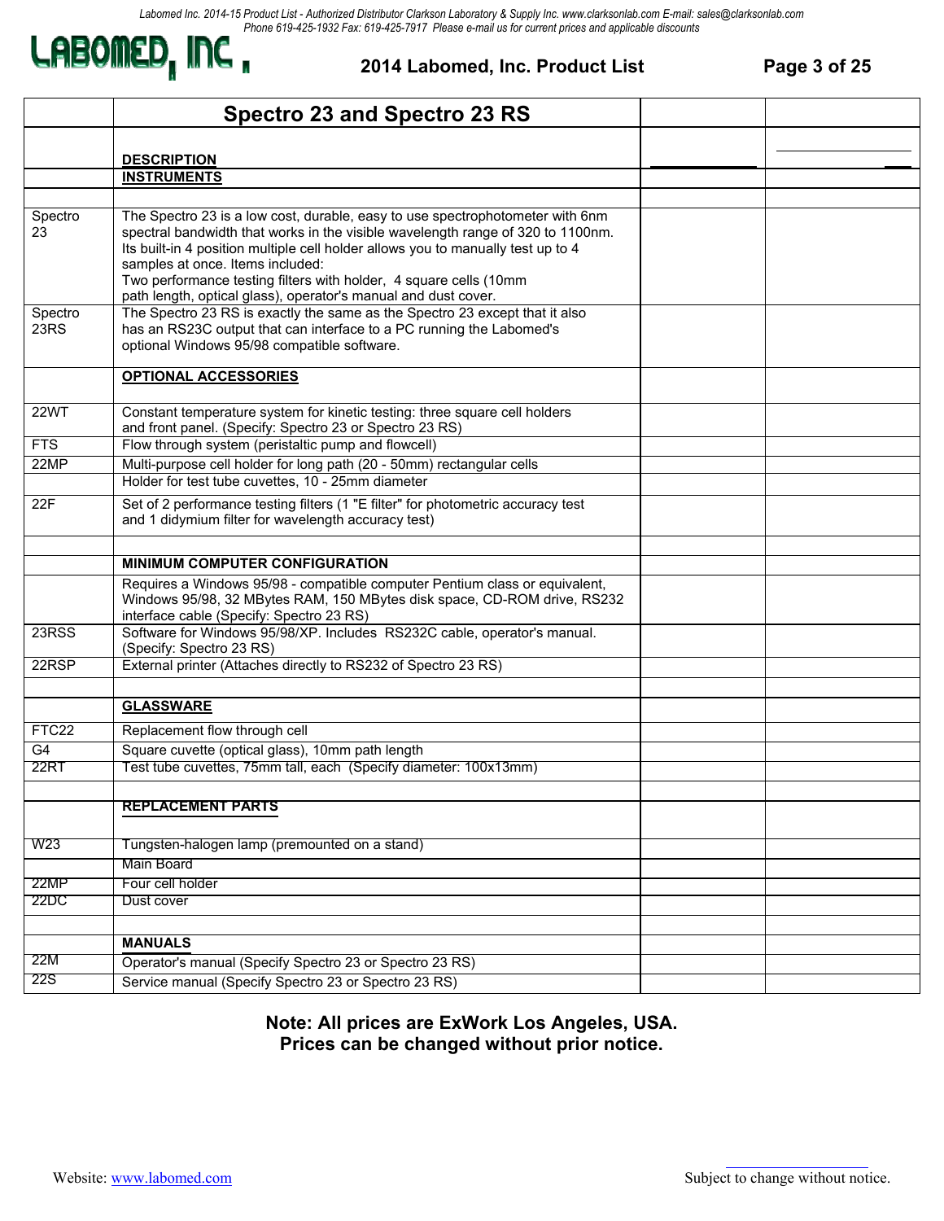## Spectro 23 and Spectro 23 RS

| | DESCRIPTION | | |
|---|---|---|---|
| | **INSTRUMENTS** | | |
| | | | |
| Spectro 23 | The Spectro 23 is a low cost, durable, easy to use spectrophotometer with 6nm spectral bandwidth that works in the visible wavelength range of 320 to 1100nm. Its built-in 4 position multiple cell holder allows you to manually test up to 4 samples at once. Items included: Two performance testing filters with holder, 4 square cells (10mm path length, optical glass), operator's manual and dust cover. | | |
| Spectro 23RS | The Spectro 23 RS is exactly the same as the Spectro 23 except that it also has an RS23C output that can interface to a PC running the Labomed's optional Windows 95/98 compatible software. | | |
| | **OPTIONAL ACCESSORIES** | | |
| 22WT | Constant temperature system for kinetic testing: three square cell holders and front panel. (Specify: Spectro 23 or Spectro 23 RS) | | |
| FTS | Flow through system (peristaltic pump and flowcell) | | |
| 22MP | Multi-purpose cell holder for long path (20 - 50mm) rectangular cells | | |
| | Holder for test tube cuvettes, 10 - 25mm diameter | | |
| 22F | Set of 2 performance testing filters (1 "E filter" for photometric accuracy test and 1 didymium filter for wavelength accuracy test) | | |
| | | | |
| | **MINIMUM COMPUTER CONFIGURATION** | | |
| | Requires a Windows 95/98 - compatible computer Pentium class or equivalent, Windows 95/98, 32 MBytes RAM, 150 MBytes disk space, CD-ROM drive, RS232 interface cable (Specify: Spectro 23 RS) | | |
| 23RSS | Software for Windows 95/98/XP. Includes RS232C cable, operator's manual. (Specify: Spectro 23 RS) | | |
| 22RSP | External printer (Attaches directly to RS232 of Spectro 23 RS) | | |
| | | | |
| | **GLASSWARE** | | |
| FTC22 | Replacement flow through cell | | |
| G4 | Square cuvette (optical glass), 10mm path length | | |
| 22RT | Test tube cuvettes, 75mm tall, each (Specify diameter: 100x13mm) | | |
| | | | |
| | **REPLACEMENT PARTS** | | |
| W23 | Tungsten-halogen lamp (premounted on a stand) | | |
| | Main Board | | |
| 22MP | Four cell holder | | |
| 22DC | Dust cover | | |
| | | | |
| | **MANUALS** | | |
| 22M | Operator's manual (Specify Spectro 23 or Spectro 23 RS) | | |
| 22S | Service manual (Specify Spectro 23 or Spectro 23 RS) | | |

**Note: All prices are ExWork Los Angeles, USA.**
**Prices can be changed without prior notice.**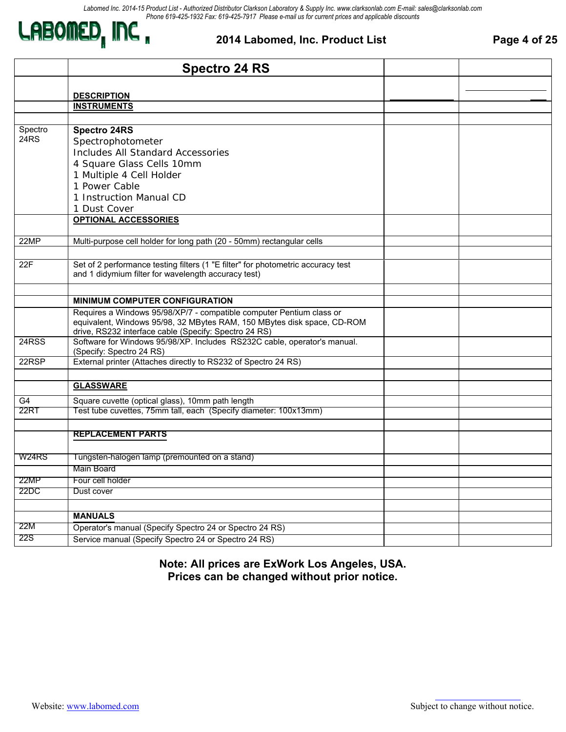## 2014 Labomed, Inc. Product List

| | Spectro 24 RS | | |
|---|---|---|---|
| | **DESCRIPTION** | | |
| | **INSTRUMENTS** | | |
| | | | |
| Spectro 24RS | **Spectro 24RS**<br>Spectrophotometer<br>Includes All Standard Accessories<br>4 Square Glass Cells 10mm<br>1 Multiple 4 Cell Holder<br>1 Power Cable<br>1 Instruction Manual CD<br>1 Dust Cover | | |
| | **OPTIONAL ACCESSORIES** | | |
| 22MP | Multi-purpose cell holder for long path (20 - 50mm) rectangular cells | | |
| | | | |
| 22F | Set of 2 performance testing filters (1 "E filter" for photometric accuracy test and 1 didymium filter for wavelength accuracy test) | | |
| | | | |
| | **MINIMUM COMPUTER CONFIGURATION** | | |
| | Requires a Windows 95/98/XP/7 - compatible computer Pentium class or equivalent, Windows 95/98, 32 MBytes RAM, 150 MBytes disk space, CD-ROM drive, RS232 interface cable (Specify: Spectro 24 RS) | | |
| 24RSS | Software for Windows 95/98/XP. Includes RS232C cable, operator's manual. (Specify: Spectro 24 RS) | | |
| 22RSP | External printer (Attaches directly to RS232 of Spectro 24 RS) | | |
| | | | |
| | **GLASSWARE** | | |
| G4 | Square cuvette (optical glass), 10mm path length | | |
| 22RT | Test tube cuvettes, 75mm tall, each (Specify diameter: 100x13mm) | | |
| | | | |
| | **REPLACEMENT PARTS** | | |
| W24RS | Tungsten-halogen lamp (premounted on a stand) | | |
| | Main Board | | |
| 22MP | Four cell holder | | |
| 22DC | Dust cover | | |
| | | | |
| | **MANUALS** | | |
| 22M | Operator's manual (Specify Spectro 24 or Spectro 24 RS) | | |
| 22S | Service manual (Specify Spectro 24 or Spectro 24 RS) | | |

**Note: All prices are ExWork Los Angeles, USA.**
**Prices can be changed without prior notice.**

Website: www.labomed.com

Subject to change without notice.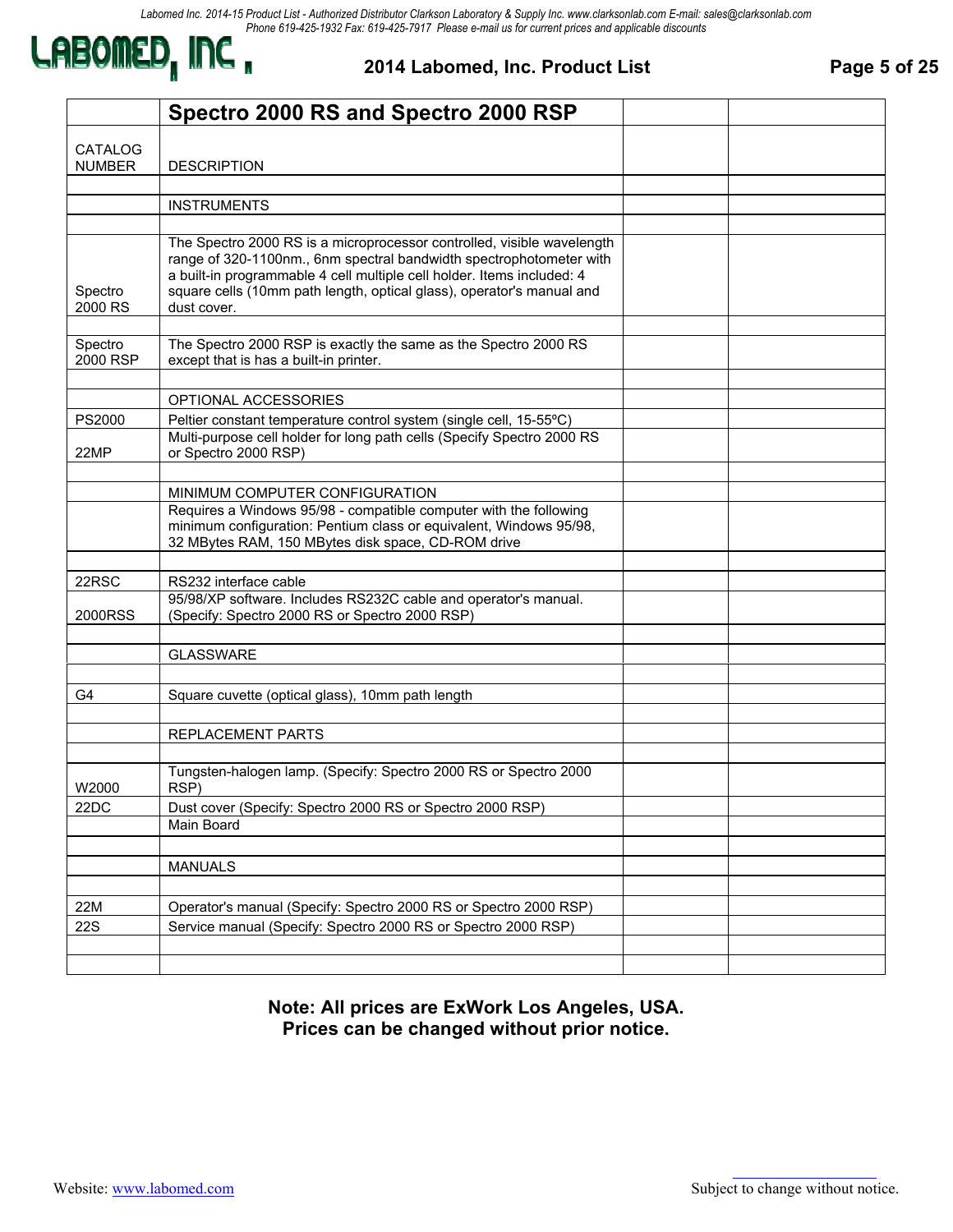## 2014 Labomed, Inc. Product List

| | Spectro 2000 RS and Spectro 2000 RSP | | |
|---|---|---|---|
| CATALOG NUMBER | DESCRIPTION | | |
| | | | |
| | INSTRUMENTS | | |
| | | | |
| Spectro 2000 RS | The Spectro 2000 RS is a microprocessor controlled, visible wavelength range of 320-1100nm., 6nm spectral bandwidth spectrophotometer with a built-in programmable 4 cell multiple cell holder. Items included: 4 square cells (10mm path length, optical glass), operator's manual and dust cover. | | |
| | | | |
| Spectro 2000 RSP | The Spectro 2000 RSP is exactly the same as the Spectro 2000 RS except that is has a built-in printer. | | |
| | | | |
| | OPTIONAL ACCESSORIES | | |
| PS2000 | Peltier constant temperature control system (single cell, 15-55ºC) | | |
| 22MP | Multi-purpose cell holder for long path cells (Specify Spectro 2000 RS or Spectro 2000 RSP) | | |
| | | | |
| | MINIMUM COMPUTER CONFIGURATION | | |
| | Requires a Windows 95/98 - compatible computer with the following minimum configuration: Pentium class or equivalent, Windows 95/98, 32 MBytes RAM, 150 MBytes disk space, CD-ROM drive | | |
| | | | |
| 22RSC | RS232 interface cable | | |
| 2000RSS | 95/98/XP software. Includes RS232C cable and operator's manual. (Specify: Spectro 2000 RS or Spectro 2000 RSP) | | |
| | | | |
| | GLASSWARE | | |
| | | | |
| G4 | Square cuvette (optical glass), 10mm path length | | |
| | | | |
| | REPLACEMENT PARTS | | |
| | | | |
| W2000 | Tungsten-halogen lamp. (Specify: Spectro 2000 RS or Spectro 2000 RSP) | | |
| 22DC | Dust cover (Specify: Spectro 2000 RS or Spectro 2000 RSP) | | |
| | Main Board | | |
| | | | |
| | MANUALS | | |
| | | | |
| 22M | Operator's manual (Specify: Spectro 2000 RS or Spectro 2000 RSP) | | |
| 22S | Service manual (Specify: Spectro 2000 RS or Spectro 2000 RSP) | | |
| | | | |
| | | | |

**Note: All prices are ExWork Los Angeles, USA.**
**Prices can be changed without prior notice.**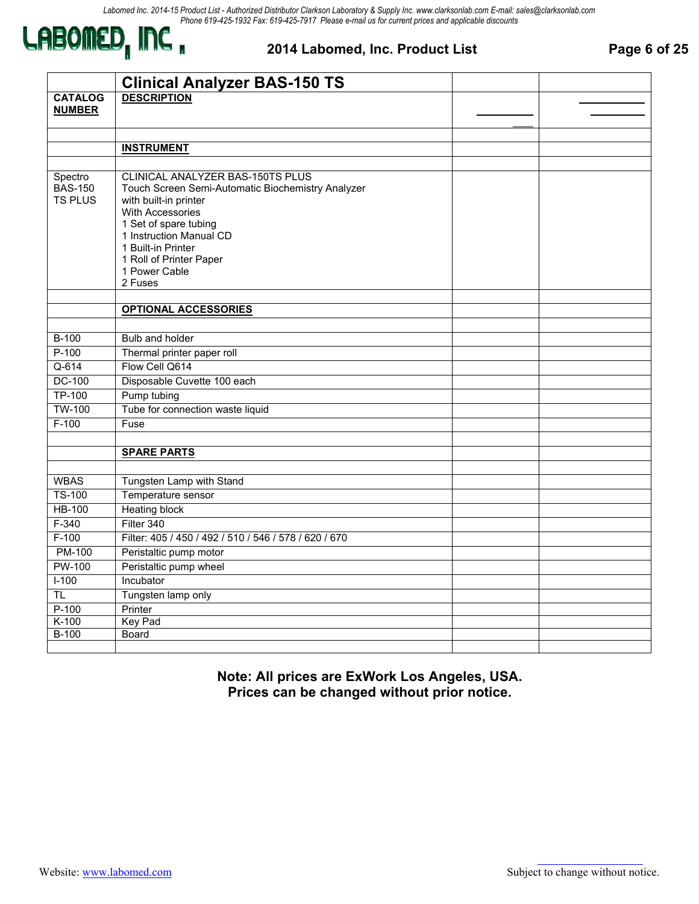Labomed Inc. 2014-15 Product List - Authorized Distributor Clarkson Laboratory & Supply Inc. www.clarksonlab.com E-mail: sales@clarksonlab.com
Phone 619-425-1932 Fax: 619-425-7917 Please e-mail us for current prices and applicable discounts

# LABOMED, INC.

## 2014 Labomed, Inc. Product List

| | **Clinical Analyzer BAS-150 TS** | | |
|---|---|---|---|
| **CATALOG NUMBER** | **DESCRIPTION** | | |
| | | | |
| | **INSTRUMENT** | | |
| | | | |
| Spectro BAS-150 TS PLUS | CLINICAL ANALYZER BAS-150TS PLUS<br>Touch Screen Semi-Automatic Biochemistry Analyzer with built-in printer<br>With Accessories<br>1 Set of spare tubing<br>1 Instruction Manual CD<br>1 Built-in Printer<br>1 Roll of Printer Paper<br>1 Power Cable<br>2 Fuses | | |
| | | | |
| | **OPTIONAL ACCESSORIES** | | |
| | | | |
| B-100 | Bulb and holder | | |
| P-100 | Thermal printer paper roll | | |
| Q-614 | Flow Cell Q614 | | |
| DC-100 | Disposable Cuvette 100 each | | |
| TP-100 | Pump tubing | | |
| TW-100 | Tube for connection waste liquid | | |
| F-100 | Fuse | | |
| | | | |
| | **SPARE PARTS** | | |
| | | | |
| WBAS | Tungsten Lamp with Stand | | |
| TS-100 | Temperature sensor | | |
| HB-100 | Heating block | | |
| F-340 | Filter 340 | | |
| F-100 | Filter: 405 / 450 / 492 / 510 / 546 / 578 / 620 / 670 | | |
| PM-100 | Peristaltic pump motor | | |
| PW-100 | Peristaltic pump wheel | | |
| I-100 | Incubator | | |
| TL | Tungsten lamp only | | |
| P-100 | Printer | | |
| K-100 | Key Pad | | |
| B-100 | Board | | |
| | | | |

**Note: All prices are ExWork Los Angeles, USA.**
**Prices can be changed without prior notice.**

Website: www.labomed.com

Subject to change without notice.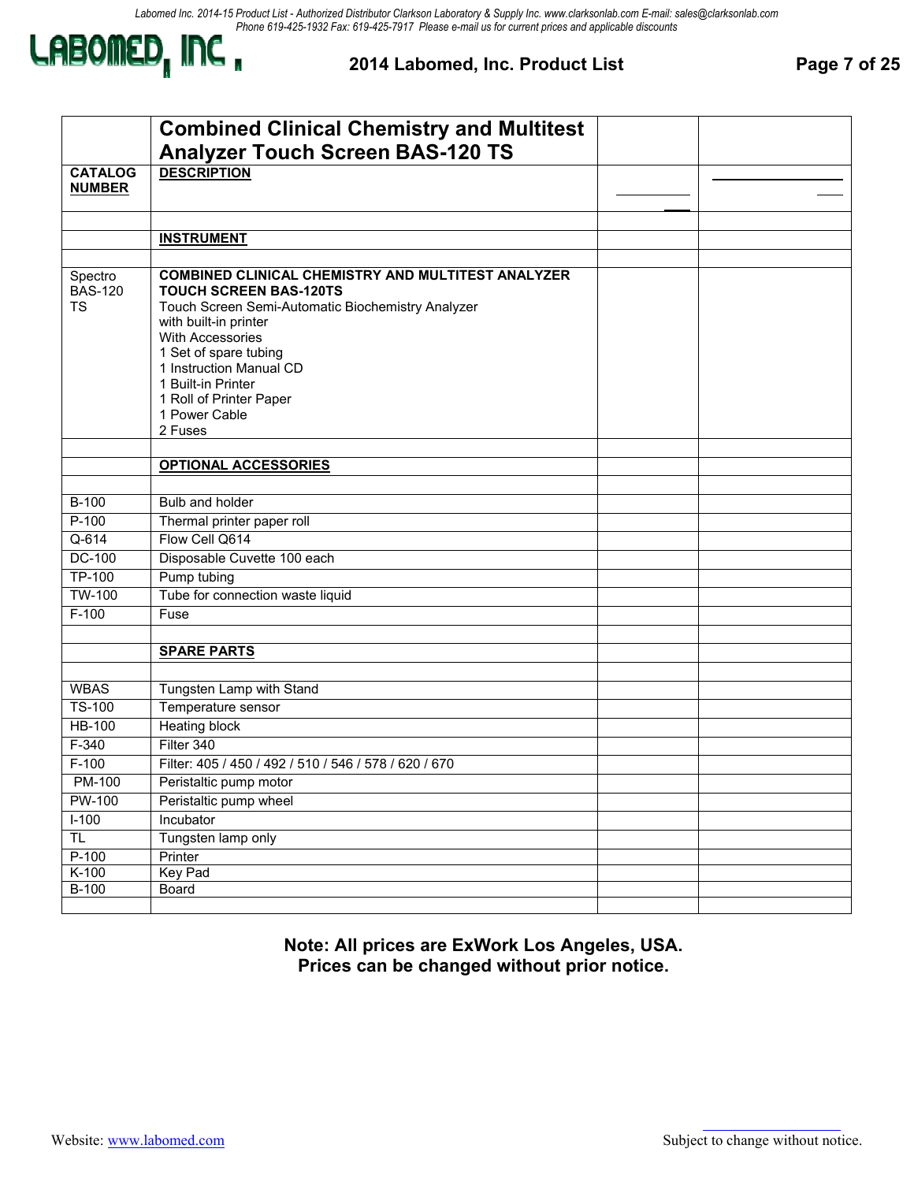## Combined Clinical Chemistry and Multitest Analyzer Touch Screen BAS-120 TS

| CATALOG NUMBER | DESCRIPTION | | |
|---|---|---|---|
| | | | |
| | **INSTRUMENT** | | |
| | | | |
| Spectro BAS-120 TS | **COMBINED CLINICAL CHEMISTRY AND MULTITEST ANALYZER TOUCH SCREEN BAS-120TS**<br>Touch Screen Semi-Automatic Biochemistry Analyzer with built-in printer<br>With Accessories<br>1 Set of spare tubing<br>1 Instruction Manual CD<br>1 Built-in Printer<br>1 Roll of Printer Paper<br>1 Power Cable<br>2 Fuses | | |
| | | | |
| | **OPTIONAL ACCESSORIES** | | |
| | | | |
| B-100 | Bulb and holder | | |
| P-100 | Thermal printer paper roll | | |
| Q-614 | Flow Cell Q614 | | |
| DC-100 | Disposable Cuvette 100 each | | |
| TP-100 | Pump tubing | | |
| TW-100 | Tube for connection waste liquid | | |
| F-100 | Fuse | | |
| | | | |
| | **SPARE PARTS** | | |
| | | | |
| WBAS | Tungsten Lamp with Stand | | |
| TS-100 | Temperature sensor | | |
| HB-100 | Heating block | | |
| F-340 | Filter 340 | | |
| F-100 | Filter: 405 / 450 / 492 / 510 / 546 / 578 / 620 / 670 | | |
| PM-100 | Peristaltic pump motor | | |
| PW-100 | Peristaltic pump wheel | | |
| I-100 | Incubator | | |
| TL | Tungsten lamp only | | |
| P-100 | Printer | | |
| K-100 | Key Pad | | |
| B-100 | Board | | |
| | | | |

**Note: All prices are ExWork Los Angeles, USA.**
**Prices can be changed without prior notice.**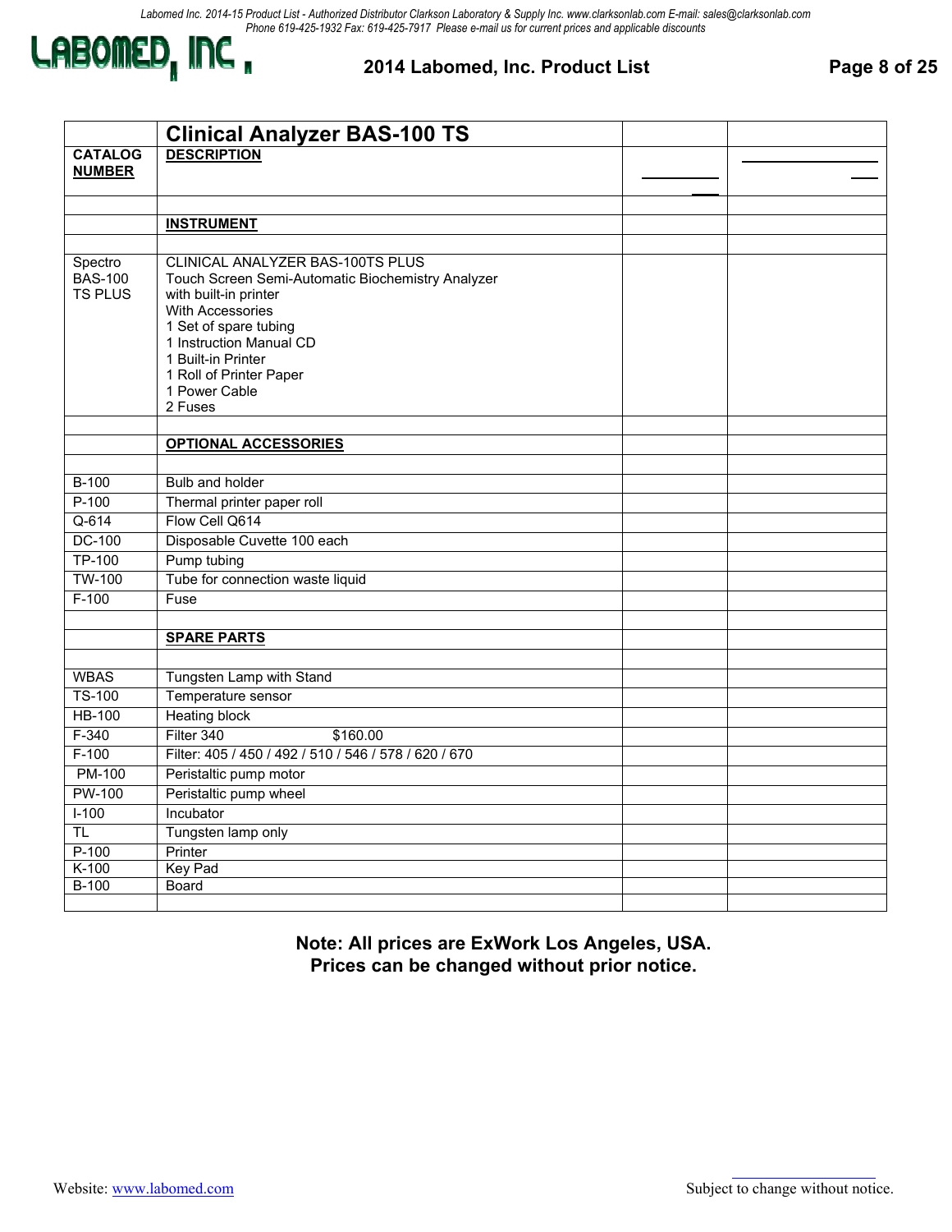## 2014 Labomed, Inc. Product List

| | Clinical Analyzer BAS-100 TS | | |
|---|---|---|---|
| **CATALOG NUMBER** | **DESCRIPTION** | | |
| | | | |
| | **INSTRUMENT** | | |
| | | | |
| Spectro BAS-100 TS PLUS | CLINICAL ANALYZER BAS-100TS PLUS<br>Touch Screen Semi-Automatic Biochemistry Analyzer with built-in printer<br>With Accessories<br>1 Set of spare tubing<br>1 Instruction Manual CD<br>1 Built-in Printer<br>1 Roll of Printer Paper<br>1 Power Cable<br>2 Fuses | | |
| | | | |
| | **OPTIONAL ACCESSORIES** | | |
| | | | |
| B-100 | Bulb and holder | | |
| P-100 | Thermal printer paper roll | | |
| Q-614 | Flow Cell Q614 | | |
| DC-100 | Disposable Cuvette 100 each | | |
| TP-100 | Pump tubing | | |
| TW-100 | Tube for connection waste liquid | | |
| F-100 | Fuse | | |
| | | | |
| | **SPARE PARTS** | | |
| | | | |
| WBAS | Tungsten Lamp with Stand | | |
| TS-100 | Temperature sensor | | |
| HB-100 | Heating block | | |
| F-340 | Filter 340 $160.00 | | |
| F-100 | Filter: 405 / 450 / 492 / 510 / 546 / 578 / 620 / 670 | | |
| PM-100 | Peristaltic pump motor | | |
| PW-100 | Peristaltic pump wheel | | |
| I-100 | Incubator | | |
| TL | Tungsten lamp only | | |
| P-100 | Printer | | |
| K-100 | Key Pad | | |
| B-100 | Board | | |
| | | | |

**Note: All prices are ExWork Los Angeles, USA.**
**Prices can be changed without prior notice.**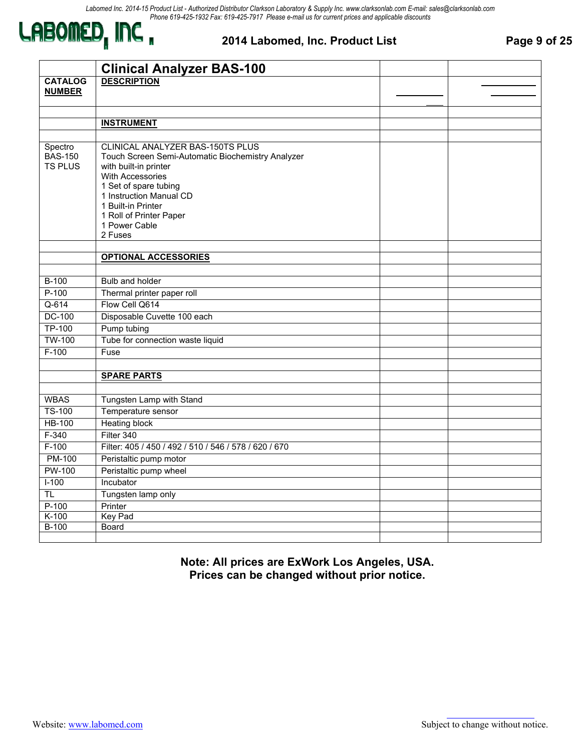Labomed Inc. 2014-15 Product List - Authorized Distributor Clarkson Laboratory & Supply Inc. www.clarksonlab.com E-mail: sales@clarksonlab.com
Phone 619-425-1932 Fax: 619-425-7917 Please e-mail us for current prices and applicable discounts

LABOMED, INC.

## 2014 Labomed, Inc. Product List

| | **Clinical Analyzer BAS-100** | | |
|---|---|---|---|
| **CATALOG NUMBER** | **DESCRIPTION** | | |
| | | | |
| | **INSTRUMENT** | | |
| | | | |
| Spectro BAS-150 TS PLUS | CLINICAL ANALYZER BAS-150TS PLUS<br>Touch Screen Semi-Automatic Biochemistry Analyzer<br>with built-in printer<br>With Accessories<br>1 Set of spare tubing<br>1 Instruction Manual CD<br>1 Built-in Printer<br>1 Roll of Printer Paper<br>1 Power Cable<br>2 Fuses | | |
| | | | |
| | **OPTIONAL ACCESSORIES** | | |
| | | | |
| B-100 | Bulb and holder | | |
| P-100 | Thermal printer paper roll | | |
| Q-614 | Flow Cell Q614 | | |
| DC-100 | Disposable Cuvette 100 each | | |
| TP-100 | Pump tubing | | |
| TW-100 | Tube for connection waste liquid | | |
| F-100 | Fuse | | |
| | | | |
| | **SPARE PARTS** | | |
| | | | |
| WBAS | Tungsten Lamp with Stand | | |
| TS-100 | Temperature sensor | | |
| HB-100 | Heating block | | |
| F-340 | Filter 340 | | |
| F-100 | Filter: 405 / 450 / 492 / 510 / 546 / 578 / 620 / 670 | | |
| PM-100 | Peristaltic pump motor | | |
| PW-100 | Peristaltic pump wheel | | |
| I-100 | Incubator | | |
| TL | Tungsten lamp only | | |
| P-100 | Printer | | |
| K-100 | Key Pad | | |
| B-100 | Board | | |
| | | | |

**Note: All prices are ExWork Los Angeles, USA.**
**Prices can be changed without prior notice.**

Website: [www.labomed.com](http://www.labomed.com) Subject to change without notice.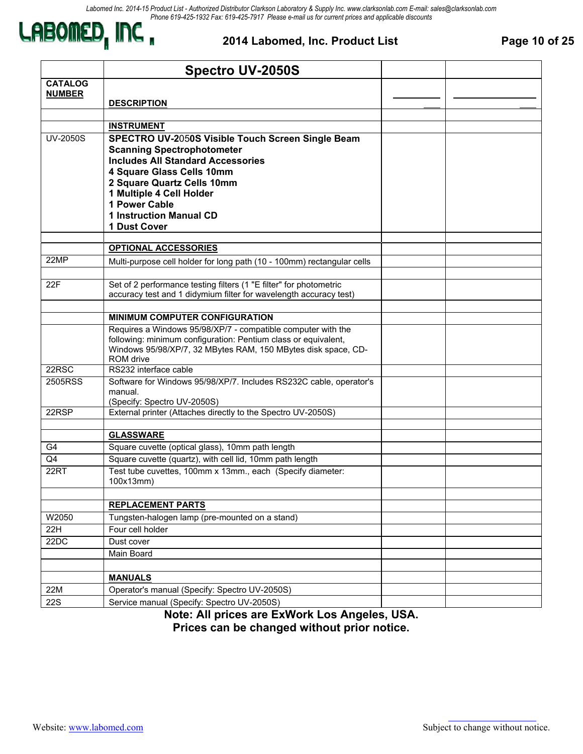## Spectro UV-2050S

| CATALOG NUMBER | DESCRIPTION | | |
|---|---|---|---|
| | | | |
| | **INSTRUMENT** | | |
| UV-2050S | **SPECTRO UV-2050S Visible Touch Screen Single Beam Scanning Spectrophotometer**<br>**Includes All Standard Accessories**<br>**4 Square Glass Cells 10mm**<br>**2 Square Quartz Cells 10mm**<br>**1 Multiple 4 Cell Holder**<br>**1 Power Cable**<br>**1 Instruction Manual CD**<br>**1 Dust Cover** | | |
| | | | |
| | **OPTIONAL ACCESSORIES** | | |
| 22MP | Multi-purpose cell holder for long path (10 - 100mm) rectangular cells | | |
| | | | |
| 22F | Set of 2 performance testing filters (1 "E filter" for photometric accuracy test and 1 didymium filter for wavelength accuracy test) | | |
| | | | |
| | **MINIMUM COMPUTER CONFIGURATION** | | |
| | Requires a Windows 95/98/XP/7 - compatible computer with the following: minimum configuration: Pentium class or equivalent, Windows 95/98/XP/7, 32 MBytes RAM, 150 MBytes disk space, CD-ROM drive | | |
| 22RSC | RS232 interface cable | | |
| 2505RSS | Software for Windows 95/98/XP/7. Includes RS232C cable, operator's manual.<br>(Specify: Spectro UV-2050S) | | |
| 22RSP | External printer (Attaches directly to the Spectro UV-2050S) | | |
| | | | |
| | **GLASSWARE** | | |
| G4 | Square cuvette (optical glass), 10mm path length | | |
| Q4 | Square cuvette (quartz), with cell lid, 10mm path length | | |
| 22RT | Test tube cuvettes, 100mm x 13mm., each (Specify diameter: 100x13mm) | | |
| | | | |
| | **REPLACEMENT PARTS** | | |
| W2050 | Tungsten-halogen lamp (pre-mounted on a stand) | | |
| 22H | Four cell holder | | |
| 22DC | Dust cover | | |
| | Main Board | | |
| | | | |
| | **MANUALS** | | |
| 22M | Operator's manual (Specify: Spectro UV-2050S) | | |
| 22S | Service manual (Specify: Spectro UV-2050S) | | |

**Note: All prices are ExWork Los Angeles, USA.**
**Prices can be changed without prior notice.**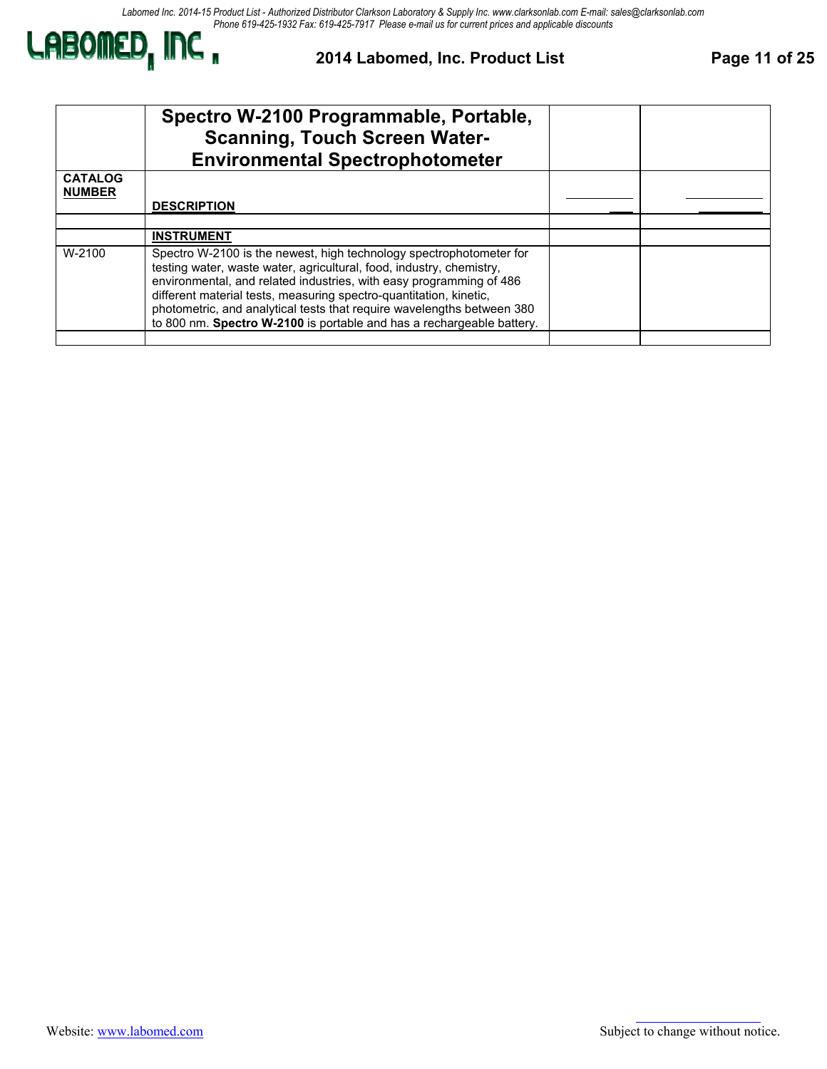| | **Spectro W-2100 Programmable, Portable, Scanning, Touch Screen Water-Environmental Spectrophotometer** | | |
|---|---|---|---|
| **CATALOG NUMBER** | **DESCRIPTION** | | |
| | | | |
| | **INSTRUMENT** | | |
| W-2100 | Spectro W-2100 is the newest, high technology spectrophotometer for testing water, waste water, agricultural, food, industry, chemistry, environmental, and related industries, with easy programming of 486 different material tests, measuring spectro-quantitation, kinetic, photometric, and analytical tests that require wavelengths between 380 to 800 nm. **Spectro W-2100** is portable and has a rechargeable battery. | | |
| | | | |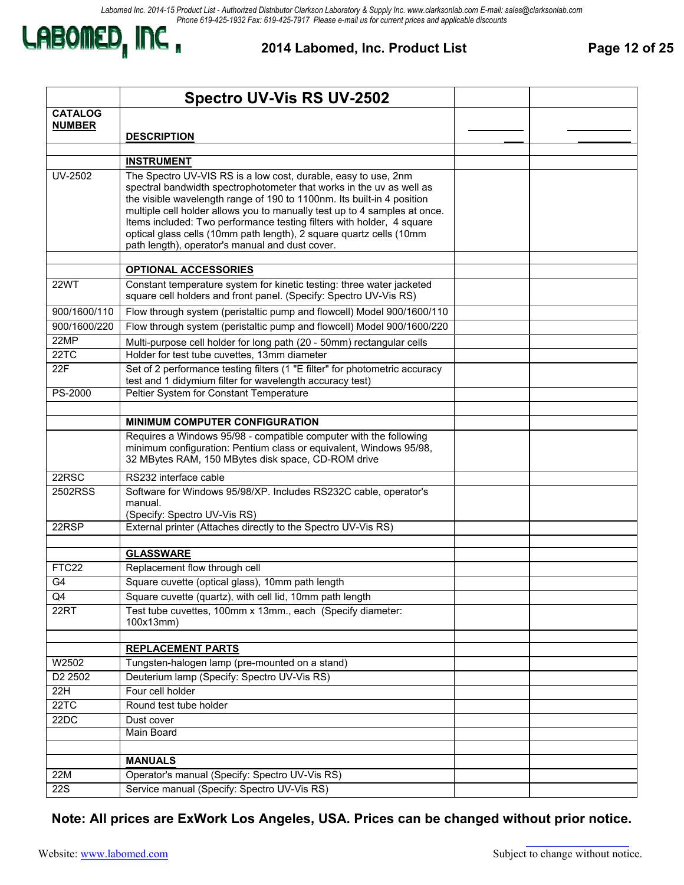Labomed Inc. 2014-15 Product List - Authorized Distributor Clarkson Laboratory & Supply Inc. www.clarksonlab.com E-mail: sales@clarksonlab.com
Phone 619-425-1932 Fax: 619-425-7917 Please e-mail us for current prices and applicable discounts

# LABOMED, INC.

## 2014 Labomed, Inc. Product List

| | Spectro UV-Vis RS UV-2502 | | |
|---|---|---|---|
| **CATALOG NUMBER** | **DESCRIPTION** | | |
| | | | |
| | **INSTRUMENT** | | |
| UV-2502 | The Spectro UV-VIS RS is a low cost, durable, easy to use, 2nm spectral bandwidth spectrophotometer that works in the uv as well as the visible wavelength range of 190 to 1100nm. Its built-in 4 position multiple cell holder allows you to manually test up to 4 samples at once. Items included: Two performance testing filters with holder, 4 square optical glass cells (10mm path length), 2 square quartz cells (10mm path length), operator's manual and dust cover. | | |
| | | | |
| | **OPTIONAL ACCESSORIES** | | |
| 22WT | Constant temperature system for kinetic testing: three water jacketed square cell holders and front panel. (Specify: Spectro UV-Vis RS) | | |
| 900/1600/110 | Flow through system (peristaltic pump and flowcell) Model 900/1600/110 | | |
| 900/1600/220 | Flow through system (peristaltic pump and flowcell) Model 900/1600/220 | | |
| 22MP | Multi-purpose cell holder for long path (20 - 50mm) rectangular cells | | |
| 22TC | Holder for test tube cuvettes, 13mm diameter | | |
| 22F | Set of 2 performance testing filters (1 "E filter" for photometric accuracy test and 1 didymium filter for wavelength accuracy test) | | |
| PS-2000 | Peltier System for Constant Temperature | | |
| | | | |
| | **MINIMUM COMPUTER CONFIGURATION** | | |
| | Requires a Windows 95/98 - compatible computer with the following minimum configuration: Pentium class or equivalent, Windows 95/98, 32 MBytes RAM, 150 MBytes disk space, CD-ROM drive | | |
| 22RSC | RS232 interface cable | | |
| 2502RSS | Software for Windows 95/98/XP. Includes RS232C cable, operator's manual. (Specify: Spectro UV-Vis RS) | | |
| 22RSP | External printer (Attaches directly to the Spectro UV-Vis RS) | | |
| | | | |
| | **GLASSWARE** | | |
| FTC22 | Replacement flow through cell | | |
| G4 | Square cuvette (optical glass), 10mm path length | | |
| Q4 | Square cuvette (quartz), with cell lid, 10mm path length | | |
| 22RT | Test tube cuvettes, 100mm x 13mm., each (Specify diameter: 100x13mm) | | |
| | | | |
| | **REPLACEMENT PARTS** | | |
| W2502 | Tungsten-halogen lamp (pre-mounted on a stand) | | |
| D2 2502 | Deuterium lamp (Specify: Spectro UV-Vis RS) | | |
| 22H | Four cell holder | | |
| 22TC | Round test tube holder | | |
| 22DC | Dust cover | | |
| | Main Board | | |
| | | | |
| | **MANUALS** | | |
| 22M | Operator's manual (Specify: Spectro UV-Vis RS) | | |
| 22S | Service manual (Specify: Spectro UV-Vis RS) | | |

**Note: All prices are ExWork Los Angeles, USA. Prices can be changed without prior notice.**

Website: www.labomed.com

Subject to change without notice.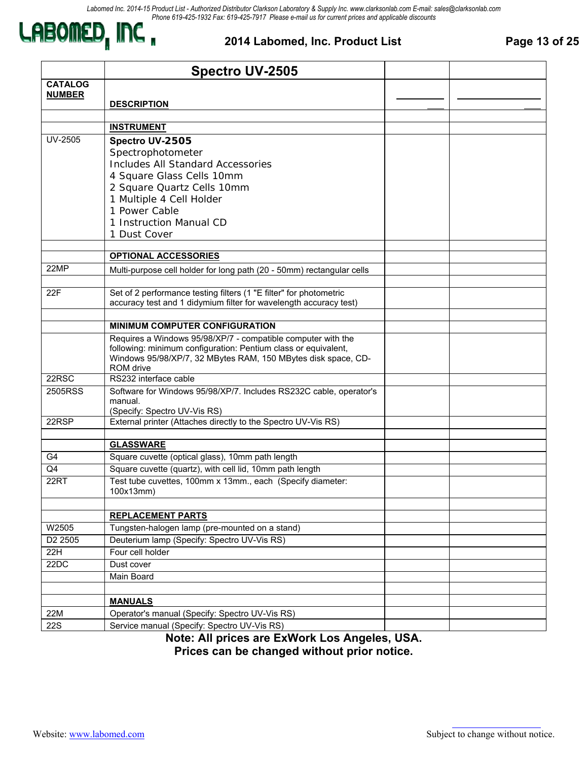# 2014 Labomed, Inc. Product List

| | Spectro UV-2505 | | |
|---|---|---|---|
| **CATALOG NUMBER** | **DESCRIPTION** | | |
| | | | |
| | **INSTRUMENT** | | |
| UV-2505 | **Spectro UV-2505**<br>Spectrophotometer<br>Includes All Standard Accessories<br>4 Square Glass Cells 10mm<br>2 Square Quartz Cells 10mm<br>1 Multiple 4 Cell Holder<br>1 Power Cable<br>1 Instruction Manual CD<br>1 Dust Cover | | |
| | | | |
| | **OPTIONAL ACCESSORIES** | | |
| 22MP | Multi-purpose cell holder for long path (20 - 50mm) rectangular cells | | |
| | | | |
| 22F | Set of 2 performance testing filters (1 "E filter" for photometric accuracy test and 1 didymium filter for wavelength accuracy test) | | |
| | | | |
| | **MINIMUM COMPUTER CONFIGURATION** | | |
| | Requires a Windows 95/98/XP/7 - compatible computer with the following: minimum configuration: Pentium class or equivalent, Windows 95/98/XP/7, 32 MBytes RAM, 150 MBytes disk space, CD-ROM drive | | |
| 22RSC | RS232 interface cable | | |
| 2505RSS | Software for Windows 95/98/XP/7. Includes RS232C cable, operator's manual.<br>(Specify: Spectro UV-Vis RS) | | |
| 22RSP | External printer (Attaches directly to the Spectro UV-Vis RS) | | |
| | | | |
| | **GLASSWARE** | | |
| G4 | Square cuvette (optical glass), 10mm path length | | |
| Q4 | Square cuvette (quartz), with cell lid, 10mm path length | | |
| 22RT | Test tube cuvettes, 100mm x 13mm., each (Specify diameter: 100x13mm) | | |
| | | | |
| | **REPLACEMENT PARTS** | | |
| W2505 | Tungsten-halogen lamp (pre-mounted on a stand) | | |
| D2 2505 | Deuterium lamp (Specify: Spectro UV-Vis RS) | | |
| 22H | Four cell holder | | |
| 22DC | Dust cover | | |
| | Main Board | | |
| | | | |
| | **MANUALS** | | |
| 22M | Operator's manual (Specify: Spectro UV-Vis RS) | | |
| 22S | Service manual (Specify: Spectro UV-Vis RS) | | |

**Note: All prices are ExWork Los Angeles, USA.**
**Prices can be changed without prior notice.**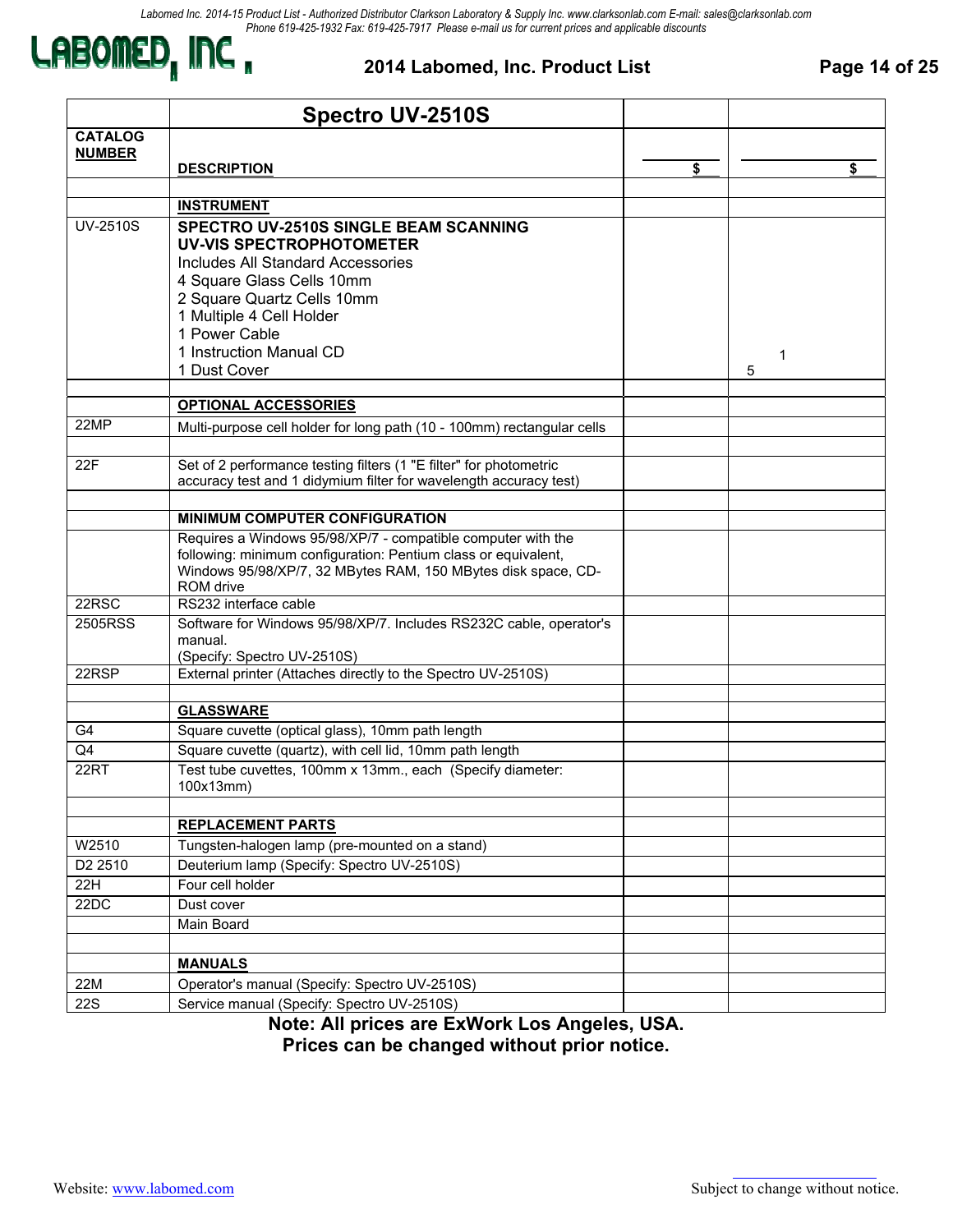Labomed Inc. 2014-15 Product List - Authorized Distributor Clarkson Laboratory & Supply Inc. www.clarksonlab.com E-mail: sales@clarksonlab.com
Phone 619-425-1932 Fax: 619-425-7917 Please e-mail us for current prices and applicable discounts

# LABOMED, INC.

## 2014 Labomed, Inc. Product List

| | **Spectro UV-2510S** | | |
|---|---|---|---|
| **CATALOG NUMBER** | **DESCRIPTION** | **$** | **$** |
| | | | |
| | **INSTRUMENT** | | |
| UV-2510S | **SPECTRO UV-2510S SINGLE BEAM SCANNING UV-VIS SPECTROPHOTOMETER**<br>Includes All Standard Accessories<br>4 Square Glass Cells 10mm<br>2 Square Quartz Cells 10mm<br>1 Multiple 4 Cell Holder<br>1 Power Cable<br>1 Instruction Manual CD<br>1 Dust Cover | | 1<br>5 |
| | | | |
| | **OPTIONAL ACCESSORIES** | | |
| 22MP | Multi-purpose cell holder for long path (10 - 100mm) rectangular cells | | |
| | | | |
| 22F | Set of 2 performance testing filters (1 "E filter" for photometric accuracy test and 1 didymium filter for wavelength accuracy test) | | |
| | | | |
| | **MINIMUM COMPUTER CONFIGURATION** | | |
| | Requires a Windows 95/98/XP/7 - compatible computer with the following: minimum configuration: Pentium class or equivalent, Windows 95/98/XP/7, 32 MBytes RAM, 150 MBytes disk space, CD-ROM drive | | |
| 22RSC | RS232 interface cable | | |
| 2505RSS | Software for Windows 95/98/XP/7. Includes RS232C cable, operator's manual.<br>(Specify: Spectro UV-2510S) | | |
| 22RSP | External printer (Attaches directly to the Spectro UV-2510S) | | |
| | | | |
| | **GLASSWARE** | | |
| G4 | Square cuvette (optical glass), 10mm path length | | |
| Q4 | Square cuvette (quartz), with cell lid, 10mm path length | | |
| 22RT | Test tube cuvettes, 100mm x 13mm., each (Specify diameter: 100x13mm) | | |
| | | | |
| | **REPLACEMENT PARTS** | | |
| W2510 | Tungsten-halogen lamp (pre-mounted on a stand) | | |
| D2 2510 | Deuterium lamp (Specify: Spectro UV-2510S) | | |
| 22H | Four cell holder | | |
| 22DC | Dust cover | | |
| | Main Board | | |
| | | | |
| | **MANUALS** | | |
| 22M | Operator's manual (Specify: Spectro UV-2510S) | | |
| 22S | Service manual (Specify: Spectro UV-2510S) | | |

**Note: All prices are ExWork Los Angeles, USA.**
**Prices can be changed without prior notice.**

Website: www.labomed.com

Subject to change without notice.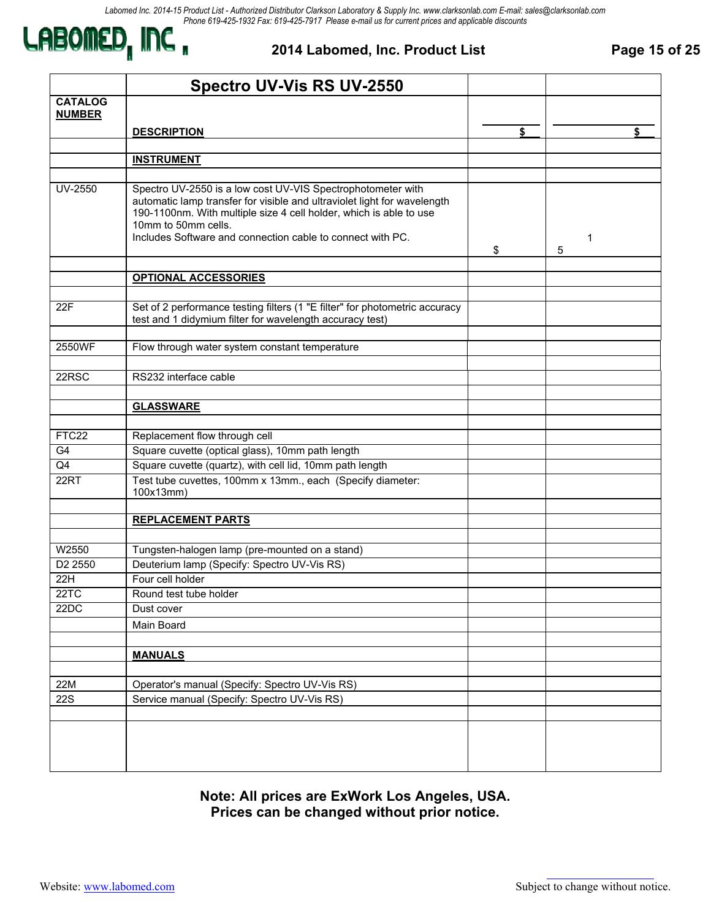Labomed Inc. 2014-15 Product List - Authorized Distributor Clarkson Laboratory & Supply Inc. www.clarksonlab.com E-mail: sales@clarksonlab.com
Phone 619-425-1932 Fax: 619-425-7917 Please e-mail us for current prices and applicable discounts

# LABOMED, INC.

## 2014 Labomed, Inc. Product List

| | Spectro UV-Vis RS UV-2550 | | |
|---|---|---|---|
| **CATALOG NUMBER** | **DESCRIPTION** | **$** | **$** |
| | | | |
| | **INSTRUMENT** | | |
| | | | |
| UV-2550 | Spectro UV-2550 is a low cost UV-VIS Spectrophotometer with automatic lamp transfer for visible and ultraviolet light for wavelength 190-1100nm. With multiple size 4 cell holder, which is able to use 10mm to 50mm cells.<br>Includes Software and connection cable to connect with PC. | $ | 1<br>5 |
| | | | |
| | **OPTIONAL ACCESSORIES** | | |
| | | | |
| 22F | Set of 2 performance testing filters (1 "E filter" for photometric accuracy test and 1 didymium filter for wavelength accuracy test) | | |
| | | | |
| 2550WF | Flow through water system constant temperature | | |
| | | | |
| 22RSC | RS232 interface cable | | |
| | | | |
| | **GLASSWARE** | | |
| | | | |
| FTC22 | Replacement flow through cell | | |
| G4 | Square cuvette (optical glass), 10mm path length | | |
| Q4 | Square cuvette (quartz), with cell lid, 10mm path length | | |
| 22RT | Test tube cuvettes, 100mm x 13mm., each (Specify diameter: 100x13mm) | | |
| | | | |
| | **REPLACEMENT PARTS** | | |
| | | | |
| W2550 | Tungsten-halogen lamp (pre-mounted on a stand) | | |
| D2 2550 | Deuterium lamp (Specify: Spectro UV-Vis RS) | | |
| 22H | Four cell holder | | |
| 22TC | Round test tube holder | | |
| 22DC | Dust cover | | |
| | Main Board | | |
| | | | |
| | **MANUALS** | | |
| | | | |
| 22M | Operator's manual (Specify: Spectro UV-Vis RS) | | |
| 22S | Service manual (Specify: Spectro UV-Vis RS) | | |
| | | | |
| | | | |

**Note: All prices are ExWork Los Angeles, USA.**
**Prices can be changed without prior notice.**

Website: www.labomed.com

Subject to change without notice.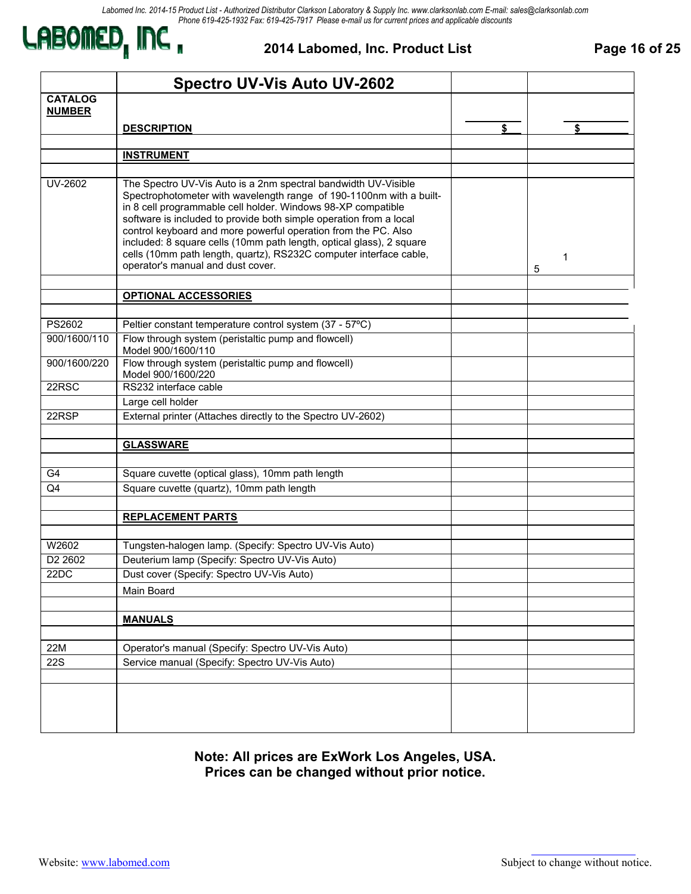Labomed Inc. 2014-15 Product List - Authorized Distributor Clarkson Laboratory & Supply Inc. www.clarksonlab.com E-mail: sales@clarksonlab.com
Phone 619-425-1932 Fax: 619-425-7917 Please e-mail us for current prices and applicable discounts

# LABOMED, INC.

## 2014 Labomed, Inc. Product List

| | Spectro UV-Vis Auto UV-2602 | | |
|---|---|---|---|
| **CATALOG NUMBER** | **DESCRIPTION** | **$** | **$** |
| | | | |
| | **INSTRUMENT** | | |
| | | | |
| UV-2602 | The Spectro UV-Vis Auto is a 2nm spectral bandwidth UV-Visible Spectrophotometer with wavelength range of 190-1100nm with a built-in 8 cell programmable cell holder. Windows 98-XP compatible software is included to provide both simple operation from a local control keyboard and more powerful operation from the PC. Also included: 8 square cells (10mm path length, optical glass), 2 square cells (10mm path length, quartz), RS232C computer interface cable, operator's manual and dust cover. | | 1 5 |
| | | | |
| | **OPTIONAL ACCESSORIES** | | |
| | | | |
| PS2602 | Peltier constant temperature control system (37 - 57ºC) | | |
| 900/1600/110 | Flow through system (peristaltic pump and flowcell) Model 900/1600/110 | | |
| 900/1600/220 | Flow through system (peristaltic pump and flowcell) Model 900/1600/220 | | |
| 22RSC | RS232 interface cable | | |
| | Large cell holder | | |
| 22RSP | External printer (Attaches directly to the Spectro UV-2602) | | |
| | | | |
| | **GLASSWARE** | | |
| | | | |
| G4 | Square cuvette (optical glass), 10mm path length | | |
| Q4 | Square cuvette (quartz), 10mm path length | | |
| | | | |
| | **REPLACEMENT PARTS** | | |
| | | | |
| W2602 | Tungsten-halogen lamp. (Specify: Spectro UV-Vis Auto) | | |
| D2 2602 | Deuterium lamp (Specify: Spectro UV-Vis Auto) | | |
| 22DC | Dust cover (Specify: Spectro UV-Vis Auto) | | |
| | Main Board | | |
| | | | |
| | **MANUALS** | | |
| | | | |
| 22M | Operator's manual (Specify: Spectro UV-Vis Auto) | | |
| 22S | Service manual (Specify: Spectro UV-Vis Auto) | | |

**Note: All prices are ExWork Los Angeles, USA.**
**Prices can be changed without prior notice.**

Website: www.labomed.com

Subject to change without notice.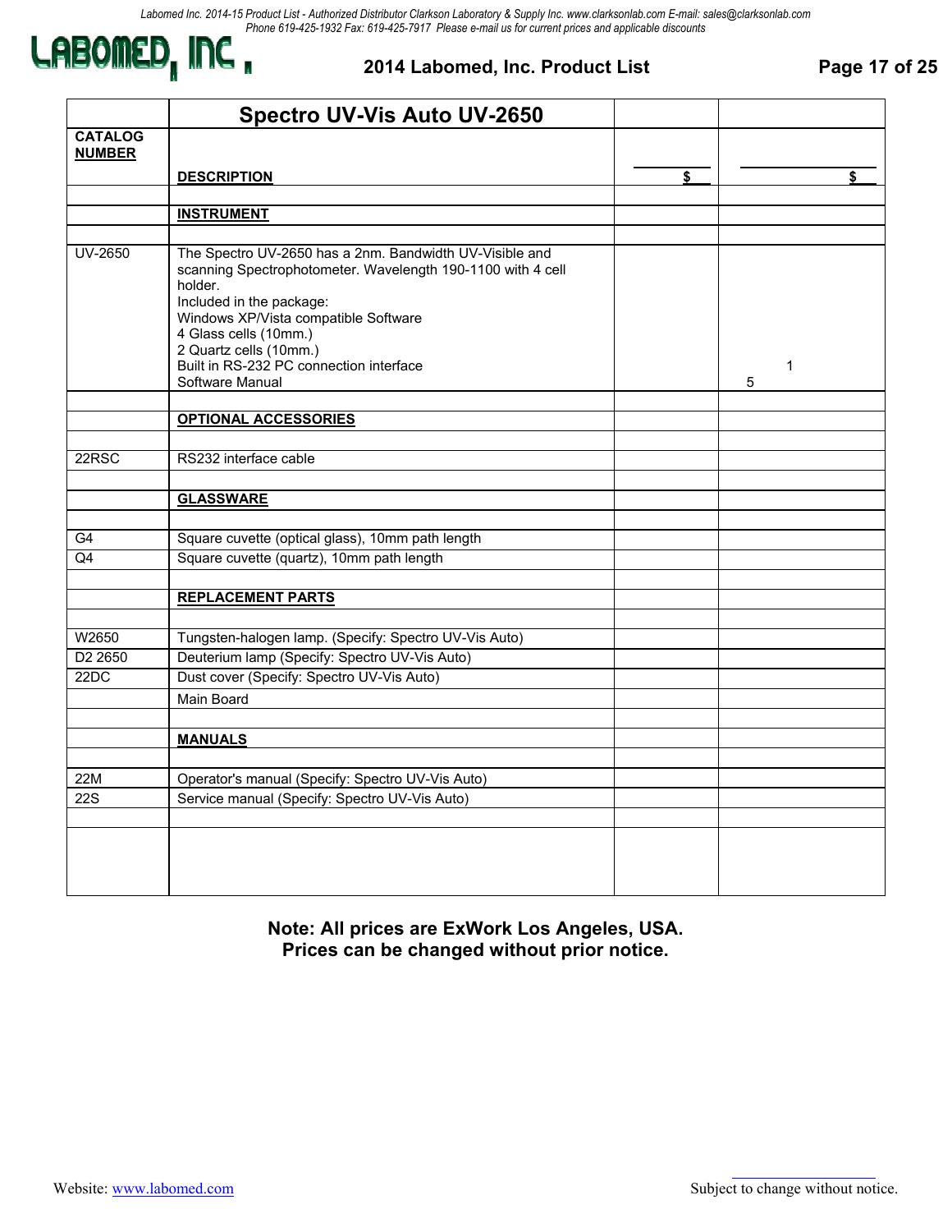## Spectro UV-Vis Auto UV-2650

| CATALOG NUMBER | DESCRIPTION | $ | $ |
|---|---|---|---|
| | **INSTRUMENT** | | |
| UV-2650 | The Spectro UV-2650 has a 2nm. Bandwidth UV-Visible and scanning Spectrophotometer. Wavelength 190-1100 with 4 cell holder.<br>Included in the package:<br>Windows XP/Vista compatible Software<br>4 Glass cells (10mm.)<br>2 Quartz cells (10mm.)<br>Built in RS-232 PC connection interface<br>Software Manual | | 1<br>5 |
| | **OPTIONAL ACCESSORIES** | | |
| 22RSC | RS232 interface cable | | |
| | **GLASSWARE** | | |
| G4 | Square cuvette (optical glass), 10mm path length | | |
| Q4 | Square cuvette (quartz), 10mm path length | | |
| | **REPLACEMENT PARTS** | | |
| W2650 | Tungsten-halogen lamp. (Specify: Spectro UV-Vis Auto) | | |
| D2 2650 | Deuterium lamp (Specify: Spectro UV-Vis Auto) | | |
| 22DC | Dust cover (Specify: Spectro UV-Vis Auto) | | |
| | Main Board | | |
| | **MANUALS** | | |
| 22M | Operator's manual (Specify: Spectro UV-Vis Auto) | | |
| 22S | Service manual (Specify: Spectro UV-Vis Auto) | | |

**Note: All prices are ExWork Los Angeles, USA.**
**Prices can be changed without prior notice.**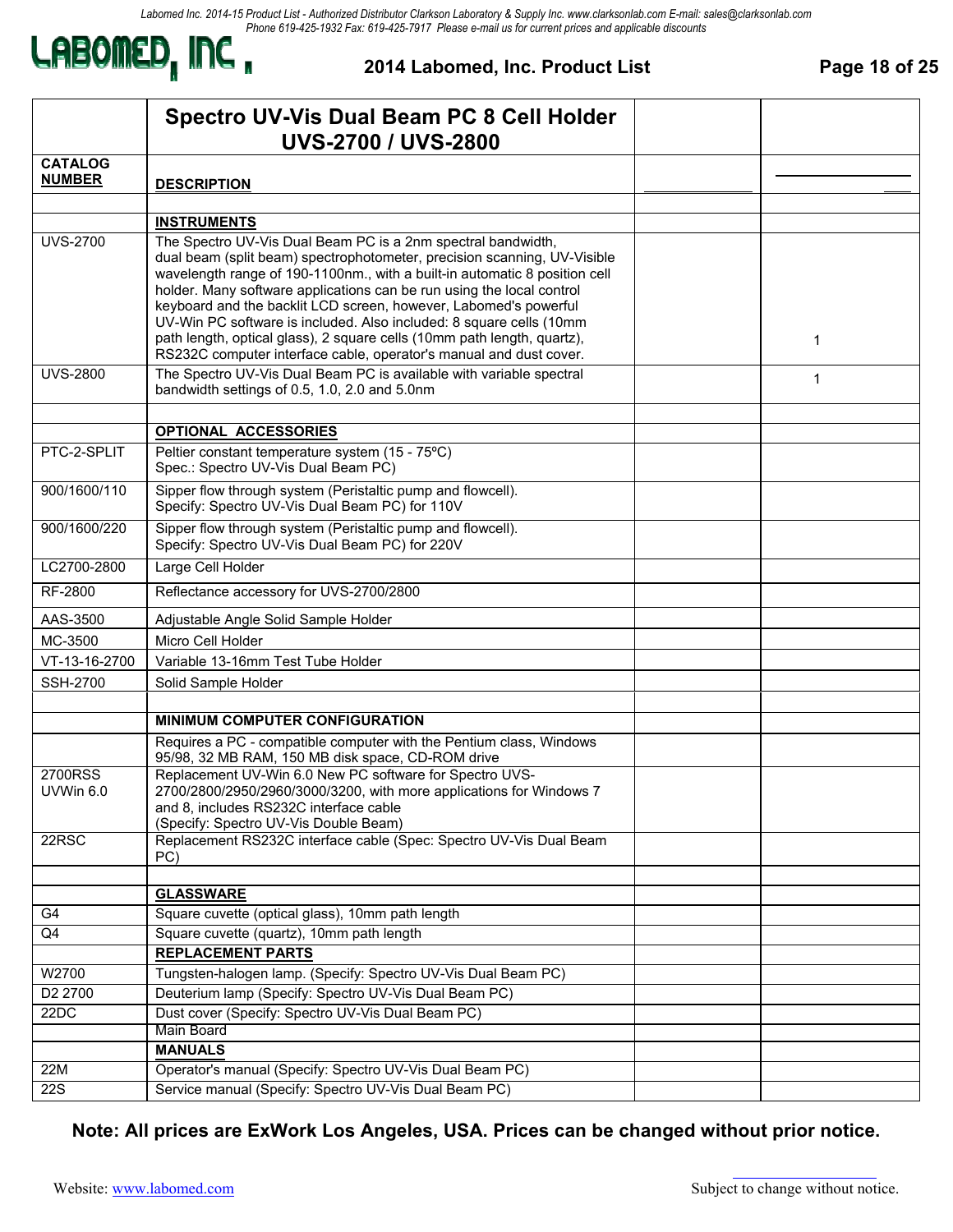## 2014 Labomed, Inc. Product List

| | Spectro UV-Vis Dual Beam PC 8 Cell Holder UVS-2700 / UVS-2800 | | |
|---|---|---|---|
| **CATALOG NUMBER** | **DESCRIPTION** | | |
| | | | |
| | **INSTRUMENTS** | | |
| UVS-2700 | The Spectro UV-Vis Dual Beam PC is a 2nm spectral bandwidth, dual beam (split beam) spectrophotometer, precision scanning, UV-Visible wavelength range of 190-1100nm., with a built-in automatic 8 position cell holder. Many software applications can be run using the local control keyboard and the backlit LCD screen, however, Labomed's powerful UV-Win PC software is included. Also included: 8 square cells (10mm path length, optical glass), 2 square cells (10mm path length, quartz), RS232C computer interface cable, operator's manual and dust cover. | | 1 |
| UVS-2800 | The Spectro UV-Vis Dual Beam PC is available with variable spectral bandwidth settings of 0.5, 1.0, 2.0 and 5.0nm | | 1 |
| | | | |
| | **OPTIONAL ACCESSORIES** | | |
| PTC-2-SPLIT | Peltier constant temperature system (15 - 75ºC) Spec.: Spectro UV-Vis Dual Beam PC) | | |
| 900/1600/110 | Sipper flow through system (Peristaltic pump and flowcell). Specify: Spectro UV-Vis Dual Beam PC) for 110V | | |
| 900/1600/220 | Sipper flow through system (Peristaltic pump and flowcell). Specify: Spectro UV-Vis Dual Beam PC) for 220V | | |
| LC2700-2800 | Large Cell Holder | | |
| RF-2800 | Reflectance accessory for UVS-2700/2800 | | |
| AAS-3500 | Adjustable Angle Solid Sample Holder | | |
| MC-3500 | Micro Cell Holder | | |
| VT-13-16-2700 | Variable 13-16mm Test Tube Holder | | |
| SSH-2700 | Solid Sample Holder | | |
| | | | |
| | **MINIMUM COMPUTER CONFIGURATION** | | |
| | Requires a PC - compatible computer with the Pentium class, Windows 95/98, 32 MB RAM, 150 MB disk space, CD-ROM drive | | |
| 2700RSS UVWin 6.0 | Replacement UV-Win 6.0 New PC software for Spectro UVS-2700/2800/2950/2960/3000/3200, with more applications for Windows 7 and 8, includes RS232C interface cable (Specify: Spectro UV-Vis Double Beam) | | |
| 22RSC | Replacement RS232C interface cable (Spec: Spectro UV-Vis Dual Beam PC) | | |
| | | | |
| | **GLASSWARE** | | |
| G4 | Square cuvette (optical glass), 10mm path length | | |
| Q4 | Square cuvette (quartz), 10mm path length | | |
| | **REPLACEMENT PARTS** | | |
| W2700 | Tungsten-halogen lamp. (Specify: Spectro UV-Vis Dual Beam PC) | | |
| D2 2700 | Deuterium lamp (Specify: Spectro UV-Vis Dual Beam PC) | | |
| 22DC | Dust cover (Specify: Spectro UV-Vis Dual Beam PC) | | |
| | Main Board | | |
| | **MANUALS** | | |
| 22M | Operator's manual (Specify: Spectro UV-Vis Dual Beam PC) | | |
| 22S | Service manual (Specify: Spectro UV-Vis Dual Beam PC) | | |

**Note: All prices are ExWork Los Angeles, USA. Prices can be changed without prior notice.**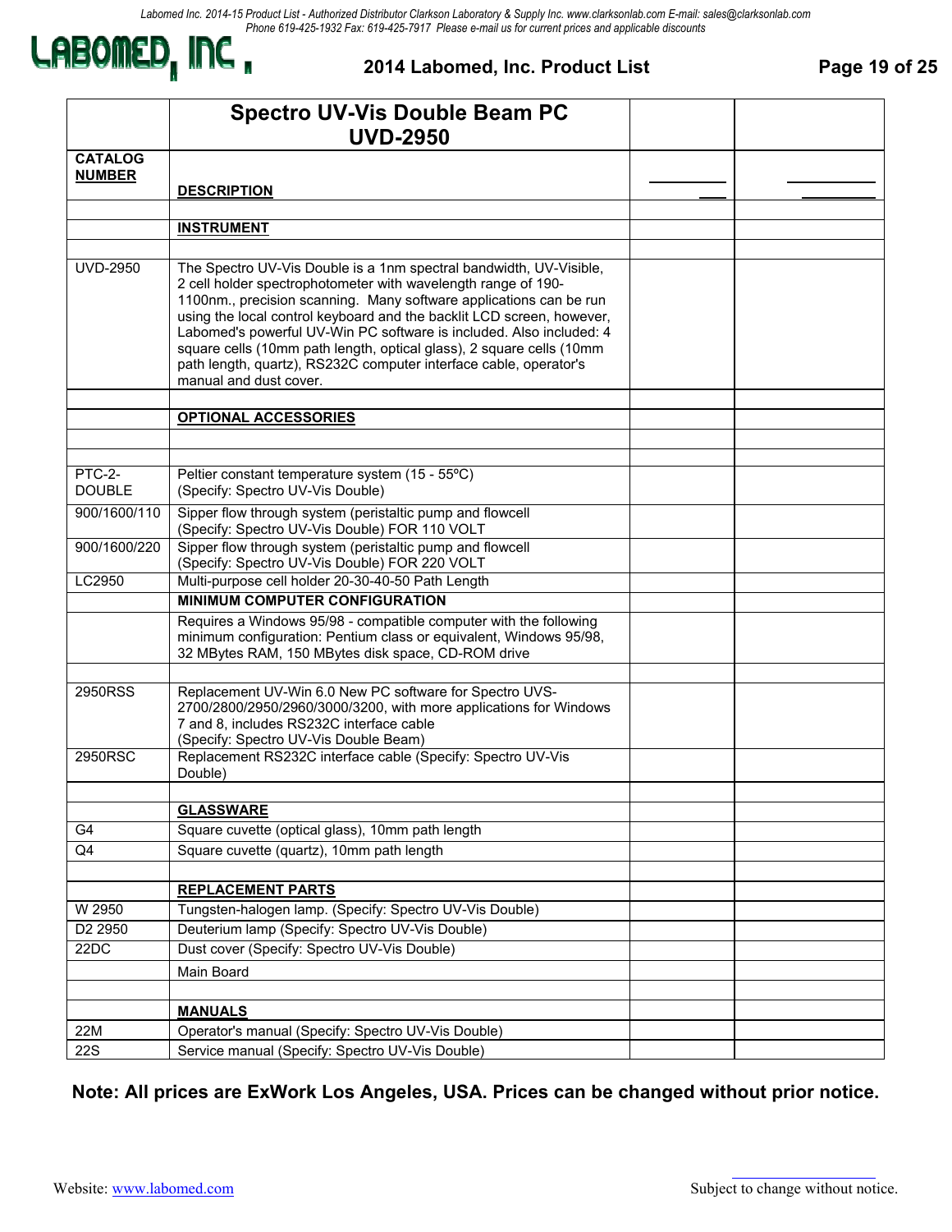# Spectro UV-Vis Double Beam PC UVD-2950

| CATALOG NUMBER | DESCRIPTION | | |
|---|---|---|---|
| | | | |
| | **INSTRUMENT** | | |
| | | | |
| UVD-2950 | The Spectro UV-Vis Double is a 1nm spectral bandwidth, UV-Visible, 2 cell holder spectrophotometer with wavelength range of 190-1100nm., precision scanning. Many software applications can be run using the local control keyboard and the backlit LCD screen, however, Labomed's powerful UV-Win PC software is included. Also included: 4 square cells (10mm path length, optical glass), 2 square cells (10mm path length, quartz), RS232C computer interface cable, operator's manual and dust cover. | | |
| | | | |
| | **OPTIONAL ACCESSORIES** | | |
| | | | |
| | | | |
| PTC-2-DOUBLE | Peltier constant temperature system (15 - 55ºC) (Specify: Spectro UV-Vis Double) | | |
| 900/1600/110 | Sipper flow through system (peristaltic pump and flowcell (Specify: Spectro UV-Vis Double) FOR 110 VOLT | | |
| 900/1600/220 | Sipper flow through system (peristaltic pump and flowcell (Specify: Spectro UV-Vis Double) FOR 220 VOLT | | |
| LC2950 | Multi-purpose cell holder 20-30-40-50 Path Length | | |
| | **MINIMUM COMPUTER CONFIGURATION** | | |
| | Requires a Windows 95/98 - compatible computer with the following minimum configuration: Pentium class or equivalent, Windows 95/98, 32 MBytes RAM, 150 MBytes disk space, CD-ROM drive | | |
| | | | |
| 2950RSS | Replacement UV-Win 6.0 New PC software for Spectro UVS-2700/2800/2950/2960/3000/3200, with more applications for Windows 7 and 8, includes RS232C interface cable (Specify: Spectro UV-Vis Double Beam) | | |
| 2950RSC | Replacement RS232C interface cable (Specify: Spectro UV-Vis Double) | | |
| | | | |
| | **GLASSWARE** | | |
| G4 | Square cuvette (optical glass), 10mm path length | | |
| Q4 | Square cuvette (quartz), 10mm path length | | |
| | | | |
| | **REPLACEMENT PARTS** | | |
| W 2950 | Tungsten-halogen lamp. (Specify: Spectro UV-Vis Double) | | |
| D2 2950 | Deuterium lamp (Specify: Spectro UV-Vis Double) | | |
| 22DC | Dust cover (Specify: Spectro UV-Vis Double) | | |
| | Main Board | | |
| | | | |
| | **MANUALS** | | |
| 22M | Operator's manual (Specify: Spectro UV-Vis Double) | | |
| 22S | Service manual (Specify: Spectro UV-Vis Double) | | |

**Note: All prices are ExWork Los Angeles, USA. Prices can be changed without prior notice.**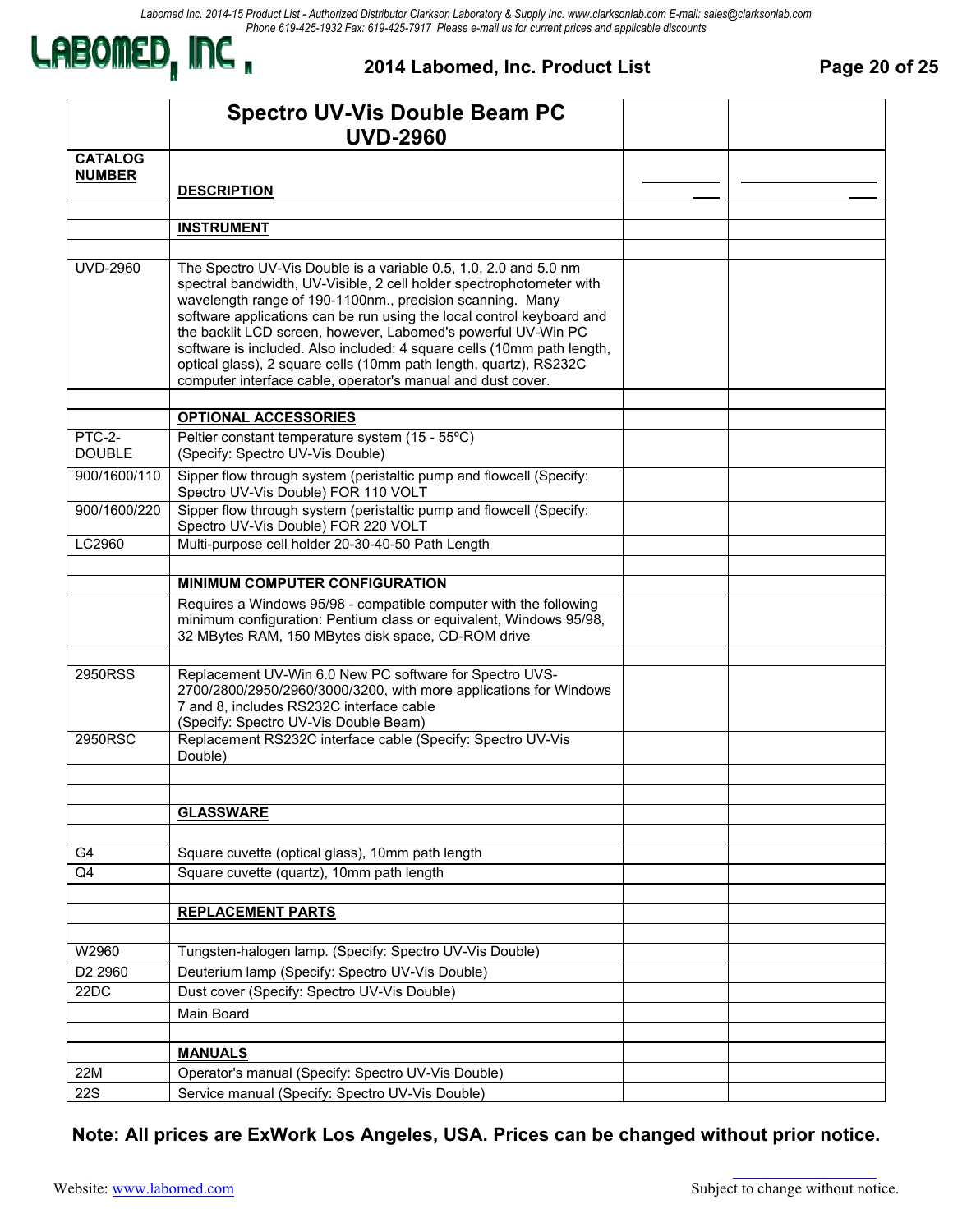Labomed Inc. 2014-15 Product List - Authorized Distributor Clarkson Laboratory & Supply Inc. www.clarksonlab.com E-mail: sales@clarksonlab.com
Phone 619-425-1932 Fax: 619-425-7917 Please e-mail us for current prices and applicable discounts

# LABOMED, INC.

## 2014 Labomed, Inc. Product List

| | Spectro UV-Vis Double Beam PC UVD-2960 | | |
|---|---|---|---|
| **CATALOG NUMBER** | **DESCRIPTION** | | |
| | | | |
| | **INSTRUMENT** | | |
| | | | |
| UVD-2960 | The Spectro UV-Vis Double is a variable 0.5, 1.0, 2.0 and 5.0 nm spectral bandwidth, UV-Visible, 2 cell holder spectrophotometer with wavelength range of 190-1100nm., precision scanning. Many software applications can be run using the local control keyboard and the backlit LCD screen, however, Labomed's powerful UV-Win PC software is included. Also included: 4 square cells (10mm path length, optical glass), 2 square cells (10mm path length, quartz), RS232C computer interface cable, operator's manual and dust cover. | | |
| | | | |
| | **OPTIONAL ACCESSORIES** | | |
| PTC-2-DOUBLE | Peltier constant temperature system (15 - 55ºC) (Specify: Spectro UV-Vis Double) | | |
| 900/1600/110 | Sipper flow through system (peristaltic pump and flowcell (Specify: Spectro UV-Vis Double) FOR 110 VOLT | | |
| 900/1600/220 | Sipper flow through system (peristaltic pump and flowcell (Specify: Spectro UV-Vis Double) FOR 220 VOLT | | |
| LC2960 | Multi-purpose cell holder 20-30-40-50 Path Length | | |
| | | | |
| | **MINIMUM COMPUTER CONFIGURATION** | | |
| | Requires a Windows 95/98 - compatible computer with the following minimum configuration: Pentium class or equivalent, Windows 95/98, 32 MBytes RAM, 150 MBytes disk space, CD-ROM drive | | |
| | | | |
| 2950RSS | Replacement UV-Win 6.0 New PC software for Spectro UVS-2700/2800/2950/2960/3000/3200, with more applications for Windows 7 and 8, includes RS232C interface cable (Specify: Spectro UV-Vis Double Beam) | | |
| 2950RSC | Replacement RS232C interface cable (Specify: Spectro UV-Vis Double) | | |
| | | | |
| | | | |
| | **GLASSWARE** | | |
| | | | |
| G4 | Square cuvette (optical glass), 10mm path length | | |
| Q4 | Square cuvette (quartz), 10mm path length | | |
| | | | |
| | **REPLACEMENT PARTS** | | |
| | | | |
| W2960 | Tungsten-halogen lamp. (Specify: Spectro UV-Vis Double) | | |
| D2 2960 | Deuterium lamp (Specify: Spectro UV-Vis Double) | | |
| 22DC | Dust cover (Specify: Spectro UV-Vis Double) | | |
| | Main Board | | |
| | | | |
| | **MANUALS** | | |
| 22M | Operator's manual (Specify: Spectro UV-Vis Double) | | |
| 22S | Service manual (Specify: Spectro UV-Vis Double) | | |

**Note: All prices are ExWork Los Angeles, USA. Prices can be changed without prior notice.**

Website: www.labomed.com

Subject to change without notice.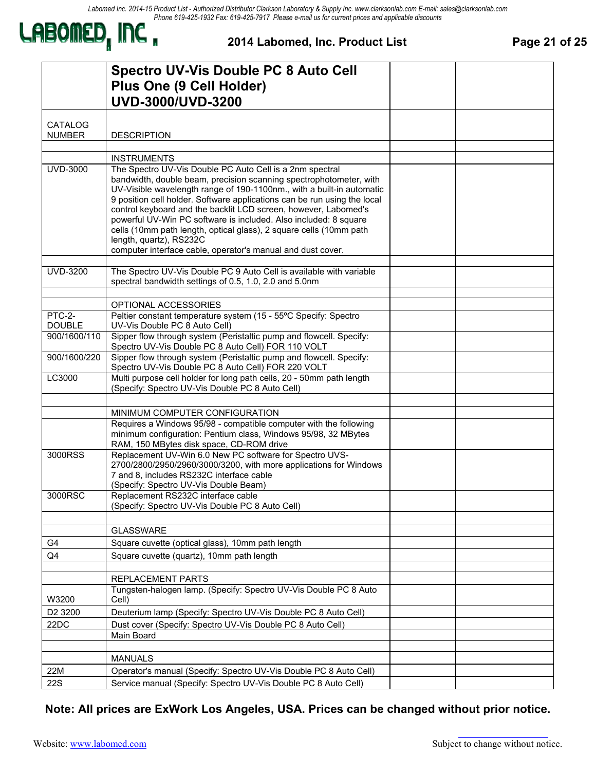| | Spectro UV-Vis Double PC 8 Auto Cell Plus One (9 Cell Holder) UVD-3000/UVD-3200 | | |
|---|---|---|---|
| CATALOG NUMBER | DESCRIPTION | | |
| | | | |
| | INSTRUMENTS | | |
| UVD-3000 | The Spectro UV-Vis Double PC Auto Cell is a 2nm spectral bandwidth, double beam, precision scanning spectrophotometer, with UV-Visible wavelength range of 190-1100nm., with a built-in automatic 9 position cell holder. Software applications can be run using the local control keyboard and the backlit LCD screen, however, Labomed's powerful UV-Win PC software is included. Also included: 8 square cells (10mm path length, optical glass), 2 square cells (10mm path length, quartz), RS232C computer interface cable, operator's manual and dust cover. | | |
| | | | |
| UVD-3200 | The Spectro UV-Vis Double PC 9 Auto Cell is available with variable spectral bandwidth settings of 0.5, 1.0, 2.0 and 5.0nm | | |
| | | | |
| | OPTIONAL ACCESSORIES | | |
| PTC-2-DOUBLE | Peltier constant temperature system (15 - 55ºC Specify: Spectro UV-Vis Double PC 8 Auto Cell) | | |
| 900/1600/110 | Sipper flow through system (Peristaltic pump and flowcell. Specify: Spectro UV-Vis Double PC 8 Auto Cell) FOR 110 VOLT | | |
| 900/1600/220 | Sipper flow through system (Peristaltic pump and flowcell. Specify: Spectro UV-Vis Double PC 8 Auto Cell) FOR 220 VOLT | | |
| LC3000 | Multi purpose cell holder for long path cells, 20 - 50mm path length (Specify: Spectro UV-Vis Double PC 8 Auto Cell) | | |
| | | | |
| | MINIMUM COMPUTER CONFIGURATION | | |
| | Requires a Windows 95/98 - compatible computer with the following minimum configuration: Pentium class, Windows 95/98, 32 MBytes RAM, 150 MBytes disk space, CD-ROM drive | | |
| 3000RSS | Replacement UV-Win 6.0 New PC software for Spectro UVS-2700/2800/2950/2960/3000/3200, with more applications for Windows 7 and 8, includes RS232C interface cable (Specify: Spectro UV-Vis Double Beam) | | |
| 3000RSC | Replacement RS232C interface cable (Specify: Spectro UV-Vis Double PC 8 Auto Cell) | | |
| | | | |
| | GLASSWARE | | |
| G4 | Square cuvette (optical glass), 10mm path length | | |
| Q4 | Square cuvette (quartz), 10mm path length | | |
| | | | |
| | REPLACEMENT PARTS | | |
| W3200 | Tungsten-halogen lamp. (Specify: Spectro UV-Vis Double PC 8 Auto Cell) | | |
| D2 3200 | Deuterium lamp (Specify: Spectro UV-Vis Double PC 8 Auto Cell) | | |
| 22DC | Dust cover (Specify: Spectro UV-Vis Double PC 8 Auto Cell) | | |
| | Main Board | | |
| | | | |
| | MANUALS | | |
| 22M | Operator's manual (Specify: Spectro UV-Vis Double PC 8 Auto Cell) | | |
| 22S | Service manual (Specify: Spectro UV-Vis Double PC 8 Auto Cell) | | |

**Note: All prices are ExWork Los Angeles, USA. Prices can be changed without prior notice.**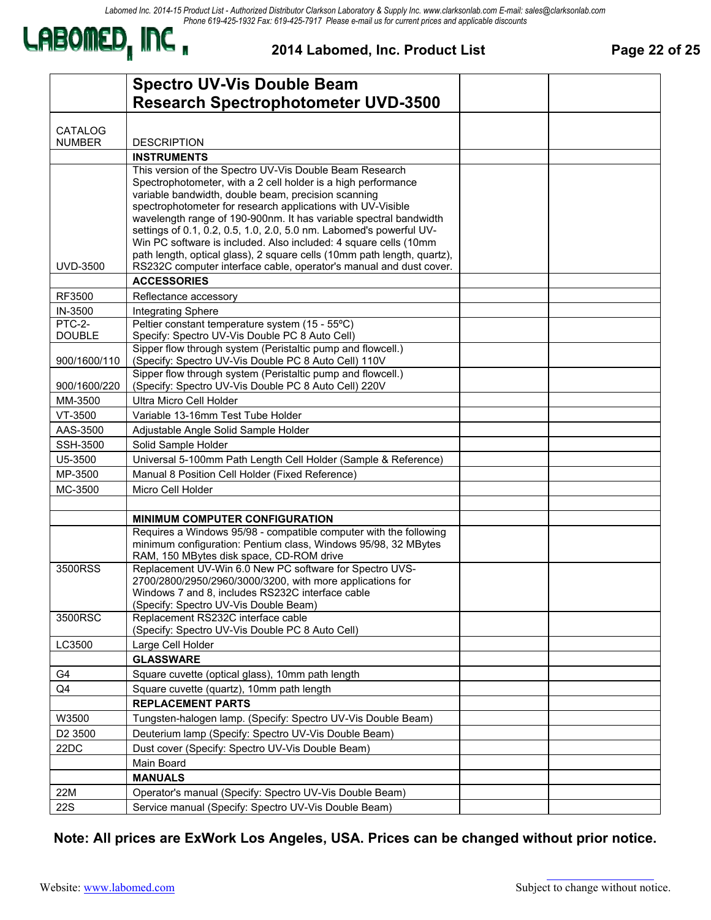## 2014 Labomed, Inc. Product List

| | Spectro UV-Vis Double Beam Research Spectrophotometer UVD-3500 | | |
|---|---|---|---|
| CATALOG NUMBER | DESCRIPTION | | |
| | **INSTRUMENTS** | | |
| UVD-3500 | This version of the Spectro UV-Vis Double Beam Research Spectrophotometer, with a 2 cell holder is a high performance variable bandwidth, double beam, precision scanning spectrophotometer for research applications with UV-Visible wavelength range of 190-900nm. It has variable spectral bandwidth settings of 0.1, 0.2, 0.5, 1.0, 2.0, 5.0 nm. Labomed's powerful UV-Win PC software is included. Also included: 4 square cells (10mm path length, optical glass), 2 square cells (10mm path length, quartz), RS232C computer interface cable, operator's manual and dust cover. | | |
| | **ACCESSORIES** | | |
| RF3500 | Reflectance accessory | | |
| IN-3500 | Integrating Sphere | | |
| PTC-2-DOUBLE | Peltier constant temperature system (15 - 55ºC) Specify: Spectro UV-Vis Double PC 8 Auto Cell) | | |
| 900/1600/110 | Sipper flow through system (Peristaltic pump and flowcell.) (Specify: Spectro UV-Vis Double PC 8 Auto Cell) 110V | | |
| 900/1600/220 | Sipper flow through system (Peristaltic pump and flowcell.) (Specify: Spectro UV-Vis Double PC 8 Auto Cell) 220V | | |
| MM-3500 | Ultra Micro Cell Holder | | |
| VT-3500 | Variable 13-16mm Test Tube Holder | | |
| AAS-3500 | Adjustable Angle Solid Sample Holder | | |
| SSH-3500 | Solid Sample Holder | | |
| U5-3500 | Universal 5-100mm Path Length Cell Holder (Sample & Reference) | | |
| MP-3500 | Manual 8 Position Cell Holder (Fixed Reference) | | |
| MC-3500 | Micro Cell Holder | | |
| | | | |
| | **MINIMUM COMPUTER CONFIGURATION** | | |
| | Requires a Windows 95/98 - compatible computer with the following minimum configuration: Pentium class, Windows 95/98, 32 MBytes RAM, 150 MBytes disk space, CD-ROM drive | | |
| 3500RSS | Replacement UV-Win 6.0 New PC software for Spectro UVS-2700/2800/2950/2960/3000/3200, with more applications for Windows 7 and 8, includes RS232C interface cable (Specify: Spectro UV-Vis Double Beam) | | |
| 3500RSC | Replacement RS232C interface cable (Specify: Spectro UV-Vis Double PC 8 Auto Cell) | | |
| LC3500 | Large Cell Holder | | |
| | **GLASSWARE** | | |
| G4 | Square cuvette (optical glass), 10mm path length | | |
| Q4 | Square cuvette (quartz), 10mm path length | | |
| | **REPLACEMENT PARTS** | | |
| W3500 | Tungsten-halogen lamp. (Specify: Spectro UV-Vis Double Beam) | | |
| D2 3500 | Deuterium lamp (Specify: Spectro UV-Vis Double Beam) | | |
| 22DC | Dust cover (Specify: Spectro UV-Vis Double Beam) | | |
| | Main Board | | |
| | **MANUALS** | | |
| 22M | Operator's manual (Specify: Spectro UV-Vis Double Beam) | | |
| 22S | Service manual (Specify: Spectro UV-Vis Double Beam) | | |

**Note: All prices are ExWork Los Angeles, USA. Prices can be changed without prior notice.**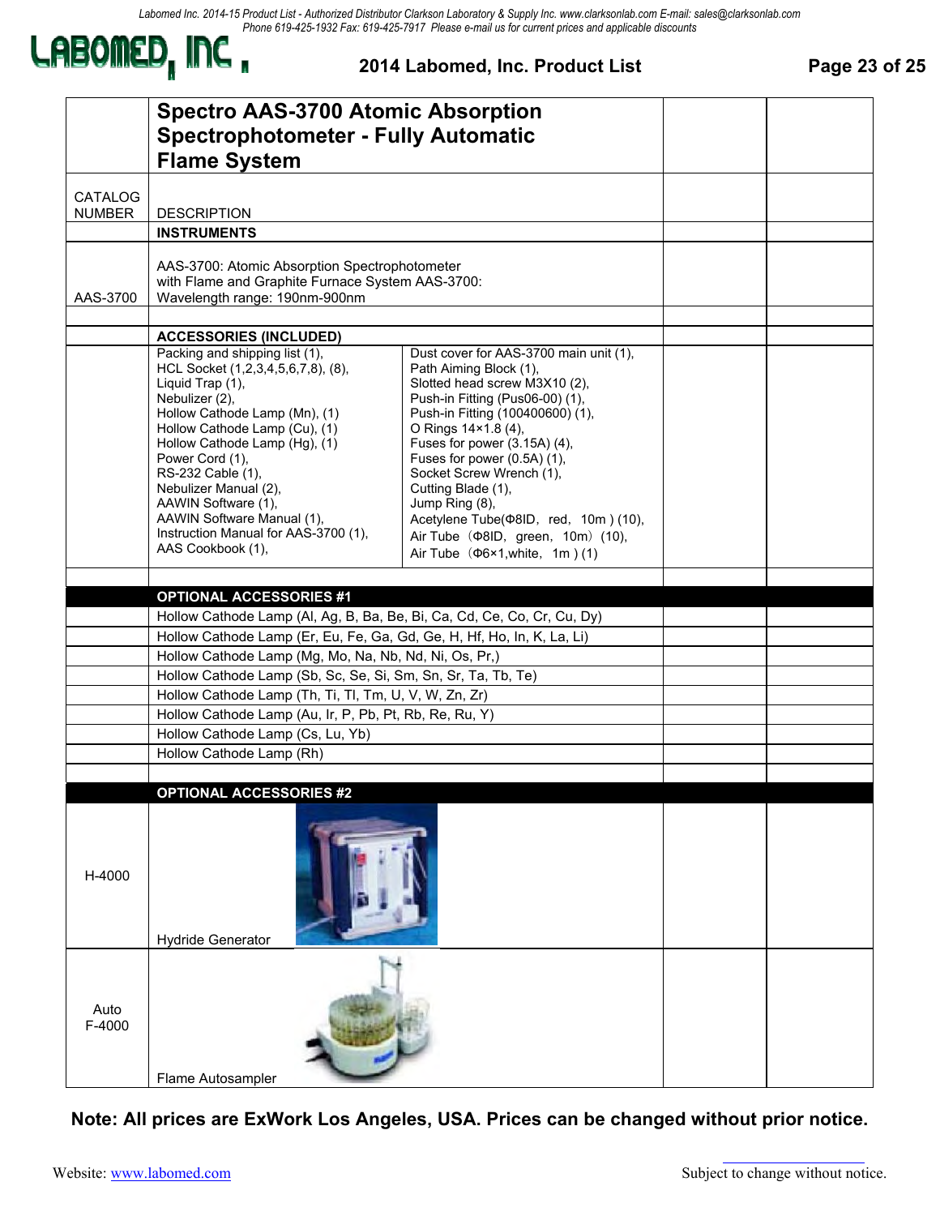# Spectro AAS-3700 Atomic Absorption Spectrophotometer - Fully Automatic Flame System

| CATALOG NUMBER | DESCRIPTION | | | |
|---|---|---|---|---|
| | **INSTRUMENTS** | | | |
| AAS-3700 | AAS-3700: Atomic Absorption Spectrophotometer with Flame and Graphite Furnace System AAS-3700: Wavelength range: 190nm-900nm | | | |
| | | | | |
| | **ACCESSORIES (INCLUDED)** | | | |
| | Packing and shipping list (1), HCL Socket (1,2,3,4,5,6,7,8), (8), Liquid Trap (1), Nebulizer (2), Hollow Cathode Lamp (Mn), (1) Hollow Cathode Lamp (Cu), (1) Hollow Cathode Lamp (Hg), (1) Power Cord (1), RS-232 Cable (1), Nebulizer Manual (2), AAWIN Software (1), AAWIN Software Manual (1), Instruction Manual for AAS-3700 (1), AAS Cookbook (1), | Dust cover for AAS-3700 main unit (1), Path Aiming Block (1), Slotted head screw M3X10 (2), Push-in Fitting (Pus06-00) (1), Push-in Fitting (100400600) (1), O Rings 14×1.8 (4), Fuses for power (3.15A) (4), Fuses for power (0.5A) (1), Socket Screw Wrench (1), Cutting Blade (1), Jump Ring (8), Acetylene Tube(Φ8ID, red, 10m ) (10), Air Tube（Φ8ID, green, 10m）(10), Air Tube（Φ6×1,white, 1m ) (1) | | |
| | | | | |
| | **OPTIONAL ACCESSORIES #1** | | | |
| | Hollow Cathode Lamp (Al, Ag, B, Ba, Be, Bi, Ca, Cd, Ce, Co, Cr, Cu, Dy) | | | |
| | Hollow Cathode Lamp (Er, Eu, Fe, Ga, Gd, Ge, H, Hf, Ho, In, K, La, Li) | | | |
| | Hollow Cathode Lamp (Mg, Mo, Na, Nb, Nd, Ni, Os, Pr,) | | | |
| | Hollow Cathode Lamp (Sb, Sc, Se, Si, Sm, Sn, Sr, Ta, Tb, Te) | | | |
| | Hollow Cathode Lamp (Th, Ti, Tl, Tm, U, V, W, Zn, Zr) | | | |
| | Hollow Cathode Lamp (Au, Ir, P, Pb, Pt, Rb, Re, Ru, Y) | | | |
| | Hollow Cathode Lamp (Cs, Lu, Yb) | | | |
| | Hollow Cathode Lamp (Rh) | | | |
| | | | | |
| | **OPTIONAL ACCESSORIES #2** | | | |
| H-4000 | Hydride Generator | | | |
| Auto F-4000 | Flame Autosampler | | | |

**Note: All prices are ExWork Los Angeles, USA. Prices can be changed without prior notice.**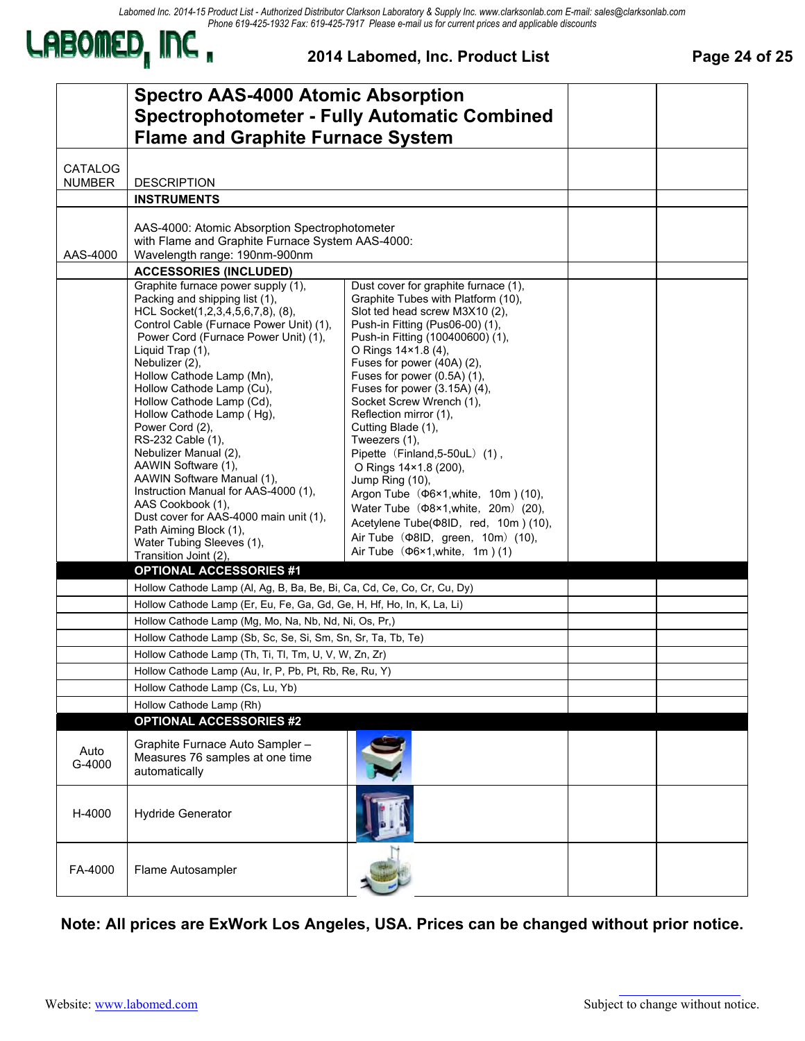Labomed Inc. 2014-15 Product List - Authorized Distributor Clarkson Laboratory & Supply Inc. www.clarksonlab.com E-mail: sales@clarksonlab.com
Phone 619-425-1932 Fax: 619-425-7917 Please e-mail us for current prices and applicable discounts

# LABOMED, INC.

## 2014 Labomed, Inc. Product List

## Spectro AAS-4000 Atomic Absorption Spectrophotometer - Fully Automatic Combined Flame and Graphite Furnace System

| CATALOG NUMBER | DESCRIPTION | | |
|---|---|---|---|
| | **INSTRUMENTS** | | |
| AAS-4000 | AAS-4000: Atomic Absorption Spectrophotometer with Flame and Graphite Furnace System AAS-4000: Wavelength range: 190nm-900nm | | |
| | **ACCESSORIES (INCLUDED)** | | |
| | Graphite furnace power supply (1), Packing and shipping list (1), HCL Socket(1,2,3,4,5,6,7,8), (8), Control Cable (Furnace Power Unit) (1), Power Cord (Furnace Power Unit) (1), Liquid Trap (1), Nebulizer (2), Hollow Cathode Lamp (Mn), Hollow Cathode Lamp (Cu), Hollow Cathode Lamp (Cd), Hollow Cathode Lamp ( Hg), Power Cord (2), RS-232 Cable (1), Nebulizer Manual (2), AAWIN Software (1), AAWIN Software Manual (1), Instruction Manual for AAS-4000 (1), AAS Cookbook (1), Dust cover for AAS-4000 main unit (1), Path Aiming Block (1), Water Tubing Sleeves (1), Transition Joint (2), Dust cover for graphite furnace (1), Graphite Tubes with Platform (10), Slot ted head screw M3X10 (2), Push-in Fitting (Pus06-00) (1), Push-in Fitting (100400600) (1), O Rings 14×1.8 (4), Fuses for power (40A) (2), Fuses for power (0.5A) (1), Fuses for power (3.15A) (4), Socket Screw Wrench (1), Reflection mirror (1), Cutting Blade (1), Tweezers (1), Pipette（Finland,5-50uL）(1) , O Rings 14×1.8 (200), Jump Ring (10), Argon Tube（Φ6×1,white, 10m ) (10), Water Tube（Φ8×1,white, 20m）(20), Acetylene Tube(Φ8ID, red, 10m ) (10), Air Tube（Φ8ID, green, 10m）(10), Air Tube（Φ6×1,white, 1m ) (1) | | |
| | **OPTIONAL ACCESSORIES #1** | | |
| | Hollow Cathode Lamp (Al, Ag, B, Ba, Be, Bi, Ca, Cd, Ce, Co, Cr, Cu, Dy) | | |
| | Hollow Cathode Lamp (Er, Eu, Fe, Ga, Gd, Ge, H, Hf, Ho, In, K, La, Li) | | |
| | Hollow Cathode Lamp (Mg, Mo, Na, Nb, Nd, Ni, Os, Pr,) | | |
| | Hollow Cathode Lamp (Sb, Sc, Se, Si, Sm, Sn, Sr, Ta, Tb, Te) | | |
| | Hollow Cathode Lamp (Th, Ti, Tl, Tm, U, V, W, Zn, Zr) | | |
| | Hollow Cathode Lamp (Au, Ir, P, Pb, Pt, Rb, Re, Ru, Y) | | |
| | Hollow Cathode Lamp (Cs, Lu, Yb) | | |
| | Hollow Cathode Lamp (Rh) | | |
| | **OPTIONAL ACCESSORIES #2** | | |
| Auto G-4000 | Graphite Furnace Auto Sampler – Measures 76 samples at one time automatically | | |
| H-4000 | Hydride Generator | | |
| FA-4000 | Flame Autosampler | | |

**Note: All prices are ExWork Los Angeles, USA. Prices can be changed without prior notice.**

Website: www.labomed.com Subject to change without notice.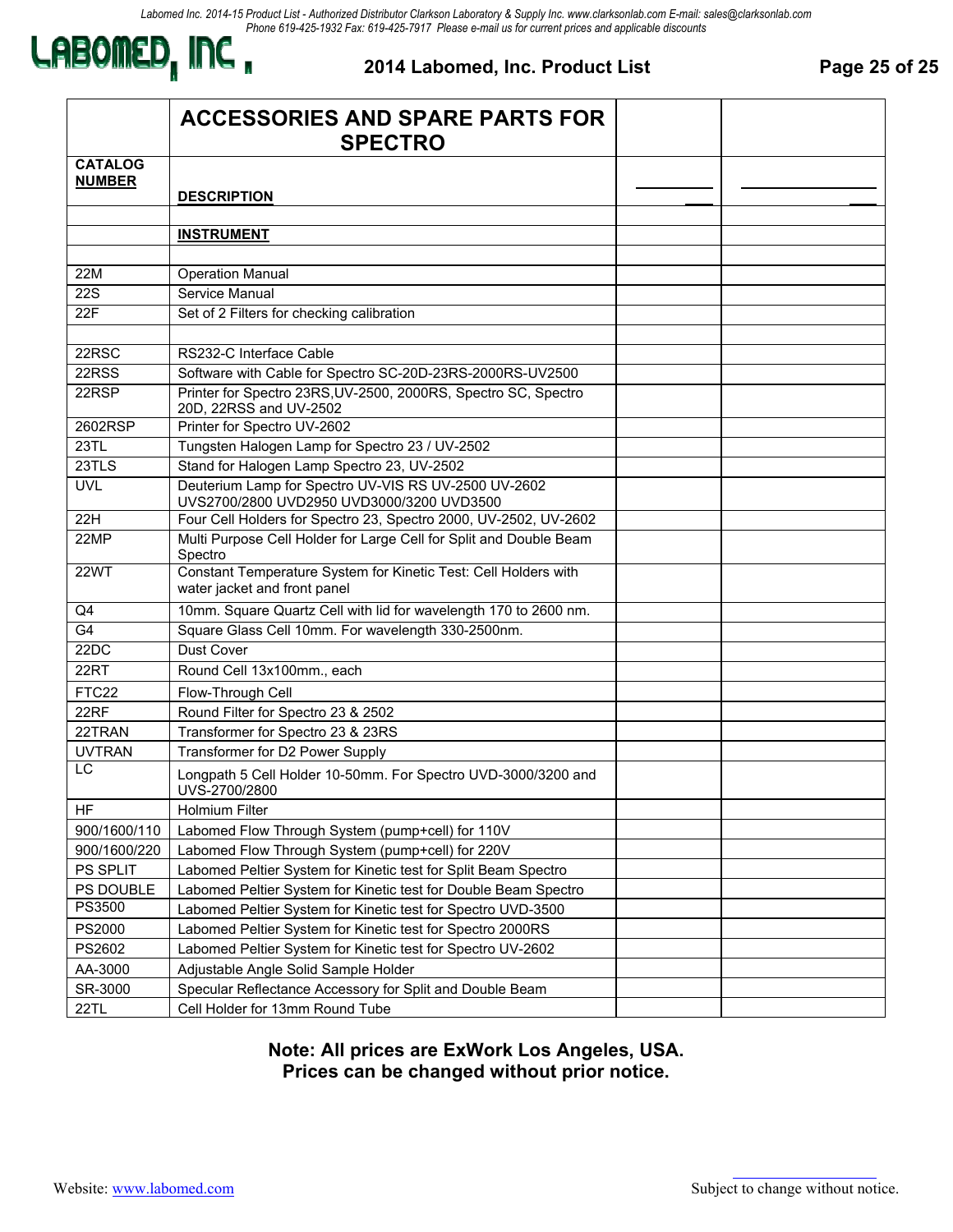| | ACCESSORIES AND SPARE PARTS FOR SPECTRO | | |
|---|---|---|---|
| **CATALOG NUMBER** | **DESCRIPTION** | | |
| | | | |
| | **INSTRUMENT** | | |
| | | | |
| 22M | Operation Manual | | |
| 22S | Service Manual | | |
| 22F | Set of 2 Filters for checking calibration | | |
| | | | |
| 22RSC | RS232-C Interface Cable | | |
| 22RSS | Software with Cable for Spectro SC-20D-23RS-2000RS-UV2500 | | |
| 22RSP | Printer for Spectro 23RS,UV-2500, 2000RS, Spectro SC, Spectro 20D, 22RSS and UV-2502 | | |
| 2602RSP | Printer for Spectro UV-2602 | | |
| 23TL | Tungsten Halogen Lamp for Spectro 23 / UV-2502 | | |
| 23TLS | Stand for Halogen Lamp Spectro 23, UV-2502 | | |
| UVL | Deuterium Lamp for Spectro UV-VIS RS UV-2500 UV-2602 UVS2700/2800 UVD2950 UVD3000/3200 UVD3500 | | |
| 22H | Four Cell Holders for Spectro 23, Spectro 2000, UV-2502, UV-2602 | | |
| 22MP | Multi Purpose Cell Holder for Large Cell for Split and Double Beam Spectro | | |
| 22WT | Constant Temperature System for Kinetic Test: Cell Holders with water jacket and front panel | | |
| Q4 | 10mm. Square Quartz Cell with lid for wavelength 170 to 2600 nm. | | |
| G4 | Square Glass Cell 10mm. For wavelength 330-2500nm. | | |
| 22DC | Dust Cover | | |
| 22RT | Round Cell 13x100mm., each | | |
| FTC22 | Flow-Through Cell | | |
| 22RF | Round Filter for Spectro 23 & 2502 | | |
| 22TRAN | Transformer for Spectro 23 & 23RS | | |
| UVTRAN | Transformer for D2 Power Supply | | |
| LC | Longpath 5 Cell Holder 10-50mm. For Spectro UVD-3000/3200 and UVS-2700/2800 | | |
| HF | Holmium Filter | | |
| 900/1600/110 | Labomed Flow Through System (pump+cell) for 110V | | |
| 900/1600/220 | Labomed Flow Through System (pump+cell) for 220V | | |
| PS SPLIT | Labomed Peltier System for Kinetic test for Split Beam Spectro | | |
| PS DOUBLE | Labomed Peltier System for Kinetic test for Double Beam Spectro | | |
| PS3500 | Labomed Peltier System for Kinetic test for Spectro UVD-3500 | | |
| PS2000 | Labomed Peltier System for Kinetic test for Spectro 2000RS | | |
| PS2602 | Labomed Peltier System for Kinetic test for Spectro UV-2602 | | |
| AA-3000 | Adjustable Angle Solid Sample Holder | | |
| SR-3000 | Specular Reflectance Accessory for Split and Double Beam | | |
| 22TL | Cell Holder for 13mm Round Tube | | |

**Note: All prices are ExWork Los Angeles, USA.**
**Prices can be changed without prior notice.**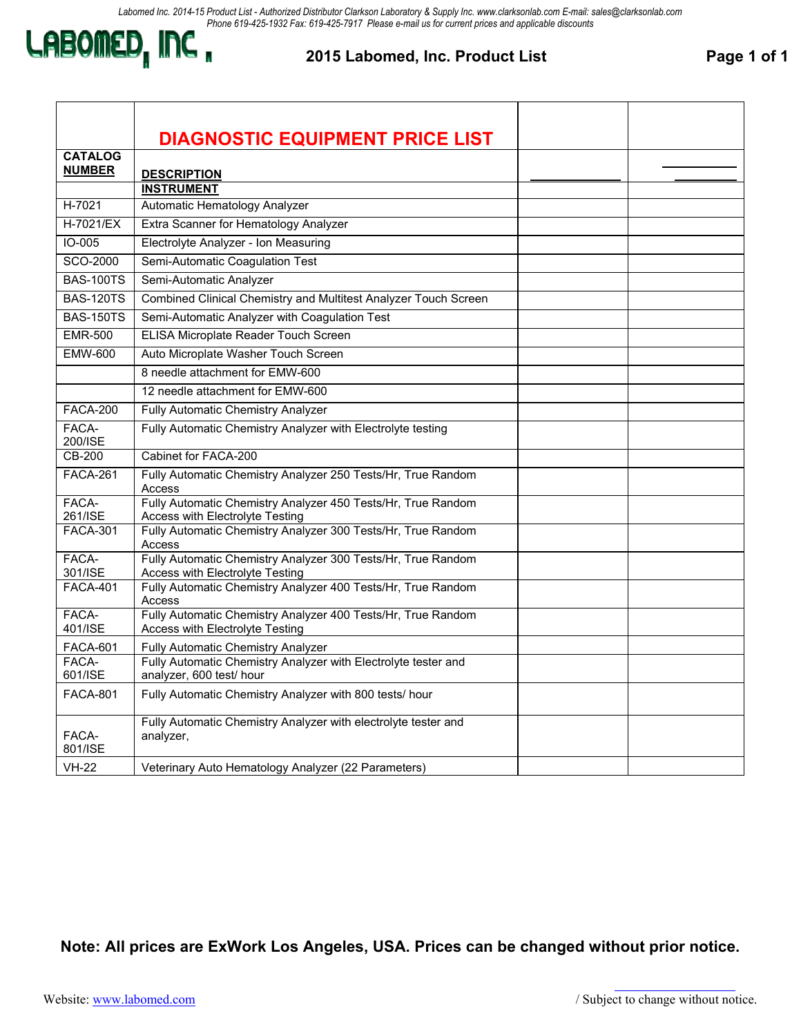# LABOMED, INC.

## 2015 Labomed, Inc. Product List

| CATALOG NUMBER | DIAGNOSTIC EQUIPMENT PRICE LIST<br>DESCRIPTION | | |
|---|---|---|---|
| | **INSTRUMENT** | | |
| H-7021 | Automatic Hematology Analyzer | | |
| H-7021/EX | Extra Scanner for Hematology Analyzer | | |
| IO-005 | Electrolyte Analyzer - Ion Measuring | | |
| SCO-2000 | Semi-Automatic Coagulation Test | | |
| BAS-100TS | Semi-Automatic Analyzer | | |
| BAS-120TS | Combined Clinical Chemistry and Multitest Analyzer Touch Screen | | |
| BAS-150TS | Semi-Automatic Analyzer with Coagulation Test | | |
| EMR-500 | ELISA Microplate Reader Touch Screen | | |
| EMW-600 | Auto Microplate Washer Touch Screen | | |
| | 8 needle attachment for EMW-600 | | |
| | 12 needle attachment for EMW-600 | | |
| FACA-200 | Fully Automatic Chemistry Analyzer | | |
| FACA-200/ISE | Fully Automatic Chemistry Analyzer with Electrolyte testing | | |
| CB-200 | Cabinet for FACA-200 | | |
| FACA-261 | Fully Automatic Chemistry Analyzer 250 Tests/Hr, True Random Access | | |
| FACA-261/ISE | Fully Automatic Chemistry Analyzer 450 Tests/Hr, True Random Access with Electrolyte Testing | | |
| FACA-301 | Fully Automatic Chemistry Analyzer 300 Tests/Hr, True Random Access | | |
| FACA-301/ISE | Fully Automatic Chemistry Analyzer 300 Tests/Hr, True Random Access with Electrolyte Testing | | |
| FACA-401 | Fully Automatic Chemistry Analyzer 400 Tests/Hr, True Random Access | | |
| FACA-401/ISE | Fully Automatic Chemistry Analyzer 400 Tests/Hr, True Random Access with Electrolyte Testing | | |
| FACA-601 | Fully Automatic Chemistry Analyzer | | |
| FACA-601/ISE | Fully Automatic Chemistry Analyzer with Electrolyte tester and analyzer, 600 test/ hour | | |
| FACA-801 | Fully Automatic Chemistry Analyzer with 800 tests/ hour | | |
| FACA-801/ISE | Fully Automatic Chemistry Analyzer with electrolyte tester and analyzer, | | |
| VH-22 | Veterinary Auto Hematology Analyzer (22 Parameters) | | |

**Note: All prices are ExWork Los Angeles, USA. Prices can be changed without prior notice.**

Website: www.labomed.com / Subject to change without notice.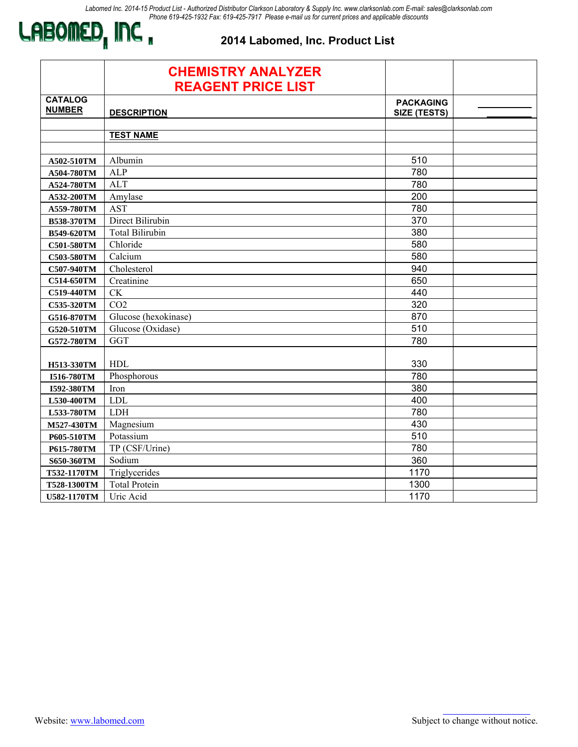Labomed Inc. 2014-15 Product List - Authorized Distributor Clarkson Laboratory & Supply Inc. www.clarksonlab.com E-mail: sales@clarksonlab.com
Phone 619-425-1932 Fax: 619-425-7917 Please e-mail us for current prices and applicable discounts

LABOMED, INC.

# 2014 Labomed, Inc. Product List

## CHEMISTRY ANALYZER REAGENT PRICE LIST

| CATALOG NUMBER | DESCRIPTION | PACKAGING SIZE (TESTS) | |
|---|---|---|---|
| | **TEST NAME** | | |
| A502-510TM | Albumin | 510 | |
| A504-780TM | ALP | 780 | |
| A524-780TM | ALT | 780 | |
| A532-200TM | Amylase | 200 | |
| A559-780TM | AST | 780 | |
| B538-370TM | Direct Bilirubin | 370 | |
| B549-620TM | Total Bilirubin | 380 | |
| C501-580TM | Chloride | 580 | |
| C503-580TM | Calcium | 580 | |
| C507-940TM | Cholesterol | 940 | |
| C514-650TM | Creatinine | 650 | |
| C519-440TM | CK | 440 | |
| C535-320TM | CO2 | 320 | |
| G516-870TM | Glucose (hexokinase) | 870 | |
| G520-510TM | Glucose (Oxidase) | 510 | |
| G572-780TM | GGT | 780 | |
| H513-330TM | HDL | 330 | |
| I516-780TM | Phosphorous | 780 | |
| I592-380TM | Iron | 380 | |
| L530-400TM | LDL | 400 | |
| L533-780TM | LDH | 780 | |
| M527-430TM | Magnesium | 430 | |
| P605-510TM | Potassium | 510 | |
| P615-780TM | TP (CSF/Urine) | 780 | |
| S650-360TM | Sodium | 360 | |
| T532-1170TM | Triglycerides | 1170 | |
| T528-1300TM | Total Protein | 1300 | |
| U582-1170TM | Uric Acid | 1170 | |

Website: www.labomed.com

Subject to change without notice.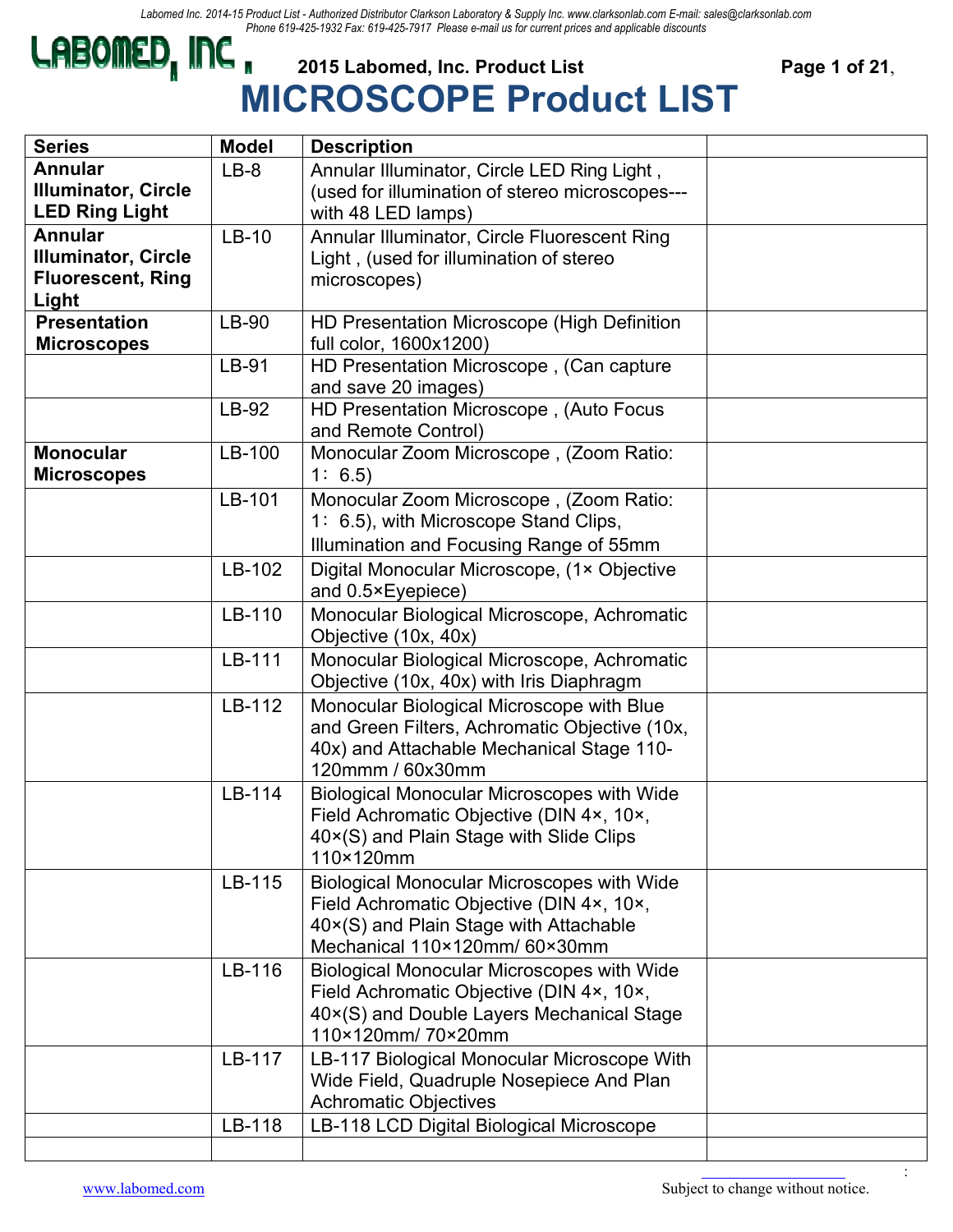**2015 Labomed, Inc. Product List**

# MICROSCOPE Product LIST

| Series | Model | Description | |
|---|---|---|---|
| **Annular Illuminator, Circle LED Ring Light** | LB-8 | Annular Illuminator, Circle LED Ring Light , (used for illumination of stereo microscopes---with 48 LED lamps) | |
| **Annular Illuminator, Circle Fluorescent, Ring Light** | LB-10 | Annular Illuminator, Circle Fluorescent Ring Light , (used for illumination of stereo microscopes) | |
| **Presentation Microscopes** | LB-90 | HD Presentation Microscope (High Definition full color, 1600x1200) | |
| | LB-91 | HD Presentation Microscope , (Can capture and save 20 images) | |
| | LB-92 | HD Presentation Microscope , (Auto Focus and Remote Control) | |
| **Monocular Microscopes** | LB-100 | Monocular Zoom Microscope , (Zoom Ratio: 1：6.5) | |
| | LB-101 | Monocular Zoom Microscope , (Zoom Ratio: 1：6.5), with Microscope Stand Clips, Illumination and Focusing Range of 55mm | |
| | LB-102 | Digital Monocular Microscope, (1× Objective and 0.5×Eyepiece) | |
| | LB-110 | Monocular Biological Microscope, Achromatic Objective (10x, 40x) | |
| | LB-111 | Monocular Biological Microscope, Achromatic Objective (10x, 40x) with Iris Diaphragm | |
| | LB-112 | Monocular Biological Microscope with Blue and Green Filters, Achromatic Objective (10x, 40x) and Attachable Mechanical Stage 110-120mmm / 60x30mm | |
| | LB-114 | Biological Monocular Microscopes with Wide Field Achromatic Objective (DIN 4×, 10×, 40×(S) and Plain Stage with Slide Clips 110×120mm | |
| | LB-115 | Biological Monocular Microscopes with Wide Field Achromatic Objective (DIN 4×, 10×, 40×(S) and Plain Stage with Attachable Mechanical 110×120mm/ 60×30mm | |
| | LB-116 | Biological Monocular Microscopes with Wide Field Achromatic Objective (DIN 4×, 10×, 40×(S) and Double Layers Mechanical Stage 110×120mm/ 70×20mm | |
| | LB-117 | LB-117 Biological Monocular Microscope With Wide Field, Quadruple Nosepiece And Plan Achromatic Objectives | |
| | LB-118 | LB-118 LCD Digital Biological Microscope | |
| | | | |

www.labomed.com

Subject to change without notice.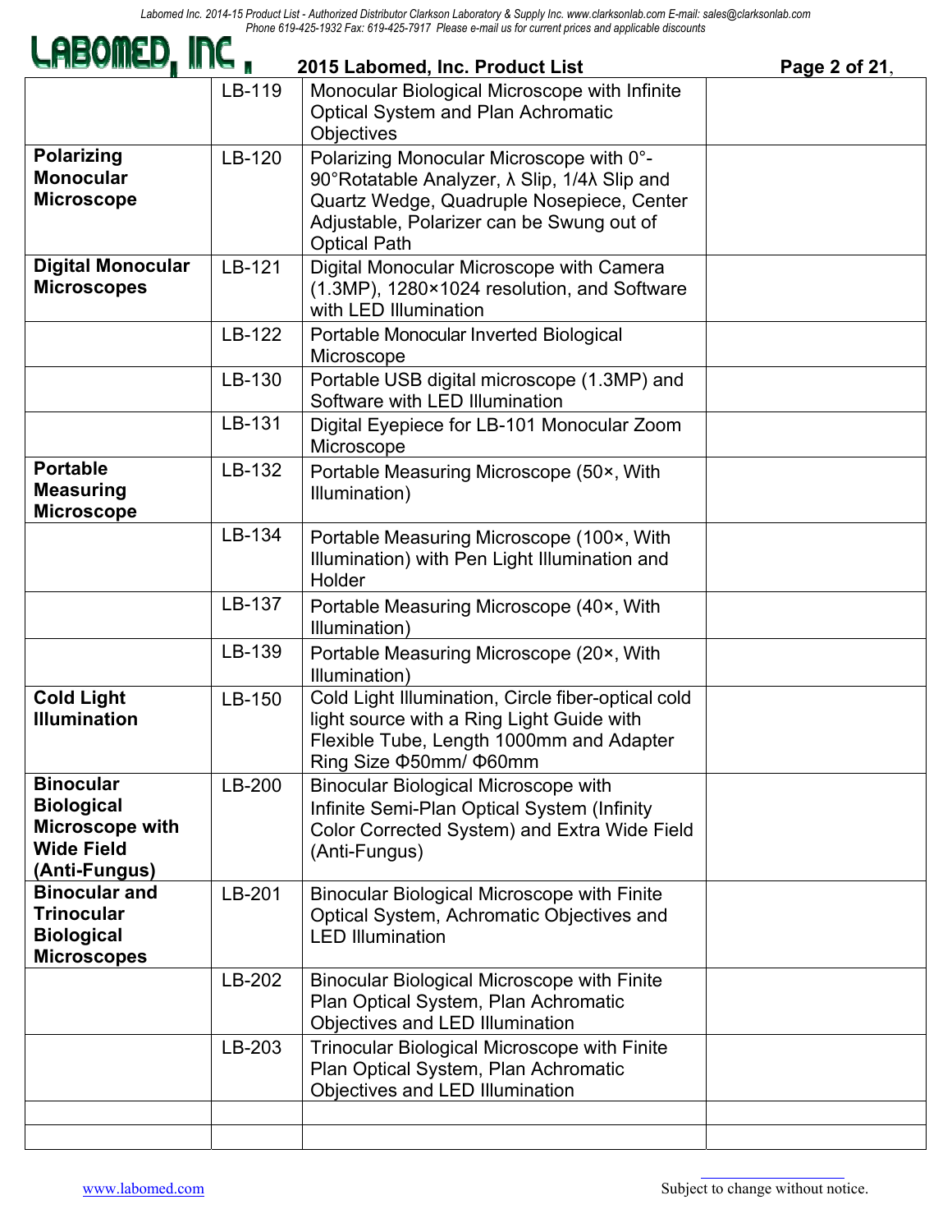| | | | |
|---|---|---|---|
| | LB-119 | Monocular Biological Microscope with Infinite Optical System and Plan Achromatic Objectives | |
| **Polarizing Monocular Microscope** | LB-120 | Polarizing Monocular Microscope with 0°-90°Rotatable Analyzer, λ Slip, 1/4λ Slip and Quartz Wedge, Quadruple Nosepiece, Center Adjustable, Polarizer can be Swung out of Optical Path | |
| **Digital Monocular Microscopes** | LB-121 | Digital Monocular Microscope with Camera (1.3MP), 1280×1024 resolution, and Software with LED Illumination | |
| | LB-122 | Portable Monocular Inverted Biological Microscope | |
| | LB-130 | Portable USB digital microscope (1.3MP) and Software with LED Illumination | |
| | LB-131 | Digital Eyepiece for LB-101 Monocular Zoom Microscope | |
| **Portable Measuring Microscope** | LB-132 | Portable Measuring Microscope (50×, With Illumination) | |
| | LB-134 | Portable Measuring Microscope (100×, With Illumination) with Pen Light Illumination and Holder | |
| | LB-137 | Portable Measuring Microscope (40×, With Illumination) | |
| | LB-139 | Portable Measuring Microscope (20×, With Illumination) | |
| **Cold Light Illumination** | LB-150 | Cold Light Illumination, Circle fiber-optical cold light source with a Ring Light Guide with Flexible Tube, Length 1000mm and Adapter Ring Size Φ50mm/ Φ60mm | |
| **Binocular Biological Microscope with Wide Field (Anti-Fungus)** | LB-200 | Binocular Biological Microscope with Infinite Semi-Plan Optical System (Infinity Color Corrected System) and Extra Wide Field (Anti-Fungus) | |
| **Binocular and Trinocular Biological Microscopes** | LB-201 | Binocular Biological Microscope with Finite Optical System, Achromatic Objectives and LED Illumination | |
| | LB-202 | Binocular Biological Microscope with Finite Plan Optical System, Plan Achromatic Objectives and LED Illumination | |
| | LB-203 | Trinocular Biological Microscope with Finite Plan Optical System, Plan Achromatic Objectives and LED Illumination | |
| | | | |
| | | | |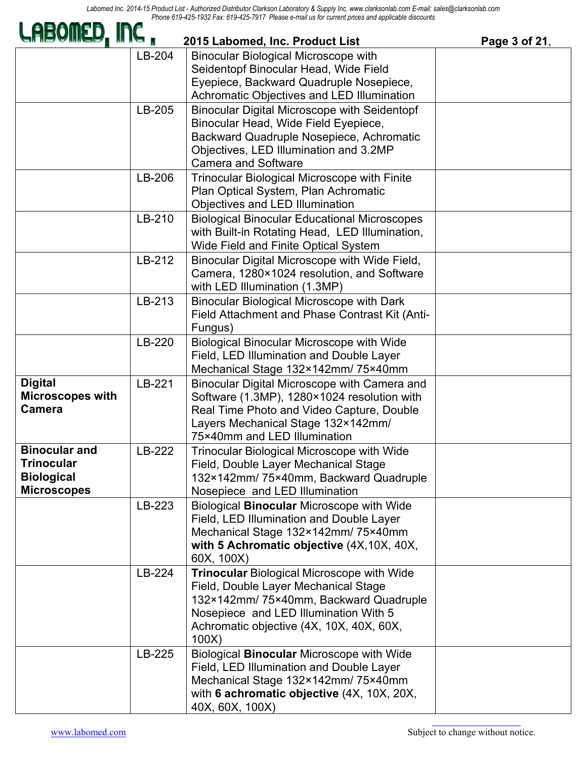## 2015 Labomed, Inc. Product List

| | | | |
|---|---|---|---|
| | LB-204 | Binocular Biological Microscope with Seidentopf Binocular Head, Wide Field Eyepiece, Backward Quadruple Nosepiece, Achromatic Objectives and LED Illumination | |
| | LB-205 | Binocular Digital Microscope with Seidentopf Binocular Head, Wide Field Eyepiece, Backward Quadruple Nosepiece, Achromatic Objectives, LED Illumination and 3.2MP Camera and Software | |
| | LB-206 | Trinocular Biological Microscope with Finite Plan Optical System, Plan Achromatic Objectives and LED Illumination | |
| | LB-210 | Biological Binocular Educational Microscopes with Built-in Rotating Head, LED Illumination, Wide Field and Finite Optical System | |
| | LB-212 | Binocular Digital Microscope with Wide Field, Camera, 1280×1024 resolution, and Software with LED Illumination (1.3MP) | |
| | LB-213 | Binocular Biological Microscope with Dark Field Attachment and Phase Contrast Kit (Anti-Fungus) | |
| | LB-220 | Biological Binocular Microscope with Wide Field, LED Illumination and Double Layer Mechanical Stage 132×142mm/ 75×40mm | |
| **Digital Microscopes with Camera** | LB-221 | Binocular Digital Microscope with Camera and Software (1.3MP), 1280×1024 resolution with Real Time Photo and Video Capture, Double Layers Mechanical Stage 132×142mm/ 75×40mm and LED Illumination | |
| **Binocular and Trinocular Biological Microscopes** | LB-222 | Trinocular Biological Microscope with Wide Field, Double Layer Mechanical Stage 132×142mm/ 75×40mm, Backward Quadruple Nosepiece and LED Illumination | |
| | LB-223 | Biological **Binocular** Microscope with Wide Field, LED Illumination and Double Layer Mechanical Stage 132×142mm/ 75×40mm **with 5 Achromatic objective** (4X,10X, 40X, 60X, 100X) | |
| | LB-224 | **Trinocular** Biological Microscope with Wide Field, Double Layer Mechanical Stage 132×142mm/ 75×40mm, Backward Quadruple Nosepiece and LED Illumination With 5 Achromatic objective (4X, 10X, 40X, 60X, 100X) | |
| | LB-225 | Biological **Binocular** Microscope with Wide Field, LED Illumination and Double Layer Mechanical Stage 132×142mm/ 75×40mm with **6 achromatic objective** (4X, 10X, 20X, 40X, 60X, 100X) | |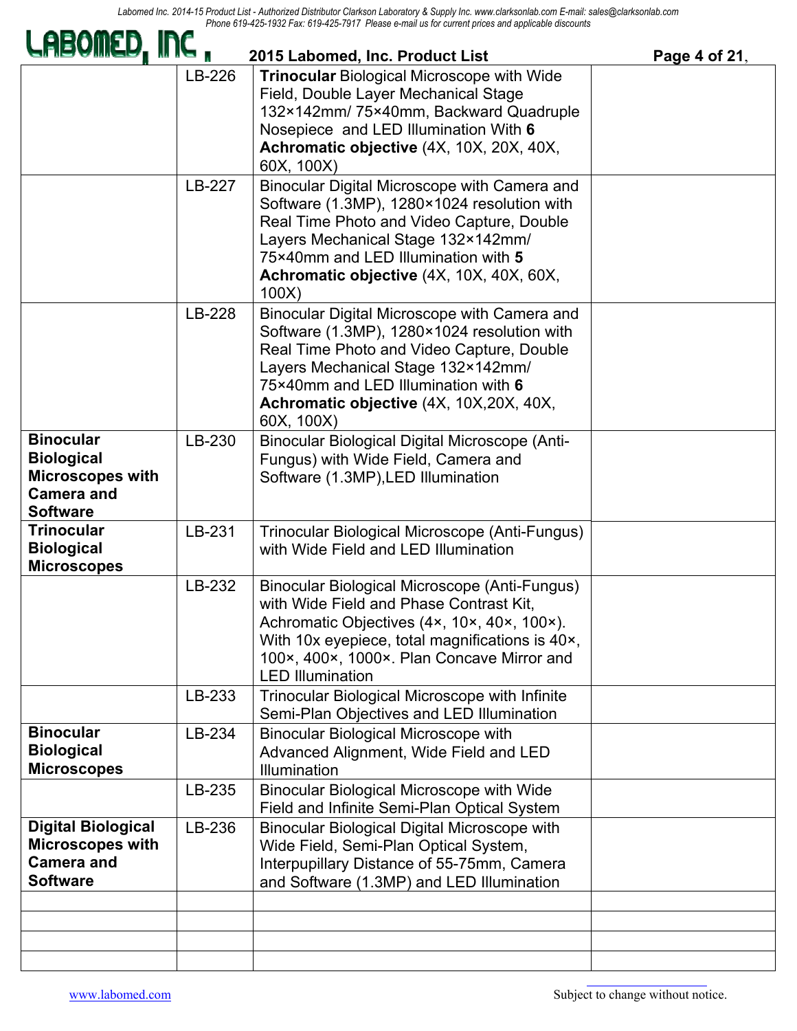| | | | |
|---|---|---|---|
| | LB-226 | **Trinocular** Biological Microscope with Wide Field, Double Layer Mechanical Stage 132×142mm/ 75×40mm, Backward Quadruple Nosepiece and LED Illumination With **6 Achromatic objective** (4X, 10X, 20X, 40X, 60X, 100X) | |
| | LB-227 | Binocular Digital Microscope with Camera and Software (1.3MP), 1280×1024 resolution with Real Time Photo and Video Capture, Double Layers Mechanical Stage 132×142mm/ 75×40mm and LED Illumination with **5 Achromatic objective** (4X, 10X, 40X, 60X, 100X) | |
| | LB-228 | Binocular Digital Microscope with Camera and Software (1.3MP), 1280×1024 resolution with Real Time Photo and Video Capture, Double Layers Mechanical Stage 132×142mm/ 75×40mm and LED Illumination with **6 Achromatic objective** (4X, 10X,20X, 40X, 60X, 100X) | |
| **Binocular Biological Microscopes with Camera and Software** | LB-230 | Binocular Biological Digital Microscope (Anti-Fungus) with Wide Field, Camera and Software (1.3MP),LED Illumination | |
| **Trinocular Biological Microscopes** | LB-231 | Trinocular Biological Microscope (Anti-Fungus) with Wide Field and LED Illumination | |
| | LB-232 | Binocular Biological Microscope (Anti-Fungus) with Wide Field and Phase Contrast Kit, Achromatic Objectives (4×, 10×, 40×, 100×). With 10x eyepiece, total magnifications is 40×, 100×, 400×, 1000×. Plan Concave Mirror and LED Illumination | |
| | LB-233 | Trinocular Biological Microscope with Infinite Semi-Plan Objectives and LED Illumination | |
| **Binocular Biological Microscopes** | LB-234 | Binocular Biological Microscope with Advanced Alignment, Wide Field and LED Illumination | |
| | LB-235 | Binocular Biological Microscope with Wide Field and Infinite Semi-Plan Optical System | |
| **Digital Biological Microscopes with Camera and Software** | LB-236 | Binocular Biological Digital Microscope with Wide Field, Semi-Plan Optical System, Interpupillary Distance of 55-75mm, Camera and Software (1.3MP) and LED Illumination | |
| | | | |
| | | | |
| | | | |
| | | | |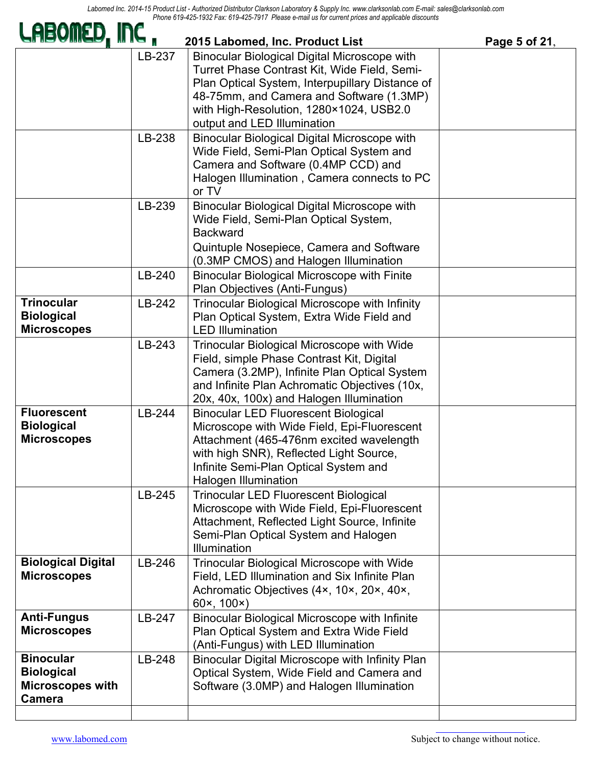| | | | |
|---|---|---|---|
| | LB-237 | Binocular Biological Digital Microscope with Turret Phase Contrast Kit, Wide Field, Semi-Plan Optical System, Interpupillary Distance of 48-75mm, and Camera and Software (1.3MP) with High-Resolution, 1280×1024, USB2.0 output and LED Illumination | |
| | LB-238 | Binocular Biological Digital Microscope with Wide Field, Semi-Plan Optical System and Camera and Software (0.4MP CCD) and Halogen Illumination , Camera connects to PC or TV | |
| | LB-239 | Binocular Biological Digital Microscope with Wide Field, Semi-Plan Optical System, Backward Quintuple Nosepiece, Camera and Software (0.3MP CMOS) and Halogen Illumination | |
| | LB-240 | Binocular Biological Microscope with Finite Plan Objectives (Anti-Fungus) | |
| **Trinocular Biological Microscopes** | LB-242 | Trinocular Biological Microscope with Infinity Plan Optical System, Extra Wide Field and LED Illumination | |
| | LB-243 | Trinocular Biological Microscope with Wide Field, simple Phase Contrast Kit, Digital Camera (3.2MP), Infinite Plan Optical System and Infinite Plan Achromatic Objectives (10x, 20x, 40x, 100x) and Halogen Illumination | |
| **Fluorescent Biological Microscopes** | LB-244 | Binocular LED Fluorescent Biological Microscope with Wide Field, Epi-Fluorescent Attachment (465-476nm excited wavelength with high SNR), Reflected Light Source, Infinite Semi-Plan Optical System and Halogen Illumination | |
| | LB-245 | Trinocular LED Fluorescent Biological Microscope with Wide Field, Epi-Fluorescent Attachment, Reflected Light Source, Infinite Semi-Plan Optical System and Halogen Illumination | |
| **Biological Digital Microscopes** | LB-246 | Trinocular Biological Microscope with Wide Field, LED Illumination and Six Infinite Plan Achromatic Objectives (4×, 10×, 20×, 40×, 60×, 100×) | |
| **Anti-Fungus Microscopes** | LB-247 | Binocular Biological Microscope with Infinite Plan Optical System and Extra Wide Field (Anti-Fungus) with LED Illumination | |
| **Binocular Biological Microscopes with Camera** | LB-248 | Binocular Digital Microscope with Infinity Plan Optical System, Wide Field and Camera and Software (3.0MP) and Halogen Illumination | |
| | | | |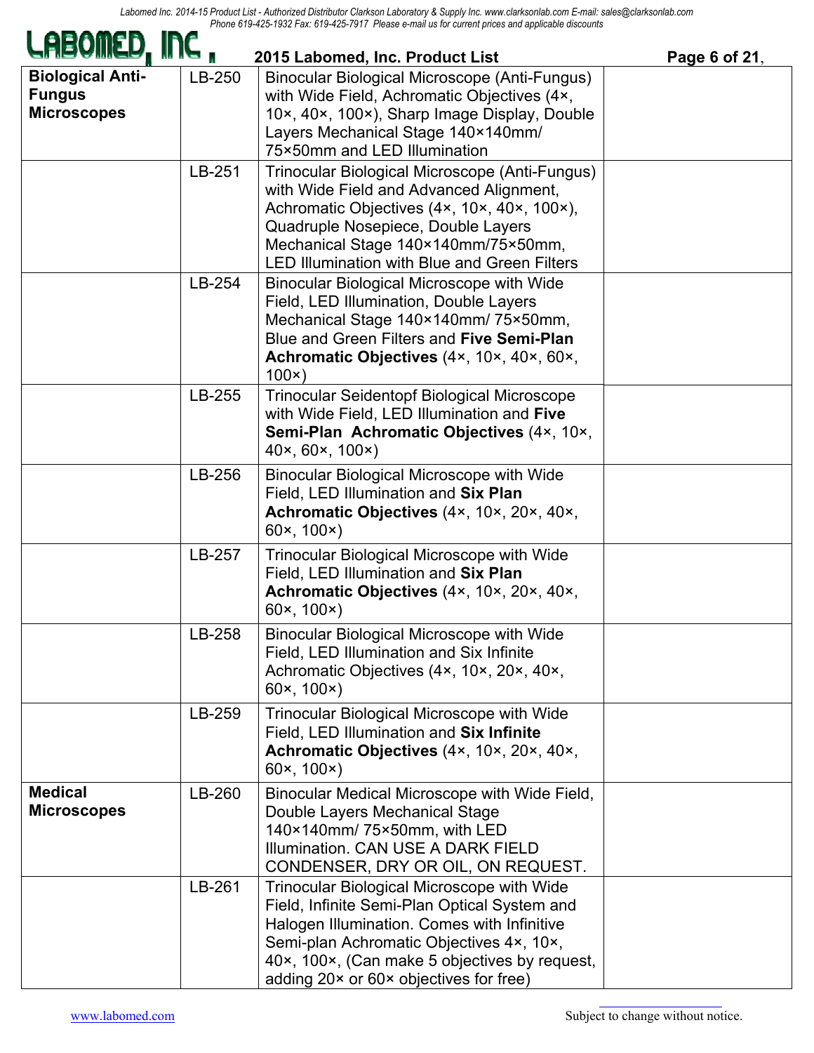Labomed Inc. 2014-15 Product List - Authorized Distributor Clarkson Laboratory & Supply Inc. www.clarksonlab.com E-mail: sales@clarksonlab.com
Phone 619-425-1932 Fax: 619-425-7917 Please e-mail us for current prices and applicable discounts

# 2015 Labomed, Inc. Product List

| | | | |
|---|---|---|---|
| **Biological Anti-Fungus Microscopes** | LB-250 | Binocular Biological Microscope (Anti-Fungus) with Wide Field, Achromatic Objectives (4×, 10×, 40×, 100×), Sharp Image Display, Double Layers Mechanical Stage 140×140mm/ 75×50mm and LED Illumination | |
| | LB-251 | Trinocular Biological Microscope (Anti-Fungus) with Wide Field and Advanced Alignment, Achromatic Objectives (4×, 10×, 40×, 100×), Quadruple Nosepiece, Double Layers Mechanical Stage 140×140mm/75×50mm, LED Illumination with Blue and Green Filters | |
| | LB-254 | Binocular Biological Microscope with Wide Field, LED Illumination, Double Layers Mechanical Stage 140×140mm/ 75×50mm, Blue and Green Filters and **Five Semi-Plan Achromatic Objectives** (4×, 10×, 40×, 60×, 100×) | |
| | LB-255 | Trinocular Seidentopf Biological Microscope with Wide Field, LED Illumination and **Five Semi-Plan Achromatic Objectives** (4×, 10×, 40×, 60×, 100×) | |
| | LB-256 | Binocular Biological Microscope with Wide Field, LED Illumination and **Six Plan Achromatic Objectives** (4×, 10×, 20×, 40×, 60×, 100×) | |
| | LB-257 | Trinocular Biological Microscope with Wide Field, LED Illumination and **Six Plan Achromatic Objectives** (4×, 10×, 20×, 40×, 60×, 100×) | |
| | LB-258 | Binocular Biological Microscope with Wide Field, LED Illumination and Six Infinite Achromatic Objectives (4×, 10×, 20×, 40×, 60×, 100×) | |
| | LB-259 | Trinocular Biological Microscope with Wide Field, LED Illumination and **Six Infinite Achromatic Objectives** (4×, 10×, 20×, 40×, 60×, 100×) | |
| **Medical Microscopes** | LB-260 | Binocular Medical Microscope with Wide Field, Double Layers Mechanical Stage 140×140mm/ 75×50mm, with LED Illumination. CAN USE A DARK FIELD CONDENSER, DRY OR OIL, ON REQUEST. | |
| | LB-261 | Trinocular Biological Microscope with Wide Field, Infinite Semi-Plan Optical System and Halogen Illumination. Comes with Infinitive Semi-plan Achromatic Objectives 4×, 10×, 40×, 100×, (Can make 5 objectives by request, adding 20× or 60× objectives for free) | |

www.labomed.com

Subject to change without notice.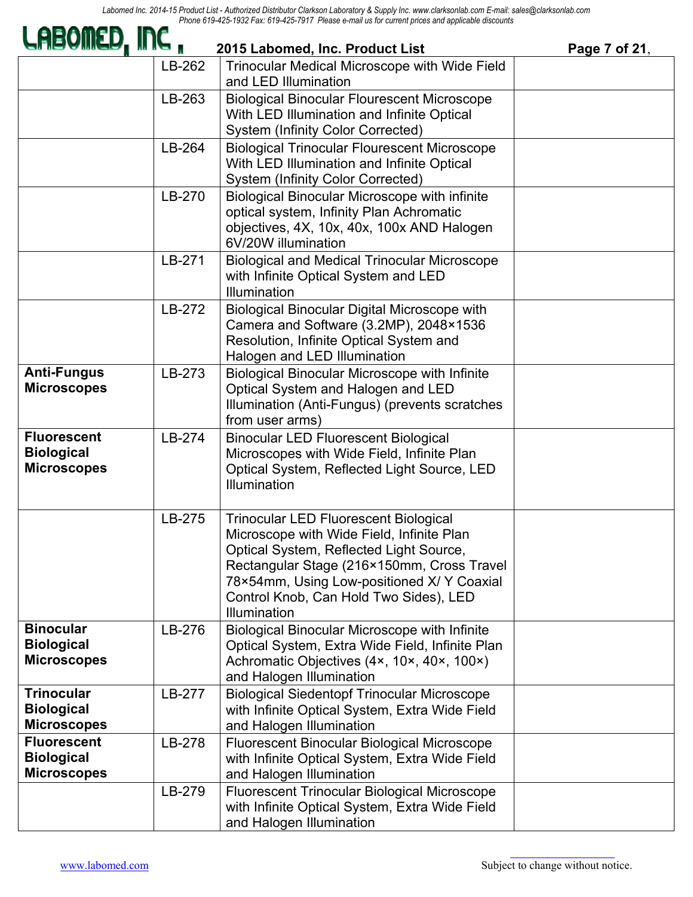| | | | |
|---|---|---|---|
| | LB-262 | Trinocular Medical Microscope with Wide Field and LED Illumination | |
| | LB-263 | Biological Binocular Flourescent Microscope With LED Illumination and Infinite Optical System (Infinity Color Corrected) | |
| | LB-264 | Biological Trinocular Flourescent Microscope With LED Illumination and Infinite Optical System (Infinity Color Corrected) | |
| | LB-270 | Biological Binocular Microscope with infinite optical system, Infinity Plan Achromatic objectives, 4X, 10x, 40x, 100x AND Halogen 6V/20W illumination | |
| | LB-271 | Biological and Medical Trinocular Microscope with Infinite Optical System and LED Illumination | |
| | LB-272 | Biological Binocular Digital Microscope with Camera and Software (3.2MP), 2048×1536 Resolution, Infinite Optical System and Halogen and LED Illumination | |
| **Anti-Fungus Microscopes** | LB-273 | Biological Binocular Microscope with Infinite Optical System and Halogen and LED Illumination (Anti-Fungus) (prevents scratches from user arms) | |
| **Fluorescent Biological Microscopes** | LB-274 | Binocular LED Fluorescent Biological Microscopes with Wide Field, Infinite Plan Optical System, Reflected Light Source, LED Illumination | |
| | LB-275 | Trinocular LED Fluorescent Biological Microscope with Wide Field, Infinite Plan Optical System, Reflected Light Source, Rectangular Stage (216×150mm, Cross Travel 78×54mm, Using Low-positioned X/ Y Coaxial Control Knob, Can Hold Two Sides), LED Illumination | |
| **Binocular Biological Microscopes** | LB-276 | Biological Binocular Microscope with Infinite Optical System, Extra Wide Field, Infinite Plan Achromatic Objectives (4×, 10×, 40×, 100×) and Halogen Illumination | |
| **Trinocular Biological Microscopes** | LB-277 | Biological Siedentopf Trinocular Microscope with Infinite Optical System, Extra Wide Field and Halogen Illumination | |
| **Fluorescent Biological Microscopes** | LB-278 | Fluorescent Binocular Biological Microscope with Infinite Optical System, Extra Wide Field and Halogen Illumination | |
| | LB-279 | Fluorescent Trinocular Biological Microscope with Infinite Optical System, Extra Wide Field and Halogen Illumination | |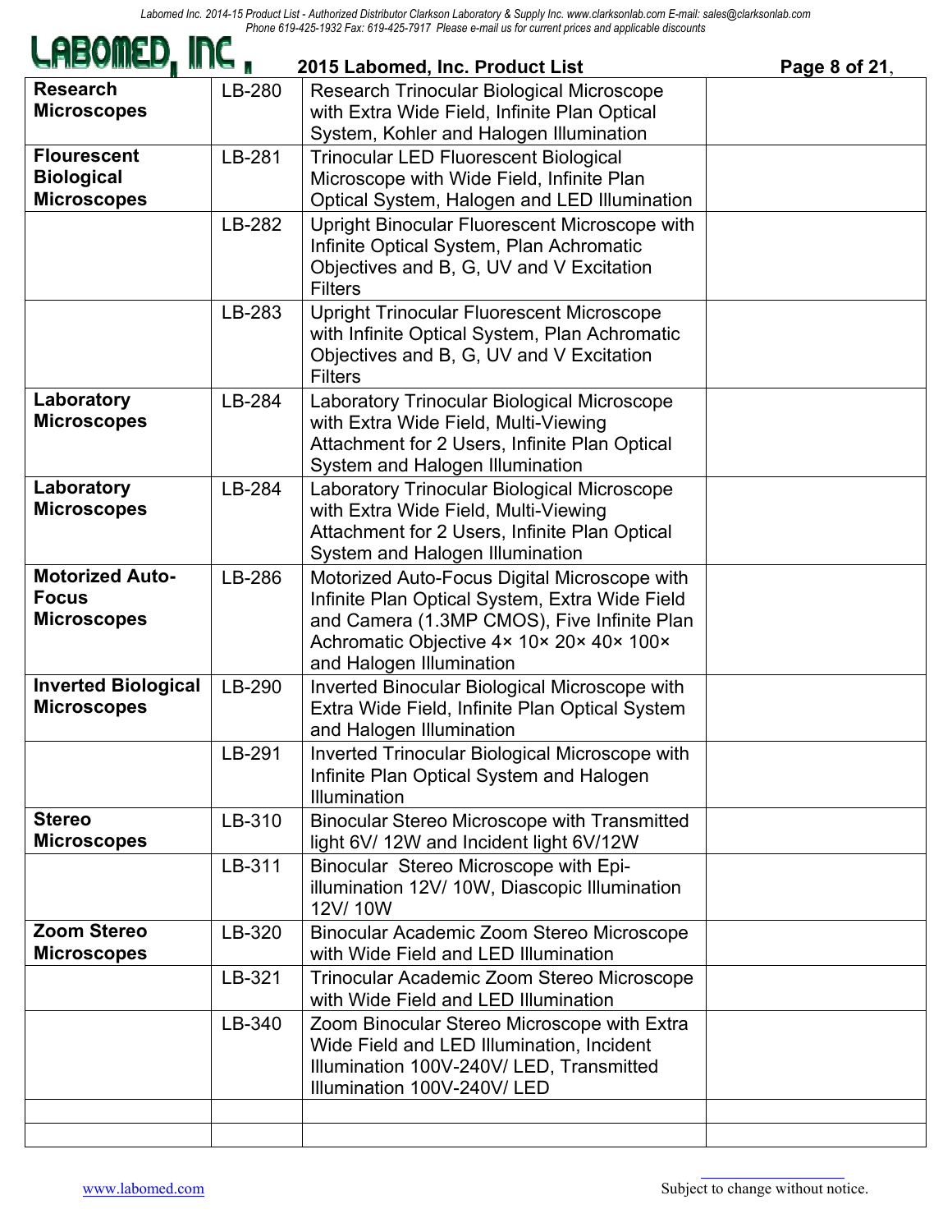# LABOMED, INC.

## 2015 Labomed, Inc. Product List

| | | | |
|---|---|---|---|
| **Research Microscopes** | LB-280 | Research Trinocular Biological Microscope with Extra Wide Field, Infinite Plan Optical System, Kohler and Halogen Illumination | |
| **Flourescent Biological Microscopes** | LB-281 | Trinocular LED Fluorescent Biological Microscope with Wide Field, Infinite Plan Optical System, Halogen and LED Illumination | |
| | LB-282 | Upright Binocular Fluorescent Microscope with Infinite Optical System, Plan Achromatic Objectives and B, G, UV and V Excitation Filters | |
| | LB-283 | Upright Trinocular Fluorescent Microscope with Infinite Optical System, Plan Achromatic Objectives and B, G, UV and V Excitation Filters | |
| **Laboratory Microscopes** | LB-284 | Laboratory Trinocular Biological Microscope with Extra Wide Field, Multi-Viewing Attachment for 2 Users, Infinite Plan Optical System and Halogen Illumination | |
| **Laboratory Microscopes** | LB-284 | Laboratory Trinocular Biological Microscope with Extra Wide Field, Multi-Viewing Attachment for 2 Users, Infinite Plan Optical System and Halogen Illumination | |
| **Motorized Auto-Focus Microscopes** | LB-286 | Motorized Auto-Focus Digital Microscope with Infinite Plan Optical System, Extra Wide Field and Camera (1.3MP CMOS), Five Infinite Plan Achromatic Objective 4× 10× 20× 40× 100× and Halogen Illumination | |
| **Inverted Biological Microscopes** | LB-290 | Inverted Binocular Biological Microscope with Extra Wide Field, Infinite Plan Optical System and Halogen Illumination | |
| | LB-291 | Inverted Trinocular Biological Microscope with Infinite Plan Optical System and Halogen Illumination | |
| **Stereo Microscopes** | LB-310 | Binocular Stereo Microscope with Transmitted light 6V/ 12W and Incident light 6V/12W | |
| | LB-311 | Binocular Stereo Microscope with Epi-illumination 12V/ 10W, Diascopic Illumination 12V/ 10W | |
| **Zoom Stereo Microscopes** | LB-320 | Binocular Academic Zoom Stereo Microscope with Wide Field and LED Illumination | |
| | LB-321 | Trinocular Academic Zoom Stereo Microscope with Wide Field and LED Illumination | |
| | LB-340 | Zoom Binocular Stereo Microscope with Extra Wide Field and LED Illumination, Incident Illumination 100V-240V/ LED, Transmitted Illumination 100V-240V/ LED | |
| | | | |
| | | | |

Subject to change without notice.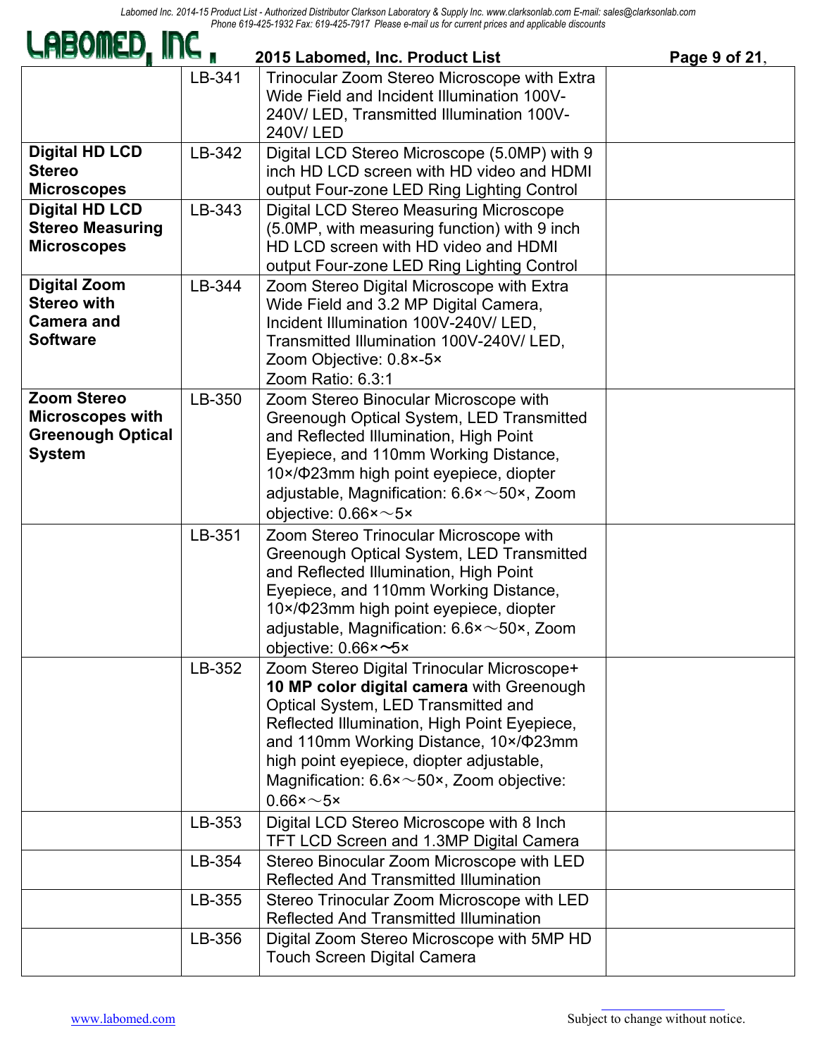| | | | |
|---|---|---|---|
| | LB-341 | Trinocular Zoom Stereo Microscope with Extra Wide Field and Incident Illumination 100V-240V/ LED, Transmitted Illumination 100V-240V/ LED | |
| **Digital HD LCD Stereo Microscopes** | LB-342 | Digital LCD Stereo Microscope (5.0MP) with 9 inch HD LCD screen with HD video and HDMI output Four-zone LED Ring Lighting Control | |
| **Digital HD LCD Stereo Measuring Microscopes** | LB-343 | Digital LCD Stereo Measuring Microscope (5.0MP, with measuring function) with 9 inch HD LCD screen with HD video and HDMI output Four-zone LED Ring Lighting Control | |
| **Digital Zoom Stereo with Camera and Software** | LB-344 | Zoom Stereo Digital Microscope with Extra Wide Field and 3.2 MP Digital Camera, Incident Illumination 100V-240V/ LED, Transmitted Illumination 100V-240V/ LED, Zoom Objective: 0.8×-5× Zoom Ratio: 6.3:1 | |
| **Zoom Stereo Microscopes with Greenough Optical System** | LB-350 | Zoom Stereo Binocular Microscope with Greenough Optical System, LED Transmitted and Reflected Illumination, High Point Eyepiece, and 110mm Working Distance, 10×/Φ23mm high point eyepiece, diopter adjustable, Magnification: 6.6×～50×, Zoom objective: 0.66×～5× | |
| | LB-351 | Zoom Stereo Trinocular Microscope with Greenough Optical System, LED Transmitted and Reflected Illumination, High Point Eyepiece, and 110mm Working Distance, 10×/Φ23mm high point eyepiece, diopter adjustable, Magnification: 6.6×～50×, Zoom objective: 0.66×～5× | |
| | LB-352 | Zoom Stereo Digital Trinocular Microscope+ **10 MP color digital camera** with Greenough Optical System, LED Transmitted and Reflected Illumination, High Point Eyepiece, and 110mm Working Distance, 10×/Φ23mm high point eyepiece, diopter adjustable, Magnification: 6.6×～50×, Zoom objective: 0.66×～5× | |
| | LB-353 | Digital LCD Stereo Microscope with 8 Inch TFT LCD Screen and 1.3MP Digital Camera | |
| | LB-354 | Stereo Binocular Zoom Microscope with LED Reflected And Transmitted Illumination | |
| | LB-355 | Stereo Trinocular Zoom Microscope with LED Reflected And Transmitted Illumination | |
| | LB-356 | Digital Zoom Stereo Microscope with 5MP HD Touch Screen Digital Camera | |

www.labomed.com

Subject to change without notice.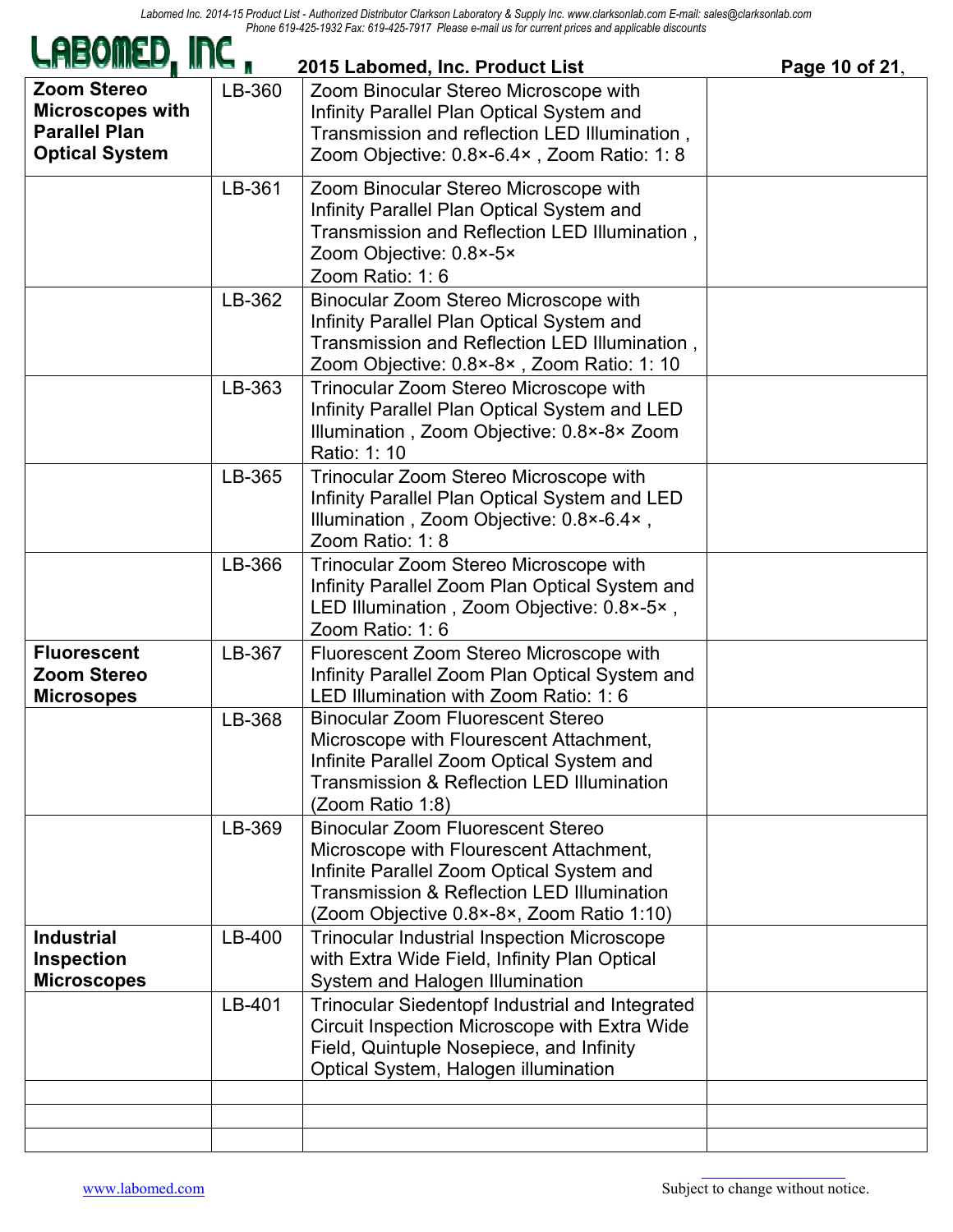| Zoom Stereo Microscopes with Parallel Plan Optical System | LB-360 | Zoom Binocular Stereo Microscope with Infinity Parallel Plan Optical System and Transmission and reflection LED Illumination , Zoom Objective: 0.8×-6.4× , Zoom Ratio: 1: 8 | |
|---|---|---|---|
| | LB-361 | Zoom Binocular Stereo Microscope with Infinity Parallel Plan Optical System and Transmission and Reflection LED Illumination , Zoom Objective: 0.8×-5× Zoom Ratio: 1: 6 | |
| | LB-362 | Binocular Zoom Stereo Microscope with Infinity Parallel Plan Optical System and Transmission and Reflection LED Illumination , Zoom Objective: 0.8×-8× , Zoom Ratio: 1: 10 | |
| | LB-363 | Trinocular Zoom Stereo Microscope with Infinity Parallel Plan Optical System and LED Illumination , Zoom Objective: 0.8×-8× Zoom Ratio: 1: 10 | |
| | LB-365 | Trinocular Zoom Stereo Microscope with Infinity Parallel Plan Optical System and LED Illumination , Zoom Objective: 0.8×-6.4× , Zoom Ratio: 1: 8 | |
| | LB-366 | Trinocular Zoom Stereo Microscope with Infinity Parallel Zoom Plan Optical System and LED Illumination , Zoom Objective: 0.8×-5× , Zoom Ratio: 1: 6 | |
| Fluorescent Zoom Stereo Microsopes | LB-367 | Fluorescent Zoom Stereo Microscope with Infinity Parallel Zoom Plan Optical System and LED Illumination with Zoom Ratio: 1: 6 | |
| | LB-368 | Binocular Zoom Fluorescent Stereo Microscope with Flourescent Attachment, Infinite Parallel Zoom Optical System and Transmission & Reflection LED Illumination (Zoom Ratio 1:8) | |
| | LB-369 | Binocular Zoom Fluorescent Stereo Microscope with Flourescent Attachment, Infinite Parallel Zoom Optical System and Transmission & Reflection LED Illumination (Zoom Objective 0.8×-8×, Zoom Ratio 1:10) | |
| Industrial Inspection Microscopes | LB-400 | Trinocular Industrial Inspection Microscope with Extra Wide Field, Infinity Plan Optical System and Halogen Illumination | |
| | LB-401 | Trinocular Siedentopf Industrial and Integrated Circuit Inspection Microscope with Extra Wide Field, Quintuple Nosepiece, and Infinity Optical System, Halogen illumination | |
| | | | |
| | | | |
| | | | |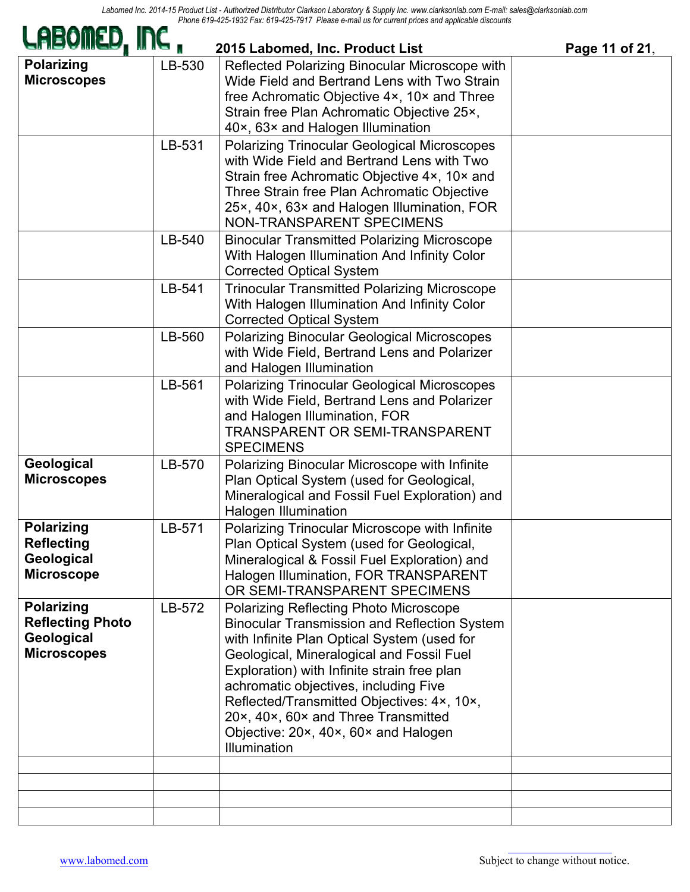Labomed Inc. 2014-15 Product List - Authorized Distributor Clarkson Laboratory & Supply Inc. www.clarksonlab.com E-mail: sales@clarksonlab.com
Phone 619-425-1932 Fax: 619-425-7917 Please e-mail us for current prices and applicable discounts

**LABOMED, INC.**

**2015 Labomed, Inc. Product List**

| | | | |
|---|---|---|---|
| **Polarizing Microscopes** | LB-530 | Reflected Polarizing Binocular Microscope with Wide Field and Bertrand Lens with Two Strain free Achromatic Objective 4×, 10× and Three Strain free Plan Achromatic Objective 25×, 40×, 63× and Halogen Illumination | |
| | LB-531 | Polarizing Trinocular Geological Microscopes with Wide Field and Bertrand Lens with Two Strain free Achromatic Objective 4×, 10× and Three Strain free Plan Achromatic Objective 25×, 40×, 63× and Halogen Illumination, FOR NON-TRANSPARENT SPECIMENS | |
| | LB-540 | Binocular Transmitted Polarizing Microscope With Halogen Illumination And Infinity Color Corrected Optical System | |
| | LB-541 | Trinocular Transmitted Polarizing Microscope With Halogen Illumination And Infinity Color Corrected Optical System | |
| | LB-560 | Polarizing Binocular Geological Microscopes with Wide Field, Bertrand Lens and Polarizer and Halogen Illumination | |
| | LB-561 | Polarizing Trinocular Geological Microscopes with Wide Field, Bertrand Lens and Polarizer and Halogen Illumination, FOR TRANSPARENT OR SEMI-TRANSPARENT SPECIMENS | |
| **Geological Microscopes** | LB-570 | Polarizing Binocular Microscope with Infinite Plan Optical System (used for Geological, Mineralogical and Fossil Fuel Exploration) and Halogen Illumination | |
| **Polarizing Reflecting Geological Microscope** | LB-571 | Polarizing Trinocular Microscope with Infinite Plan Optical System (used for Geological, Mineralogical & Fossil Fuel Exploration) and Halogen Illumination, FOR TRANSPARENT OR SEMI-TRANSPARENT SPECIMENS | |
| **Polarizing Reflecting Photo Geological Microscopes** | LB-572 | Polarizing Reflecting Photo Microscope Binocular Transmission and Reflection System with Infinite Plan Optical System (used for Geological, Mineralogical and Fossil Fuel Exploration) with Infinite strain free plan achromatic objectives, including Five Reflected/Transmitted Objectives: 4×, 10×, 20×, 40×, 60× and Three Transmitted Objective: 20×, 40×, 60× and Halogen Illumination | |
| | | | |
| | | | |
| | | | |
| | | | |

www.labomed.com

Subject to change without notice.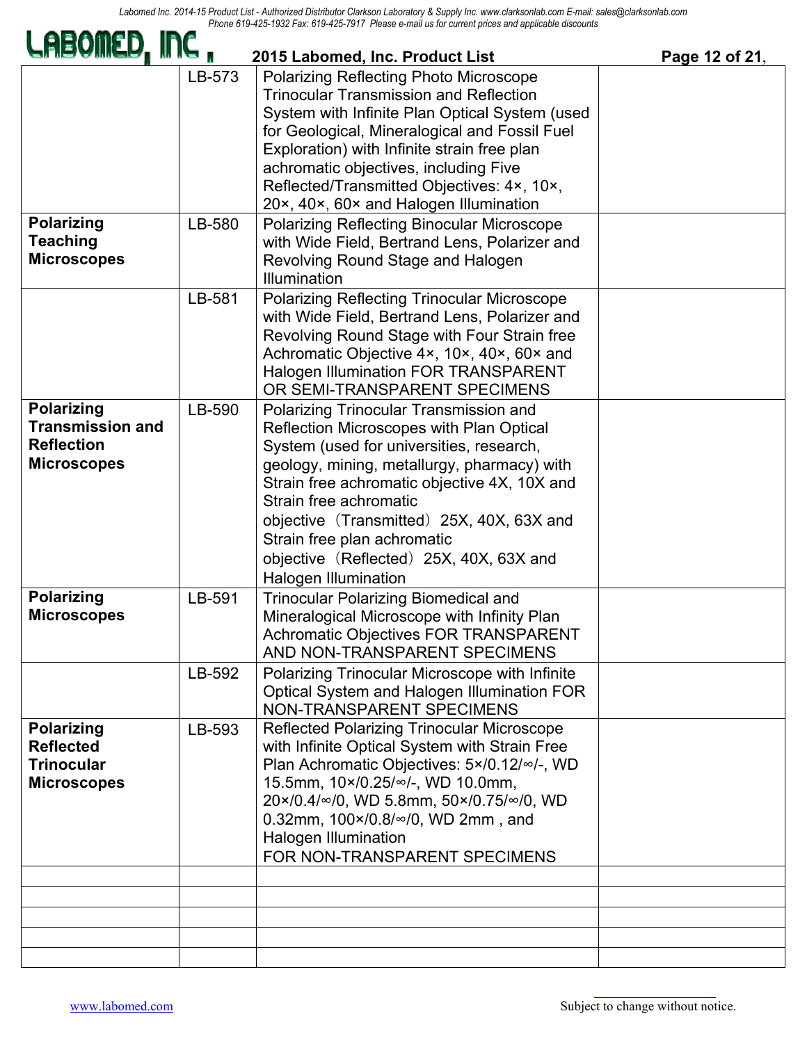| | | | |
|---|---|---|---|
| | LB-573 | Polarizing Reflecting Photo Microscope Trinocular Transmission and Reflection System with Infinite Plan Optical System (used for Geological, Mineralogical and Fossil Fuel Exploration) with Infinite strain free plan achromatic objectives, including Five Reflected/Transmitted Objectives: 4×, 10×, 20×, 40×, 60× and Halogen Illumination | |
| **Polarizing Teaching Microscopes** | LB-580 | Polarizing Reflecting Binocular Microscope with Wide Field, Bertrand Lens, Polarizer and Revolving Round Stage and Halogen Illumination | |
| | LB-581 | Polarizing Reflecting Trinocular Microscope with Wide Field, Bertrand Lens, Polarizer and Revolving Round Stage with Four Strain free Achromatic Objective 4×, 10×, 40×, 60× and Halogen Illumination FOR TRANSPARENT OR SEMI-TRANSPARENT SPECIMENS | |
| **Polarizing Transmission and Reflection Microscopes** | LB-590 | Polarizing Trinocular Transmission and Reflection Microscopes with Plan Optical System (used for universities, research, geology, mining, metallurgy, pharmacy) with Strain free achromatic objective 4X, 10X and Strain free achromatic objective（Transmitted）25X, 40X, 63X and Strain free plan achromatic objective（Reflected）25X, 40X, 63X and Halogen Illumination | |
| **Polarizing Microscopes** | LB-591 | Trinocular Polarizing Biomedical and Mineralogical Microscope with Infinity Plan Achromatic Objectives FOR TRANSPARENT AND NON-TRANSPARENT SPECIMENS | |
| | LB-592 | Polarizing Trinocular Microscope with Infinite Optical System and Halogen Illumination FOR NON-TRANSPARENT SPECIMENS | |
| **Polarizing Reflected Trinocular Microscopes** | LB-593 | Reflected Polarizing Trinocular Microscope with Infinite Optical System with Strain Free Plan Achromatic Objectives: 5×/0.12/∞/-, WD 15.5mm, 10×/0.25/∞/-, WD 10.0mm, 20×/0.4/∞/0, WD 5.8mm, 50×/0.75/∞/0, WD 0.32mm, 100×/0.8/∞/0, WD 2mm , and Halogen Illumination FOR NON-TRANSPARENT SPECIMENS | |
| | | | |
| | | | |
| | | | |
| | | | |
| | | | |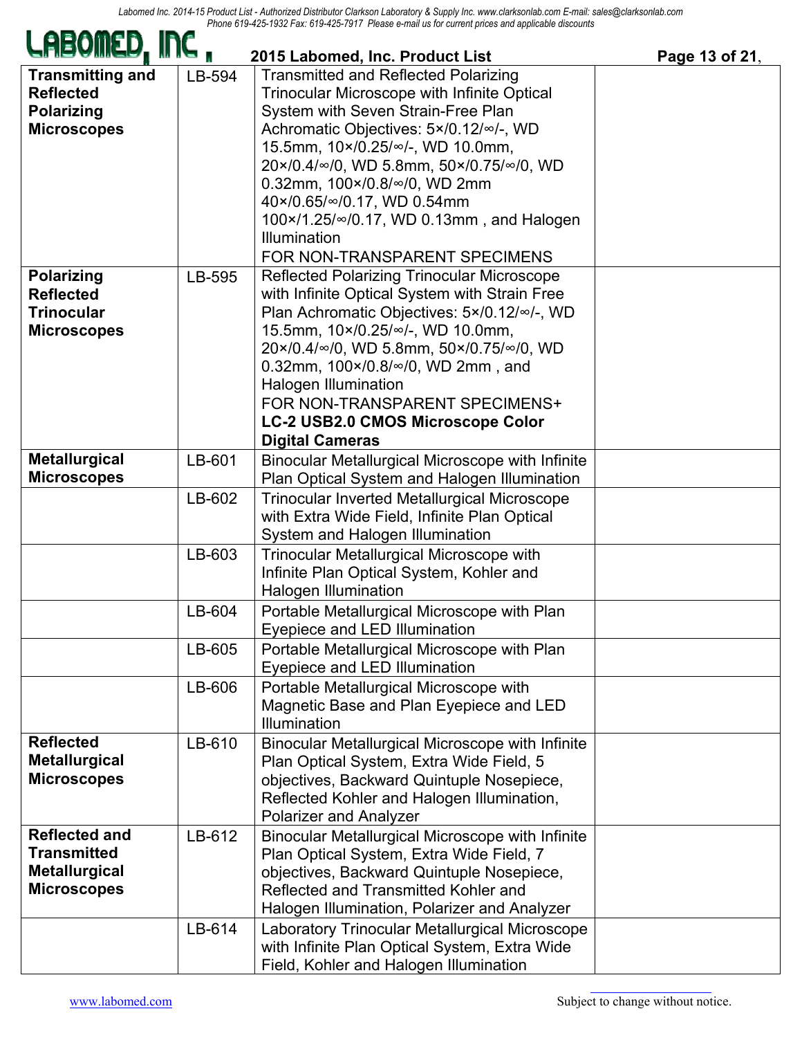## 2015 Labomed, Inc. Product List

| | | | |
|---|---|---|---|
| **Transmitting and Reflected Polarizing Microscopes** | LB-594 | Transmitted and Reflected Polarizing Trinocular Microscope with Infinite Optical System with Seven Strain-Free Plan Achromatic Objectives: 5×/0.12/∞/-, WD 15.5mm, 10×/0.25/∞/-, WD 10.0mm, 20×/0.4/∞/0, WD 5.8mm, 50×/0.75/∞/0, WD 0.32mm, 100×/0.8/∞/0, WD 2mm 40×/0.65/∞/0.17, WD 0.54mm 100×/1.25/∞/0.17, WD 0.13mm , and Halogen Illumination FOR NON-TRANSPARENT SPECIMENS | |
| **Polarizing Reflected Trinocular Microscopes** | LB-595 | Reflected Polarizing Trinocular Microscope with Infinite Optical System with Strain Free Plan Achromatic Objectives: 5×/0.12/∞/-, WD 15.5mm, 10×/0.25/∞/-, WD 10.0mm, 20×/0.4/∞/0, WD 5.8mm, 50×/0.75/∞/0, WD 0.32mm, 100×/0.8/∞/0, WD 2mm , and Halogen Illumination FOR NON-TRANSPARENT SPECIMENS+ **LC-2 USB2.0 CMOS Microscope Color Digital Cameras** | |
| **Metallurgical Microscopes** | LB-601 | Binocular Metallurgical Microscope with Infinite Plan Optical System and Halogen Illumination | |
| | LB-602 | Trinocular Inverted Metallurgical Microscope with Extra Wide Field, Infinite Plan Optical System and Halogen Illumination | |
| | LB-603 | Trinocular Metallurgical Microscope with Infinite Plan Optical System, Kohler and Halogen Illumination | |
| | LB-604 | Portable Metallurgical Microscope with Plan Eyepiece and LED Illumination | |
| | LB-605 | Portable Metallurgical Microscope with Plan Eyepiece and LED Illumination | |
| | LB-606 | Portable Metallurgical Microscope with Magnetic Base and Plan Eyepiece and LED Illumination | |
| **Reflected Metallurgical Microscopes** | LB-610 | Binocular Metallurgical Microscope with Infinite Plan Optical System, Extra Wide Field, 5 objectives, Backward Quintuple Nosepiece, Reflected Kohler and Halogen Illumination, Polarizer and Analyzer | |
| **Reflected and Transmitted Metallurgical Microscopes** | LB-612 | Binocular Metallurgical Microscope with Infinite Plan Optical System, Extra Wide Field, 7 objectives, Backward Quintuple Nosepiece, Reflected and Transmitted Kohler and Halogen Illumination, Polarizer and Analyzer | |
| | LB-614 | Laboratory Trinocular Metallurgical Microscope with Infinite Plan Optical System, Extra Wide Field, Kohler and Halogen Illumination | |

Subject to change without notice.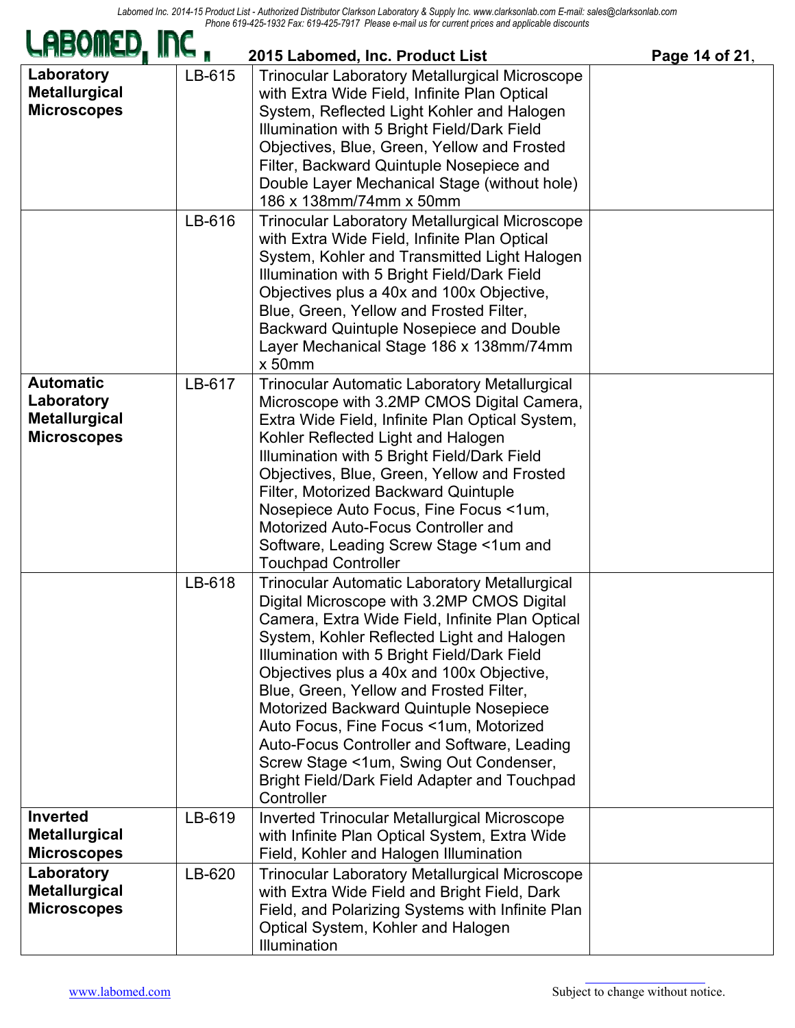| Laboratory Metallurgical Microscopes | LB-615 | Trinocular Laboratory Metallurgical Microscope with Extra Wide Field, Infinite Plan Optical System, Reflected Light Kohler and Halogen Illumination with 5 Bright Field/Dark Field Objectives, Blue, Green, Yellow and Frosted Filter, Backward Quintuple Nosepiece and Double Layer Mechanical Stage (without hole) 186 x 138mm/74mm x 50mm | |
|---|---|---|---|
| | LB-616 | Trinocular Laboratory Metallurgical Microscope with Extra Wide Field, Infinite Plan Optical System, Kohler and Transmitted Light Halogen Illumination with 5 Bright Field/Dark Field Objectives plus a 40x and 100x Objective, Blue, Green, Yellow and Frosted Filter, Backward Quintuple Nosepiece and Double Layer Mechanical Stage 186 x 138mm/74mm x 50mm | |
| Automatic Laboratory Metallurgical Microscopes | LB-617 | Trinocular Automatic Laboratory Metallurgical Microscope with 3.2MP CMOS Digital Camera, Extra Wide Field, Infinite Plan Optical System, Kohler Reflected Light and Halogen Illumination with 5 Bright Field/Dark Field Objectives, Blue, Green, Yellow and Frosted Filter, Motorized Backward Quintuple Nosepiece Auto Focus, Fine Focus <1um, Motorized Auto-Focus Controller and Software, Leading Screw Stage <1um and Touchpad Controller | |
| | LB-618 | Trinocular Automatic Laboratory Metallurgical Digital Microscope with 3.2MP CMOS Digital Camera, Extra Wide Field, Infinite Plan Optical System, Kohler Reflected Light and Halogen Illumination with 5 Bright Field/Dark Field Objectives plus a 40x and 100x Objective, Blue, Green, Yellow and Frosted Filter, Motorized Backward Quintuple Nosepiece Auto Focus, Fine Focus <1um, Motorized Auto-Focus Controller and Software, Leading Screw Stage <1um, Swing Out Condenser, Bright Field/Dark Field Adapter and Touchpad Controller | |
| Inverted Metallurgical Microscopes | LB-619 | Inverted Trinocular Metallurgical Microscope with Infinite Plan Optical System, Extra Wide Field, Kohler and Halogen Illumination | |
| Laboratory Metallurgical Microscopes | LB-620 | Trinocular Laboratory Metallurgical Microscope with Extra Wide Field and Bright Field, Dark Field, and Polarizing Systems with Infinite Plan Optical System, Kohler and Halogen Illumination | |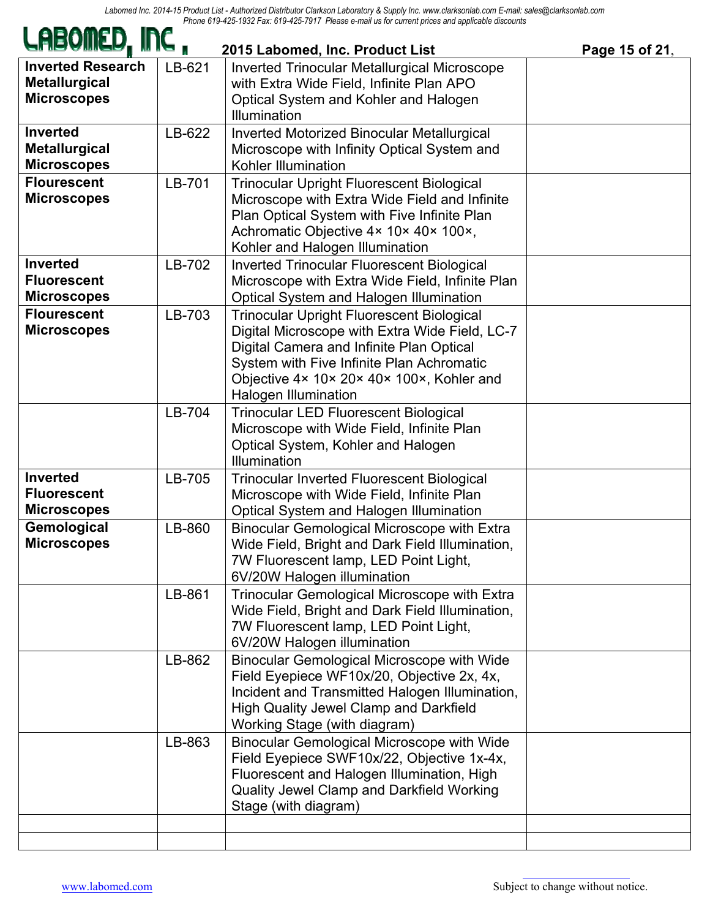| Inverted Research Metallurgical Microscopes | LB-621 | Inverted Trinocular Metallurgical Microscope with Extra Wide Field, Infinite Plan APO Optical System and Kohler and Halogen Illumination | |
|---|---|---|---|
| Inverted Metallurgical Microscopes | LB-622 | Inverted Motorized Binocular Metallurgical Microscope with Infinity Optical System and Kohler Illumination | |
| Flourescent Microscopes | LB-701 | Trinocular Upright Fluorescent Biological Microscope with Extra Wide Field and Infinite Plan Optical System with Five Infinite Plan Achromatic Objective 4× 10× 40× 100×, Kohler and Halogen Illumination | |
| Inverted Fluorescent Microscopes | LB-702 | Inverted Trinocular Fluorescent Biological Microscope with Extra Wide Field, Infinite Plan Optical System and Halogen Illumination | |
| Flourescent Microscopes | LB-703 | Trinocular Upright Fluorescent Biological Digital Microscope with Extra Wide Field, LC-7 Digital Camera and Infinite Plan Optical System with Five Infinite Plan Achromatic Objective 4× 10× 20× 40× 100×, Kohler and Halogen Illumination | |
| | LB-704 | Trinocular LED Fluorescent Biological Microscope with Wide Field, Infinite Plan Optical System, Kohler and Halogen Illumination | |
| Inverted Fluorescent Microscopes | LB-705 | Trinocular Inverted Fluorescent Biological Microscope with Wide Field, Infinite Plan Optical System and Halogen Illumination | |
| Gemological Microscopes | LB-860 | Binocular Gemological Microscope with Extra Wide Field, Bright and Dark Field Illumination, 7W Fluorescent lamp, LED Point Light, 6V/20W Halogen illumination | |
| | LB-861 | Trinocular Gemological Microscope with Extra Wide Field, Bright and Dark Field Illumination, 7W Fluorescent lamp, LED Point Light, 6V/20W Halogen illumination | |
| | LB-862 | Binocular Gemological Microscope with Wide Field Eyepiece WF10x/20, Objective 2x, 4x, Incident and Transmitted Halogen Illumination, High Quality Jewel Clamp and Darkfield Working Stage (with diagram) | |
| | LB-863 | Binocular Gemological Microscope with Wide Field Eyepiece SWF10x/22, Objective 1x-4x, Fluorescent and Halogen Illumination, High Quality Jewel Clamp and Darkfield Working Stage (with diagram) | |
| | | | |
| | | | |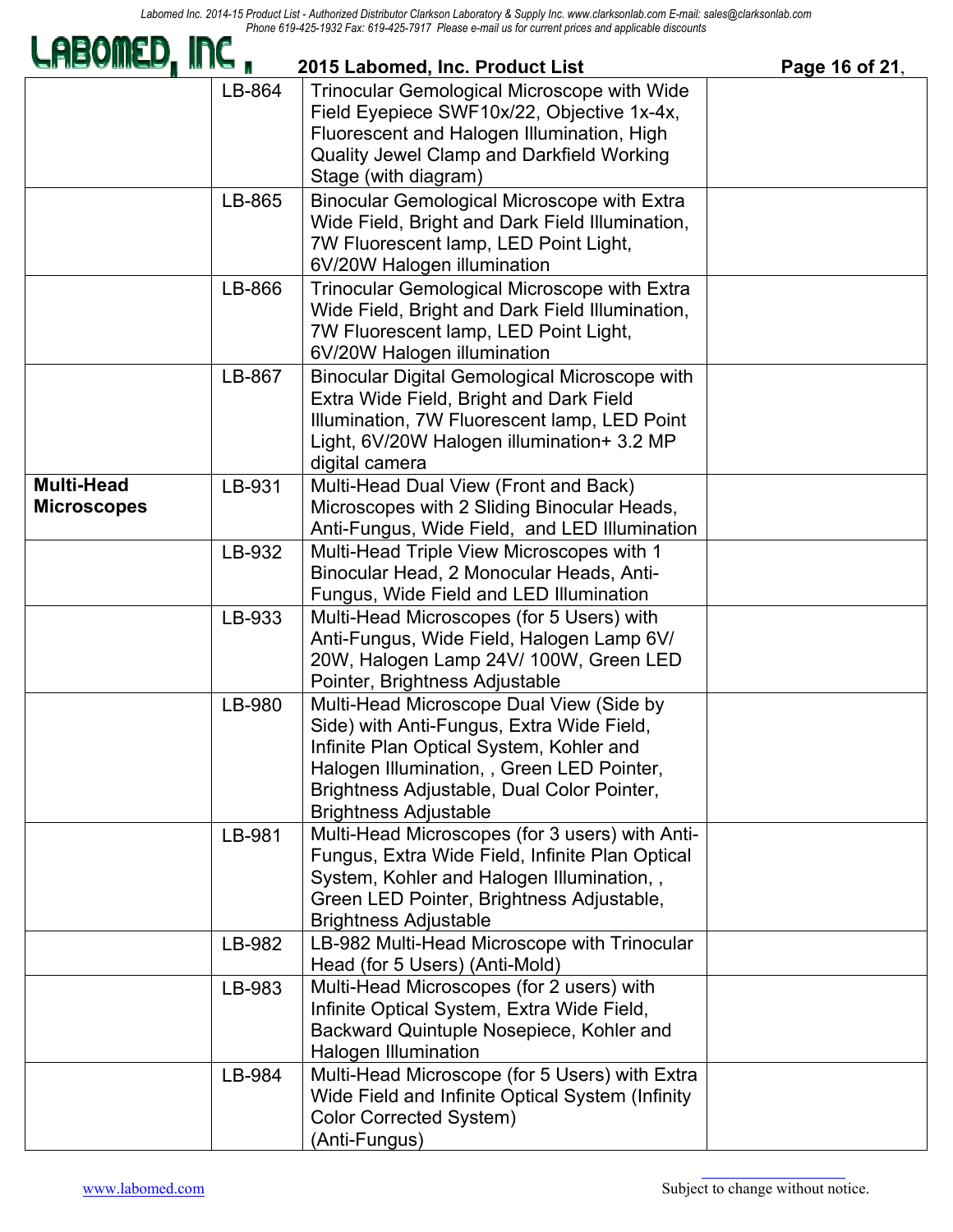| | | | |
|---|---|---|---|
| | LB-864 | Trinocular Gemological Microscope with Wide Field Eyepiece SWF10x/22, Objective 1x-4x, Fluorescent and Halogen Illumination, High Quality Jewel Clamp and Darkfield Working Stage (with diagram) | |
| | LB-865 | Binocular Gemological Microscope with Extra Wide Field, Bright and Dark Field Illumination, 7W Fluorescent lamp, LED Point Light, 6V/20W Halogen illumination | |
| | LB-866 | Trinocular Gemological Microscope with Extra Wide Field, Bright and Dark Field Illumination, 7W Fluorescent lamp, LED Point Light, 6V/20W Halogen illumination | |
| | LB-867 | Binocular Digital Gemological Microscope with Extra Wide Field, Bright and Dark Field Illumination, 7W Fluorescent lamp, LED Point Light, 6V/20W Halogen illumination+ 3.2 MP digital camera | |
| **Multi-Head Microscopes** | LB-931 | Multi-Head Dual View (Front and Back) Microscopes with 2 Sliding Binocular Heads, Anti-Fungus, Wide Field, and LED Illumination | |
| | LB-932 | Multi-Head Triple View Microscopes with 1 Binocular Head, 2 Monocular Heads, Anti-Fungus, Wide Field and LED Illumination | |
| | LB-933 | Multi-Head Microscopes (for 5 Users) with Anti-Fungus, Wide Field, Halogen Lamp 6V/ 20W, Halogen Lamp 24V/ 100W, Green LED Pointer, Brightness Adjustable | |
| | LB-980 | Multi-Head Microscope Dual View (Side by Side) with Anti-Fungus, Extra Wide Field, Infinite Plan Optical System, Kohler and Halogen Illumination, , Green LED Pointer, Brightness Adjustable, Dual Color Pointer, Brightness Adjustable | |
| | LB-981 | Multi-Head Microscopes (for 3 users) with Anti-Fungus, Extra Wide Field, Infinite Plan Optical System, Kohler and Halogen Illumination, , Green LED Pointer, Brightness Adjustable, Brightness Adjustable | |
| | LB-982 | LB-982 Multi-Head Microscope with Trinocular Head (for 5 Users) (Anti-Mold) | |
| | LB-983 | Multi-Head Microscopes (for 2 users) with Infinite Optical System, Extra Wide Field, Backward Quintuple Nosepiece, Kohler and Halogen Illumination | |
| | LB-984 | Multi-Head Microscope (for 5 Users) with Extra Wide Field and Infinite Optical System (Infinity Color Corrected System) (Anti-Fungus) | |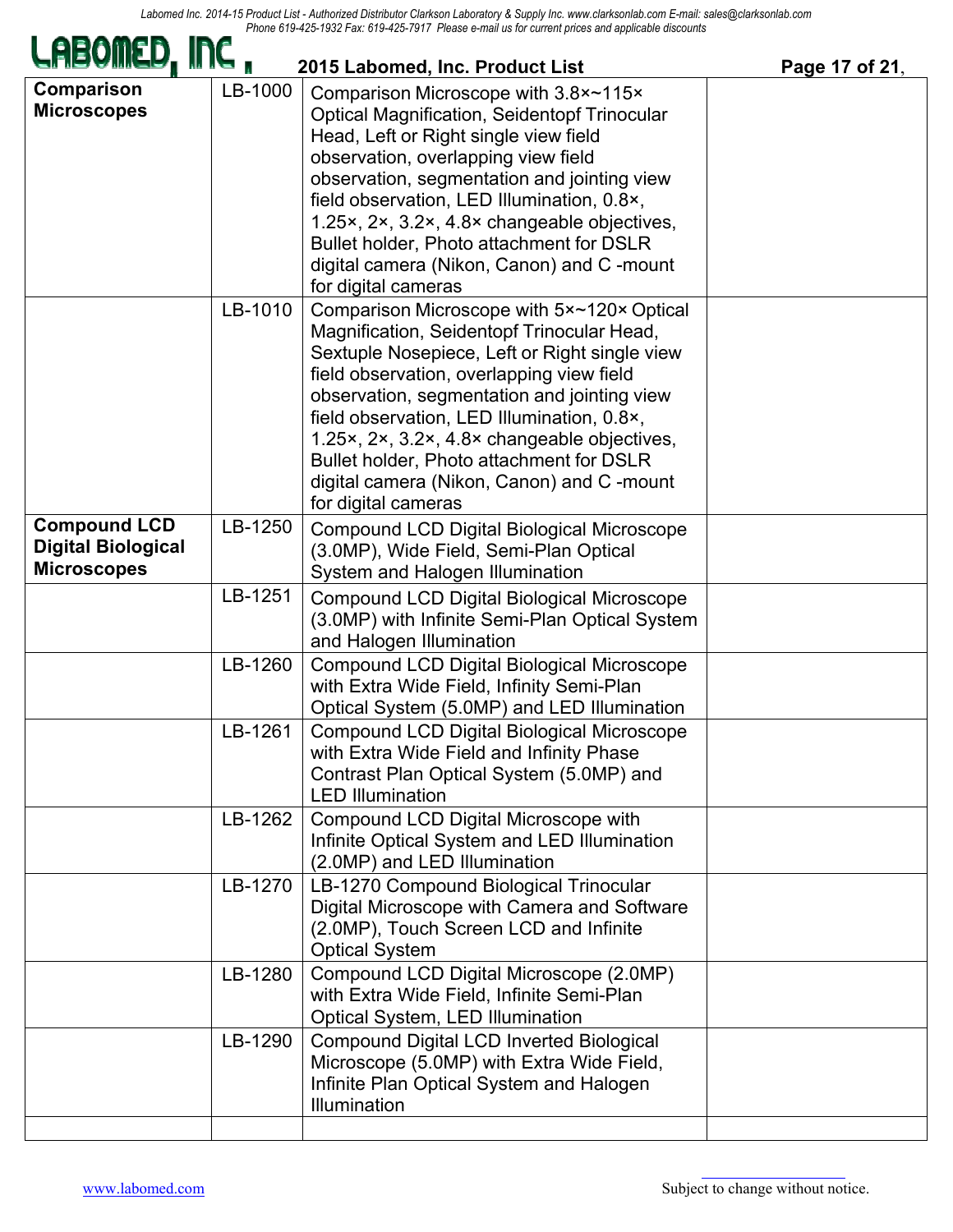| Comparison Microscopes | LB-1000 | Comparison Microscope with 3.8×~115× Optical Magnification, Seidentopf Trinocular Head, Left or Right single view field observation, overlapping view field observation, segmentation and jointing view field observation, LED Illumination, 0.8×, 1.25×, 2×, 3.2×, 4.8× changeable objectives, Bullet holder, Photo attachment for DSLR digital camera (Nikon, Canon) and C -mount for digital cameras | |
|---|---|---|---|
| | LB-1010 | Comparison Microscope with 5×~120× Optical Magnification, Seidentopf Trinocular Head, Sextuple Nosepiece, Left or Right single view field observation, overlapping view field observation, segmentation and jointing view field observation, LED Illumination, 0.8×, 1.25×, 2×, 3.2×, 4.8× changeable objectives, Bullet holder, Photo attachment for DSLR digital camera (Nikon, Canon) and C -mount for digital cameras | |
| Compound LCD Digital Biological Microscopes | LB-1250 | Compound LCD Digital Biological Microscope (3.0MP), Wide Field, Semi-Plan Optical System and Halogen Illumination | |
| | LB-1251 | Compound LCD Digital Biological Microscope (3.0MP) with Infinite Semi-Plan Optical System and Halogen Illumination | |
| | LB-1260 | Compound LCD Digital Biological Microscope with Extra Wide Field, Infinity Semi-Plan Optical System (5.0MP) and LED Illumination | |
| | LB-1261 | Compound LCD Digital Biological Microscope with Extra Wide Field and Infinity Phase Contrast Plan Optical System (5.0MP) and LED Illumination | |
| | LB-1262 | Compound LCD Digital Microscope with Infinite Optical System and LED Illumination (2.0MP) and LED Illumination | |
| | LB-1270 | LB-1270 Compound Biological Trinocular Digital Microscope with Camera and Software (2.0MP), Touch Screen LCD and Infinite Optical System | |
| | LB-1280 | Compound LCD Digital Microscope (2.0MP) with Extra Wide Field, Infinite Semi-Plan Optical System, LED Illumination | |
| | LB-1290 | Compound Digital LCD Inverted Biological Microscope (5.0MP) with Extra Wide Field, Infinite Plan Optical System and Halogen Illumination | |
| | | | |

Subject to change without notice.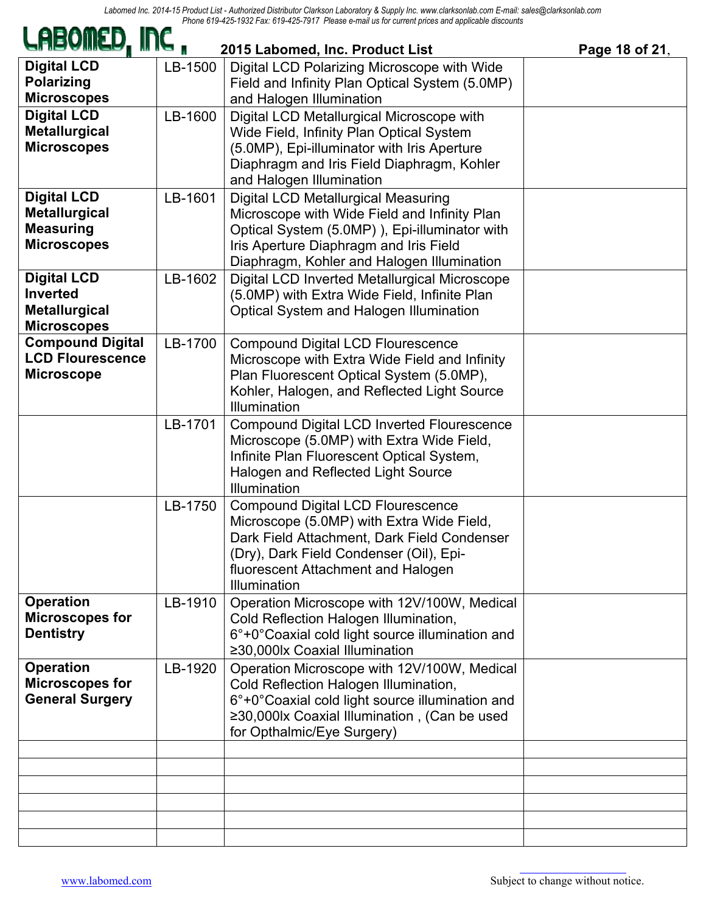| Digital LCD Polarizing Microscopes | LB-1500 | Digital LCD Polarizing Microscope with Wide Field and Infinity Plan Optical System (5.0MP) and Halogen Illumination | |
|---|---|---|---|
| **Digital LCD Metallurgical Microscopes** | LB-1600 | Digital LCD Metallurgical Microscope with Wide Field, Infinity Plan Optical System (5.0MP), Epi-illuminator with Iris Aperture Diaphragm and Iris Field Diaphragm, Kohler and Halogen Illumination | |
| **Digital LCD Metallurgical Measuring Microscopes** | LB-1601 | Digital LCD Metallurgical Measuring Microscope with Wide Field and Infinity Plan Optical System (5.0MP) ), Epi-illuminator with Iris Aperture Diaphragm and Iris Field Diaphragm, Kohler and Halogen Illumination | |
| **Digital LCD Inverted Metallurgical Microscopes** | LB-1602 | Digital LCD Inverted Metallurgical Microscope (5.0MP) with Extra Wide Field, Infinite Plan Optical System and Halogen Illumination | |
| **Compound Digital LCD Flourescence Microscope** | LB-1700 | Compound Digital LCD Flourescence Microscope with Extra Wide Field and Infinity Plan Fluorescent Optical System (5.0MP), Kohler, Halogen, and Reflected Light Source Illumination | |
| | LB-1701 | Compound Digital LCD Inverted Flourescence Microscope (5.0MP) with Extra Wide Field, Infinite Plan Fluorescent Optical System, Halogen and Reflected Light Source Illumination | |
| | LB-1750 | Compound Digital LCD Flourescence Microscope (5.0MP) with Extra Wide Field, Dark Field Attachment, Dark Field Condenser (Dry), Dark Field Condenser (Oil), Epi-fluorescent Attachment and Halogen Illumination | |
| **Operation Microscopes for Dentistry** | LB-1910 | Operation Microscope with 12V/100W, Medical Cold Reflection Halogen Illumination, 6°+0°Coaxial cold light source illumination and ≥30,000lx Coaxial Illumination | |
| **Operation Microscopes for General Surgery** | LB-1920 | Operation Microscope with 12V/100W, Medical Cold Reflection Halogen Illumination, 6°+0°Coaxial cold light source illumination and ≥30,000lx Coaxial Illumination , (Can be used for Opthalmic/Eye Surgery) | |
| | | | |
| | | | |
| | | | |
| | | | |
| | | | |
| | | | |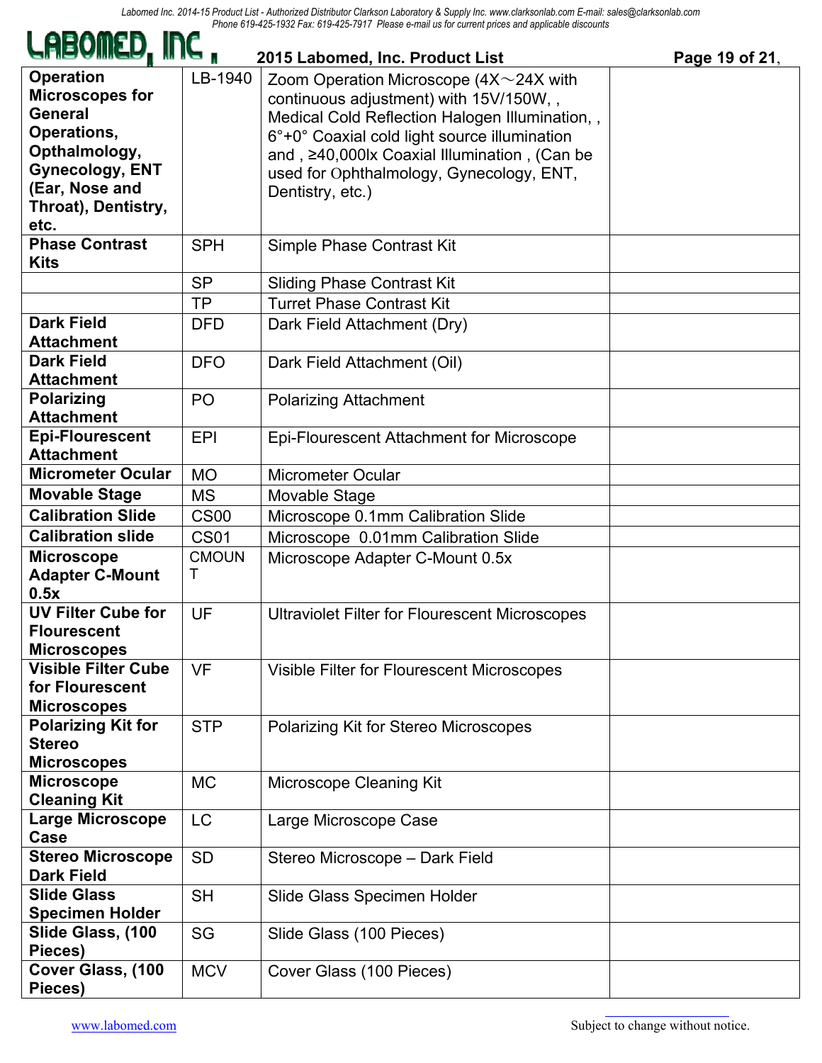| Operation Microscopes for General Operations, Opthalmology, Gynecology, ENT (Ear, Nose and Throat), Dentistry, etc. | LB-1940 | Zoom Operation Microscope (4X～24X with continuous adjustment) with 15V/150W, , Medical Cold Reflection Halogen Illumination, , 6°+0° Coaxial cold light source illumination and , ≥40,000lx Coaxial Illumination , (Can be used for Ophthalmology, Gynecology, ENT, Dentistry, etc.) | |
|---|---|---|---|
| **Phase Contrast Kits** | SPH | Simple Phase Contrast Kit | |
| | SP | Sliding Phase Contrast Kit | |
| | TP | Turret Phase Contrast Kit | |
| **Dark Field Attachment** | DFD | Dark Field Attachment (Dry) | |
| **Dark Field Attachment** | DFO | Dark Field Attachment (Oil) | |
| **Polarizing Attachment** | PO | Polarizing Attachment | |
| **Epi-Flourescent Attachment** | EPI | Epi-Flourescent Attachment for Microscope | |
| **Micrometer Ocular** | MO | Micrometer Ocular | |
| **Movable Stage** | MS | Movable Stage | |
| **Calibration Slide** | CS00 | Microscope 0.1mm Calibration Slide | |
| **Calibration slide** | CS01 | Microscope 0.01mm Calibration Slide | |
| **Microscope Adapter C-Mount 0.5x** | CMOUNT | Microscope Adapter C-Mount 0.5x | |
| **UV Filter Cube for Flourescent Microscopes** | UF | Ultraviolet Filter for Flourescent Microscopes | |
| **Visible Filter Cube for Flourescent Microscopes** | VF | Visible Filter for Flourescent Microscopes | |
| **Polarizing Kit for Stereo Microscopes** | STP | Polarizing Kit for Stereo Microscopes | |
| **Microscope Cleaning Kit** | MC | Microscope Cleaning Kit | |
| **Large Microscope Case** | LC | Large Microscope Case | |
| **Stereo Microscope Dark Field** | SD | Stereo Microscope – Dark Field | |
| **Slide Glass Specimen Holder** | SH | Slide Glass Specimen Holder | |
| **Slide Glass, (100 Pieces)** | SG | Slide Glass (100 Pieces) | |
| **Cover Glass, (100 Pieces)** | MCV | Cover Glass (100 Pieces) | |

www.labomed.com

Subject to change without notice.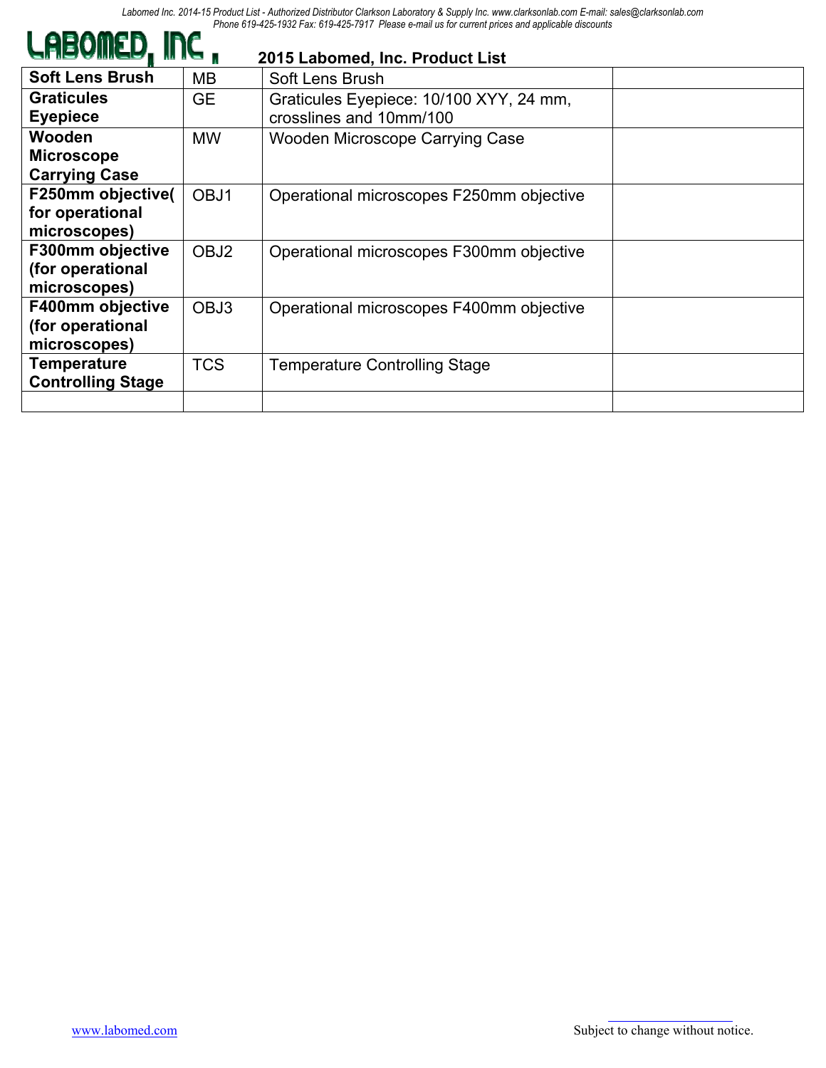LABOMED, INC.

## 2015 Labomed, Inc. Product List

| | | | |
|---|---|---|---|
| **Soft Lens Brush** | MB | Soft Lens Brush | |
| **Graticules Eyepiece** | GE | Graticules Eyepiece: 10/100 XYY, 24 mm, crosslines and 10mm/100 | |
| **Wooden Microscope Carrying Case** | MW | Wooden Microscope Carrying Case | |
| **F250mm objective( for operational microscopes)** | OBJ1 | Operational microscopes F250mm objective | |
| **F300mm objective (for operational microscopes)** | OBJ2 | Operational microscopes F300mm objective | |
| **F400mm objective (for operational microscopes)** | OBJ3 | Operational microscopes F400mm objective | |
| **Temperature Controlling Stage** | TCS | Temperature Controlling Stage | |
| | | | |

www.labomed.com

Subject to change without notice.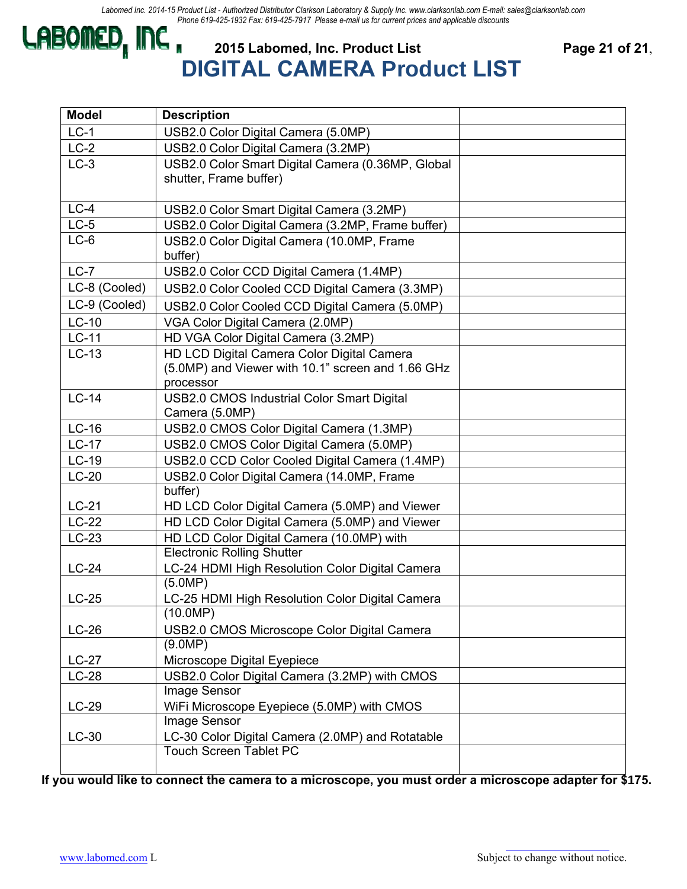# DIGITAL CAMERA Product LIST

| Model | Description | |
|---|---|---|
| LC-1 | USB2.0 Color Digital Camera (5.0MP) | |
| LC-2 | USB2.0 Color Digital Camera (3.2MP) | |
| LC-3 | USB2.0 Color Smart Digital Camera (0.36MP, Global shutter, Frame buffer) | |
| LC-4 | USB2.0 Color Smart Digital Camera (3.2MP) | |
| LC-5 | USB2.0 Color Digital Camera (3.2MP, Frame buffer) | |
| LC-6 | USB2.0 Color Digital Camera (10.0MP, Frame buffer) | |
| LC-7 | USB2.0 Color CCD Digital Camera (1.4MP) | |
| LC-8 (Cooled) | USB2.0 Color Cooled CCD Digital Camera (3.3MP) | |
| LC-9 (Cooled) | USB2.0 Color Cooled CCD Digital Camera (5.0MP) | |
| LC-10 | VGA Color Digital Camera (2.0MP) | |
| LC-11 | HD VGA Color Digital Camera (3.2MP) | |
| LC-13 | HD LCD Digital Camera Color Digital Camera (5.0MP) and Viewer with 10.1" screen and 1.66 GHz processor | |
| LC-14 | USB2.0 CMOS Industrial Color Smart Digital Camera (5.0MP) | |
| LC-16 | USB2.0 CMOS Color Digital Camera (1.3MP) | |
| LC-17 | USB2.0 CMOS Color Digital Camera (5.0MP) | |
| LC-19 | USB2.0 CCD Color Cooled Digital Camera (1.4MP) | |
| LC-20 | USB2.0 Color Digital Camera (14.0MP, Frame buffer) | |
| LC-21 | HD LCD Color Digital Camera (5.0MP) and Viewer | |
| LC-22 | HD LCD Color Digital Camera (5.0MP) and Viewer | |
| LC-23 | HD LCD Color Digital Camera (10.0MP) with Electronic Rolling Shutter | |
| LC-24 | LC-24 HDMI High Resolution Color Digital Camera (5.0MP) | |
| LC-25 | LC-25 HDMI High Resolution Color Digital Camera (10.0MP) | |
| LC-26 | USB2.0 CMOS Microscope Color Digital Camera (9.0MP) | |
| LC-27 | Microscope Digital Eyepiece | |
| LC-28 | USB2.0 Color Digital Camera (3.2MP) with CMOS Image Sensor | |
| LC-29 | WiFi Microscope Eyepiece (5.0MP) with CMOS Image Sensor | |
| LC-30 | LC-30 Color Digital Camera (2.0MP) and Rotatable Touch Screen Tablet PC | |

**If you would like to connect the camera to a microscope, you must order a microscope adapter for $175.**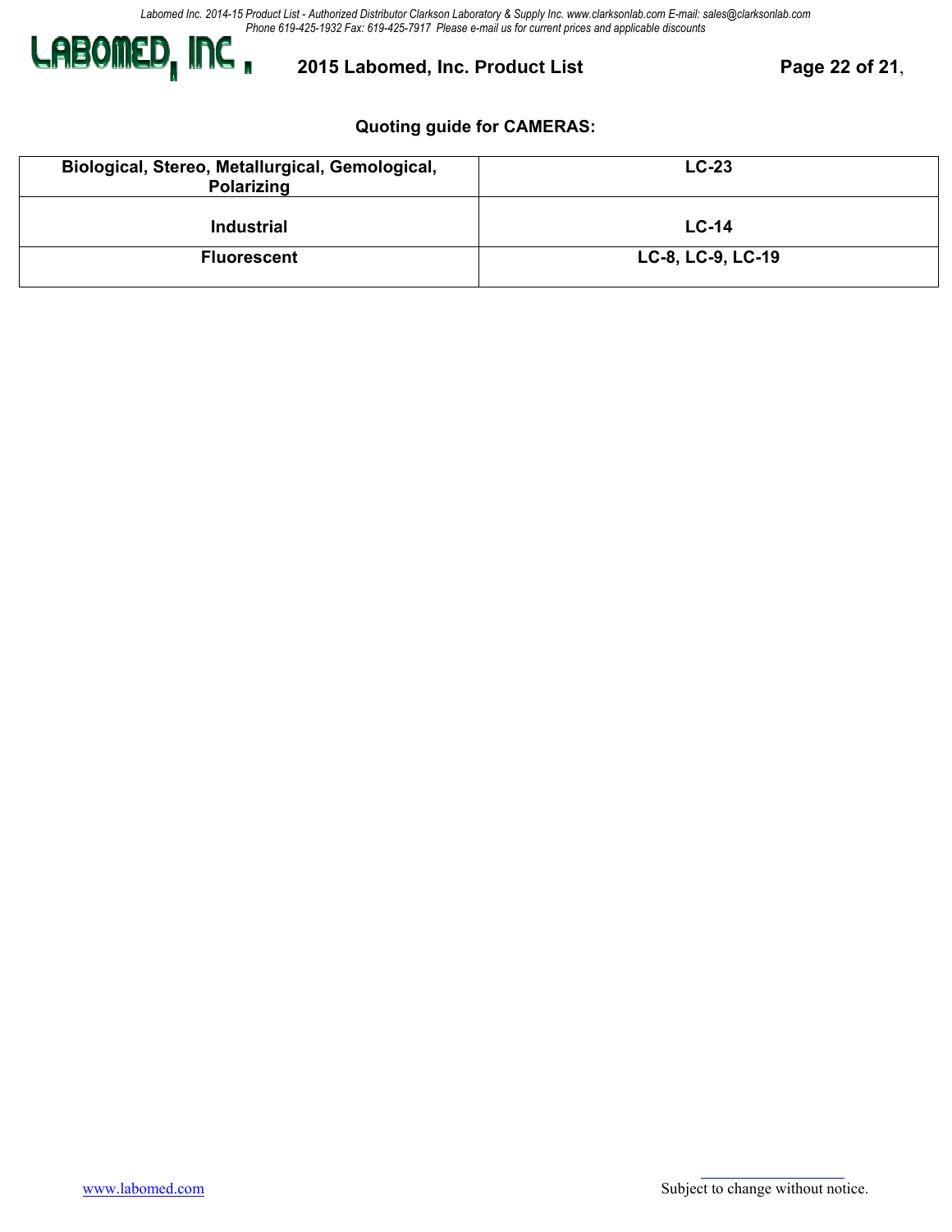### Quoting guide for CAMERAS:

| | |
|---|---|
| Biological, Stereo, Metallurgical, Gemological, Polarizing | LC-23 |
| Industrial | LC-14 |
| Fluorescent | LC-8, LC-9, LC-19 |